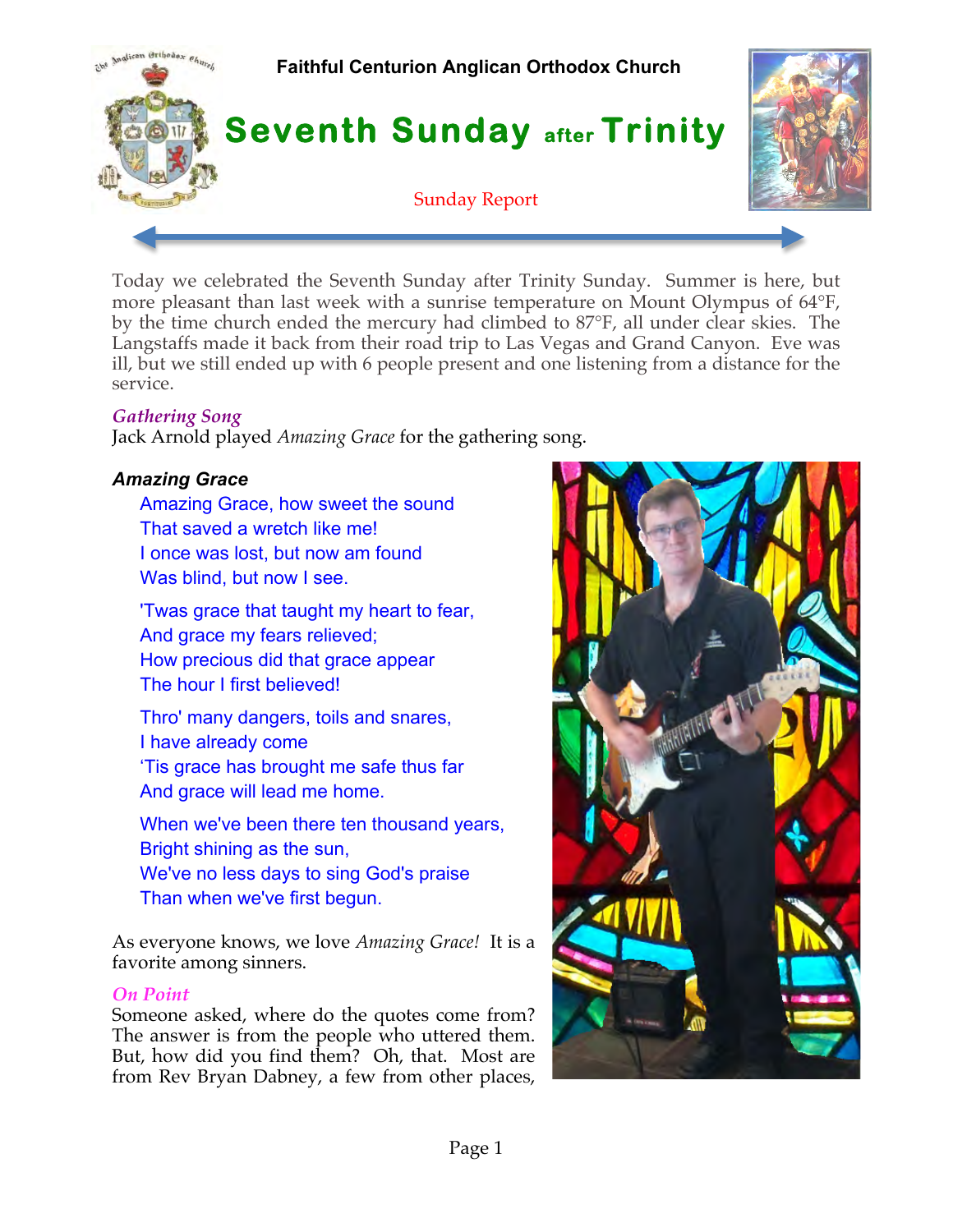Faithful Centurion Anglican Orthodox Church

# Seventh Sunday after Trinity

Sunday Report

Today we celebrated the Seventh Sunday after Trinity Sunday. Summer is here, but more pleasant than last week with a sunrise temperature on Mount Olympus of 64°F, by the time church ended the mercury had climbed to 87°F, all under clear skies. The Langstaffs made it back from their road trip to Las Vegas and Grand Canyon. Eve was ill, but we still ended up with 6 people present and one listening from a distance for the service.

### *Gathering Song*

Jack Arnold played *Amazing Grace* for the gathering song.

### *Amazing Grace*

Amazing Grace, how sweet the sound
That saved a wretch like me!
I once was lost, but now am found
Was blind, but now I see.

'Twas grace that taught my heart to fear,
And grace my fears relieved;
How precious did that grace appear
The hour I first believed!

Thro' many dangers, toils and snares,
I have already come
'Tis grace has brought me safe thus far
And grace will lead me home.

When we've been there ten thousand years,
Bright shining as the sun,
We've no less days to sing God's praise
Than when we've first begun.

As everyone knows, we love *Amazing Grace!* It is a favorite among sinners.

### *On Point*

Someone asked, where do the quotes come from? The answer is from the people who uttered them. But, how did you find them? Oh, that. Most are from Rev Bryan Dabney, a few from other places,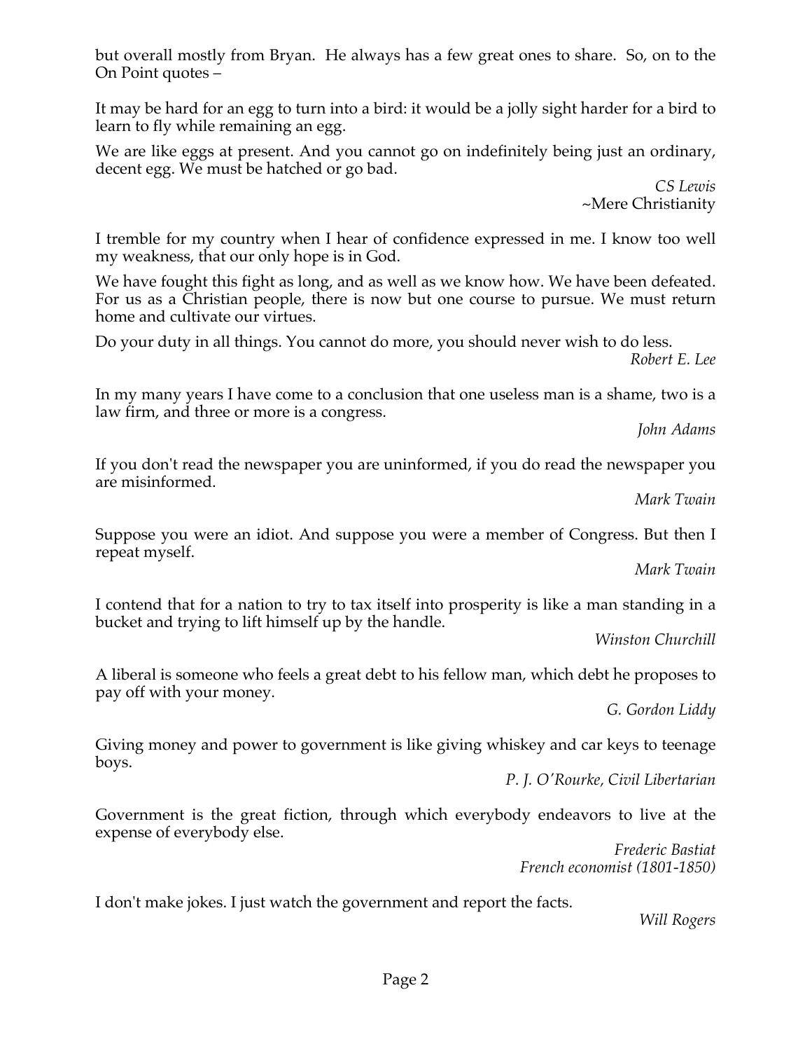but overall mostly from Bryan. He always has a few great ones to share. So, on to the On Point quotes –

It may be hard for an egg to turn into a bird: it would be a jolly sight harder for a bird to learn to fly while remaining an egg.

We are like eggs at present. And you cannot go on indefinitely being just an ordinary, decent egg. We must be hatched or go bad.

*CS Lewis*
~Mere Christianity

I tremble for my country when I hear of confidence expressed in me. I know too well my weakness, that our only hope is in God.

We have fought this fight as long, and as well as we know how. We have been defeated. For us as a Christian people, there is now but one course to pursue. We must return home and cultivate our virtues.

Do your duty in all things. You cannot do more, you should never wish to do less.

*Robert E. Lee*

In my many years I have come to a conclusion that one useless man is a shame, two is a law firm, and three or more is a congress.

*John Adams*

If you don't read the newspaper you are uninformed, if you do read the newspaper you are misinformed.

*Mark Twain*

Suppose you were an idiot. And suppose you were a member of Congress. But then I repeat myself.

*Mark Twain*

I contend that for a nation to try to tax itself into prosperity is like a man standing in a bucket and trying to lift himself up by the handle.

*Winston Churchill*

A liberal is someone who feels a great debt to his fellow man, which debt he proposes to pay off with your money.

*G. Gordon Liddy*

Giving money and power to government is like giving whiskey and car keys to teenage boys.

*P. J. O'Rourke, Civil Libertarian*

Government is the great fiction, through which everybody endeavors to live at the expense of everybody else.

*Frederic Bastiat*
*French economist (1801-1850)*

I don't make jokes. I just watch the government and report the facts.

*Will Rogers*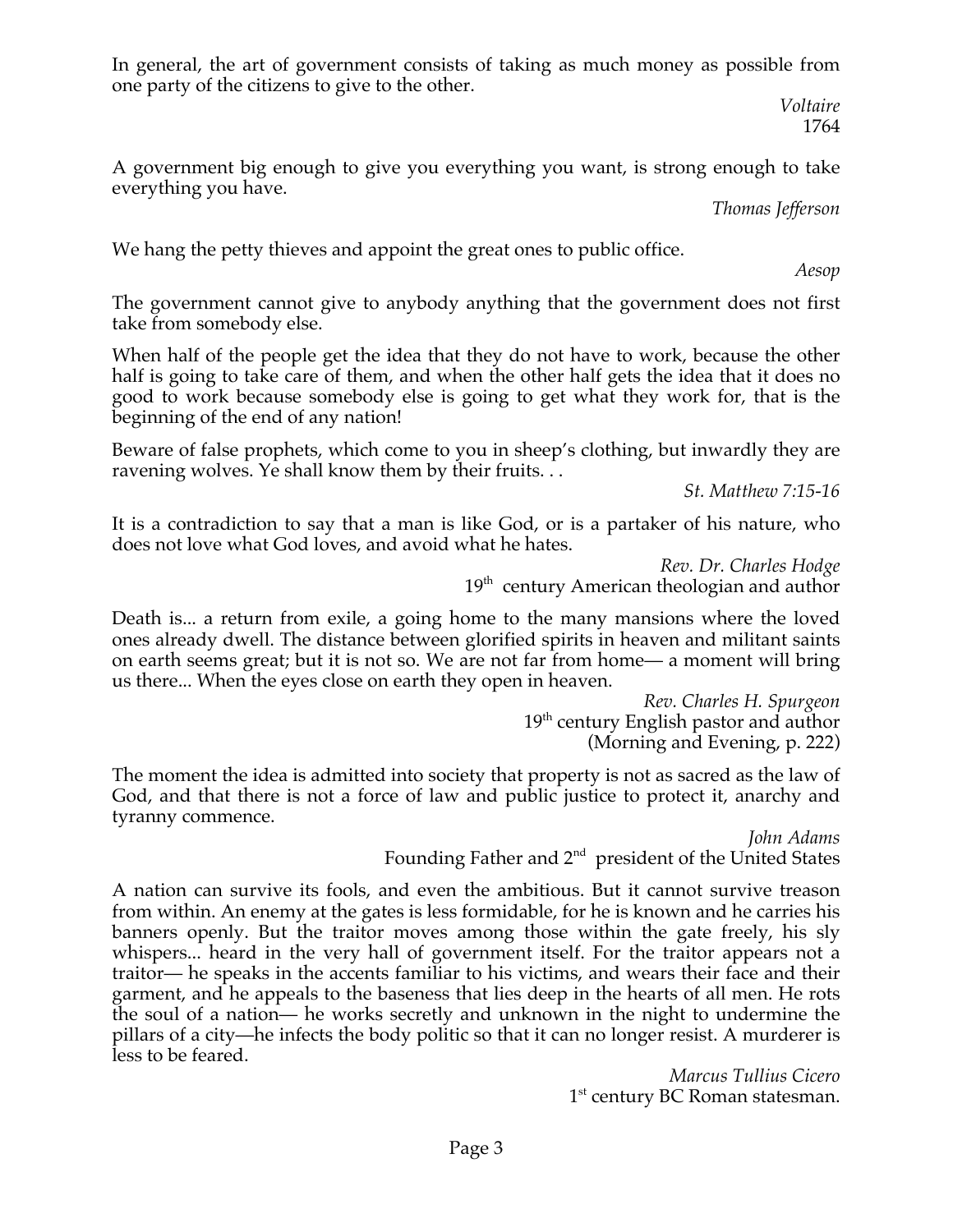In general, the art of government consists of taking as much money as possible from one party of the citizens to give to the other.

*Voltaire*
1764

A government big enough to give you everything you want, is strong enough to take everything you have.

*Thomas Jefferson*

We hang the petty thieves and appoint the great ones to public office.

*Aesop*

The government cannot give to anybody anything that the government does not first take from somebody else.

When half of the people get the idea that they do not have to work, because the other half is going to take care of them, and when the other half gets the idea that it does no good to work because somebody else is going to get what they work for, that is the beginning of the end of any nation!

Beware of false prophets, which come to you in sheep's clothing, but inwardly they are ravening wolves. Ye shall know them by their fruits. . .

*St. Matthew 7:15-16*

It is a contradiction to say that a man is like God, or is a partaker of his nature, who does not love what God loves, and avoid what he hates.

*Rev. Dr. Charles Hodge*
19th century American theologian and author

Death is... a return from exile, a going home to the many mansions where the loved ones already dwell. The distance between glorified spirits in heaven and militant saints on earth seems great; but it is not so. We are not far from home— a moment will bring us there... When the eyes close on earth they open in heaven.

*Rev. Charles H. Spurgeon*
19th century English pastor and author
(Morning and Evening, p. 222)

The moment the idea is admitted into society that property is not as sacred as the law of God, and that there is not a force of law and public justice to protect it, anarchy and tyranny commence.

*John Adams*
Founding Father and 2nd president of the United States

A nation can survive its fools, and even the ambitious. But it cannot survive treason from within. An enemy at the gates is less formidable, for he is known and he carries his banners openly. But the traitor moves among those within the gate freely, his sly whispers... heard in the very hall of government itself. For the traitor appears not a traitor— he speaks in the accents familiar to his victims, and wears their face and their garment, and he appeals to the baseness that lies deep in the hearts of all men. He rots the soul of a nation— he works secretly and unknown in the night to undermine the pillars of a city—he infects the body politic so that it can no longer resist. A murderer is less to be feared.

*Marcus Tullius Cicero*
1st century BC Roman statesman.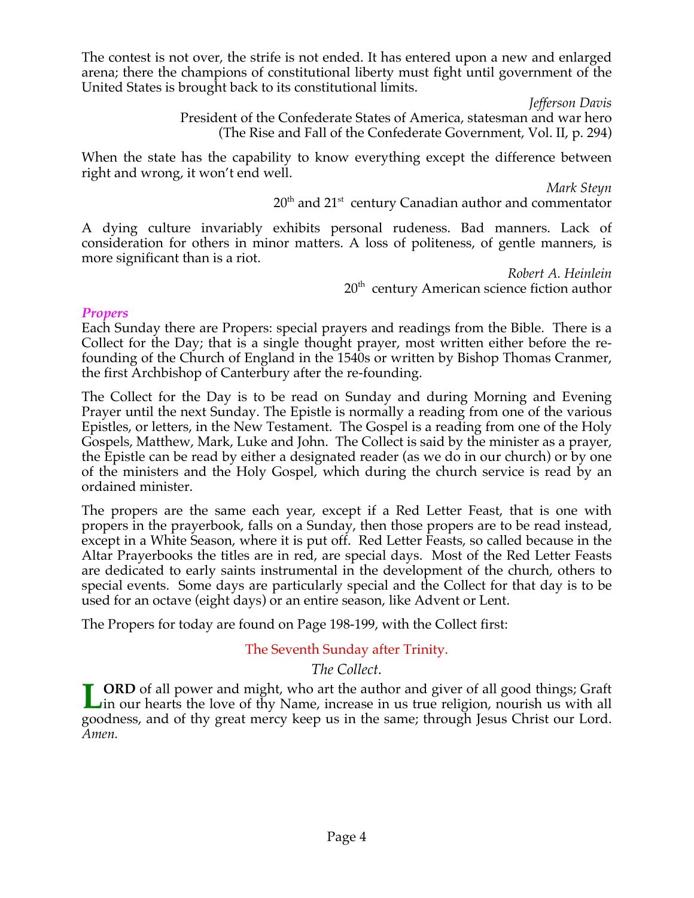The contest is not over, the strife is not ended. It has entered upon a new and enlarged arena; there the champions of constitutional liberty must fight until government of the United States is brought back to its constitutional limits.

*Jefferson Davis*
President of the Confederate States of America, statesman and war hero
(The Rise and Fall of the Confederate Government, Vol. II, p. 294)

When the state has the capability to know everything except the difference between right and wrong, it won't end well.

*Mark Steyn*
20th and 21st century Canadian author and commentator

A dying culture invariably exhibits personal rudeness. Bad manners. Lack of consideration for others in minor matters. A loss of politeness, of gentle manners, is more significant than is a riot.

*Robert A. Heinlein*
20th century American science fiction author

### *Propers*

Each Sunday there are Propers: special prayers and readings from the Bible. There is a Collect for the Day; that is a single thought prayer, most written either before the re-founding of the Church of England in the 1540s or written by Bishop Thomas Cranmer, the first Archbishop of Canterbury after the re-founding.

The Collect for the Day is to be read on Sunday and during Morning and Evening Prayer until the next Sunday. The Epistle is normally a reading from one of the various Epistles, or letters, in the New Testament. The Gospel is a reading from one of the Holy Gospels, Matthew, Mark, Luke and John. The Collect is said by the minister as a prayer, the Epistle can be read by either a designated reader (as we do in our church) or by one of the ministers and the Holy Gospel, which during the church service is read by an ordained minister.

The propers are the same each year, except if a Red Letter Feast, that is one with propers in the prayerbook, falls on a Sunday, then those propers are to be read instead, except in a White Season, where it is put off. Red Letter Feasts, so called because in the Altar Prayerbooks the titles are in red, are special days. Most of the Red Letter Feasts are dedicated to early saints instrumental in the development of the church, others to special events. Some days are particularly special and the Collect for that day is to be used for an octave (eight days) or an entire season, like Advent or Lent.

The Propers for today are found on Page 198-199, with the Collect first:

The Seventh Sunday after Trinity.

*The Collect.*

**LORD** of all power and might, who art the author and giver of all good things; Graft in our hearts the love of thy Name, increase in us true religion, nourish us with all goodness, and of thy great mercy keep us in the same; through Jesus Christ our Lord. *Amen.*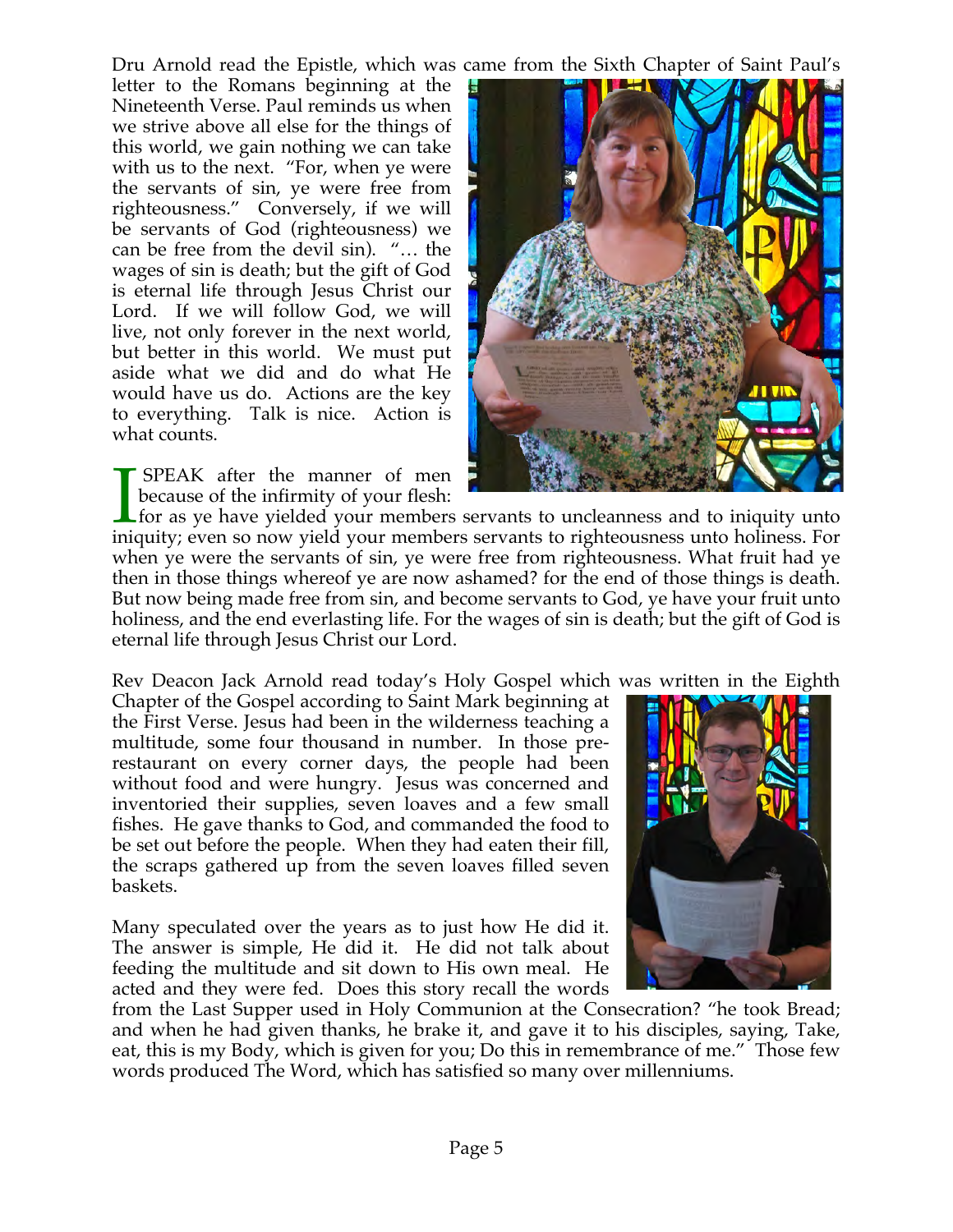Dru Arnold read the Epistle, which was came from the Sixth Chapter of Saint Paul's letter to the Romans beginning at the Nineteenth Verse. Paul reminds us when we strive above all else for the things of this world, we gain nothing we can take with us to the next. "For, when ye were the servants of sin, ye were free from righteousness." Conversely, if we will be servants of God (righteousness) we can be free from the devil sin). "… the wages of sin is death; but the gift of God is eternal life through Jesus Christ our Lord. If we will follow God, we will live, not only forever in the next world, but better in this world. We must put aside what we did and do what He would have us do. Actions are the key to everything. Talk is nice. Action is what counts.

I SPEAK after the manner of men because of the infirmity of your flesh: for as ye have yielded your members servants to uncleanness and to iniquity unto iniquity; even so now yield your members servants to righteousness unto holiness. For when ye were the servants of sin, ye were free from righteousness. What fruit had ye then in those things whereof ye are now ashamed? for the end of those things is death. But now being made free from sin, and become servants to God, ye have your fruit unto holiness, and the end everlasting life. For the wages of sin is death; but the gift of God is eternal life through Jesus Christ our Lord.

Rev Deacon Jack Arnold read today's Holy Gospel which was written in the Eighth Chapter of the Gospel according to Saint Mark beginning at the First Verse. Jesus had been in the wilderness teaching a multitude, some four thousand in number. In those pre-restaurant on every corner days, the people had been without food and were hungry. Jesus was concerned and inventoried their supplies, seven loaves and a few small fishes. He gave thanks to God, and commanded the food to be set out before the people. When they had eaten their fill, the scraps gathered up from the seven loaves filled seven baskets.

Many speculated over the years as to just how He did it. The answer is simple, He did it. He did not talk about feeding the multitude and sit down to His own meal. He acted and they were fed. Does this story recall the words from the Last Supper used in Holy Communion at the Consecration? "he took Bread; and when he had given thanks, he brake it, and gave it to his disciples, saying, Take, eat, this is my Body, which is given for you; Do this in remembrance of me." Those few words produced The Word, which has satisfied so many over millenniums.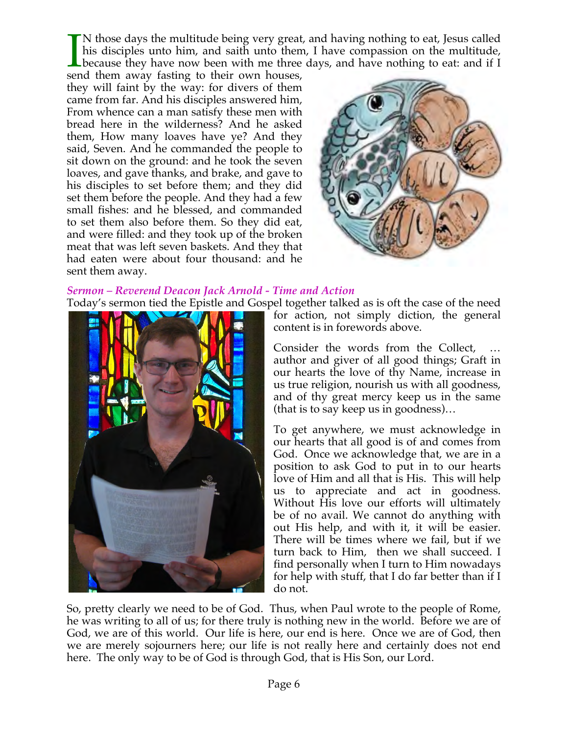IN those days the multitude being very great, and having nothing to eat, Jesus called his disciples unto him, and saith unto them, I have compassion on the multitude, because they have now been with me three days, and have nothing to eat: and if I send them away fasting to their own houses, they will faint by the way: for divers of them came from far. And his disciples answered him, From whence can a man satisfy these men with bread here in the wilderness? And he asked them, How many loaves have ye? And they said, Seven. And he commanded the people to sit down on the ground: and he took the seven loaves, and gave thanks, and brake, and gave to his disciples to set before them; and they did set them before the people. And they had a few small fishes: and he blessed, and commanded to set them also before them. So they did eat, and were filled: and they took up of the broken meat that was left seven baskets. And they that had eaten were about four thousand: and he sent them away.

***Sermon – Reverend Deacon Jack Arnold - Time and Action***

Today's sermon tied the Epistle and Gospel together talked as is oft the case of the need for action, not simply diction, the general content is in forewords above.

Consider the words from the Collect, … author and giver of all good things; Graft in our hearts the love of thy Name, increase in us true religion, nourish us with all goodness, and of thy great mercy keep us in the same (that is to say keep us in goodness)…

To get anywhere, we must acknowledge in our hearts that all good is of and comes from God. Once we acknowledge that, we are in a position to ask God to put in to our hearts love of Him and all that is His. This will help us to appreciate and act in goodness. Without His love our efforts will ultimately be of no avail. We cannot do anything with out His help, and with it, it will be easier. There will be times where we fail, but if we turn back to Him, then we shall succeed. I find personally when I turn to Him nowadays for help with stuff, that I do far better than if I do not.

So, pretty clearly we need to be of God. Thus, when Paul wrote to the people of Rome, he was writing to all of us; for there truly is nothing new in the world. Before we are of God, we are of this world. Our life is here, our end is here. Once we are of God, then we are merely sojourners here; our life is not really here and certainly does not end here. The only way to be of God is through God, that is His Son, our Lord.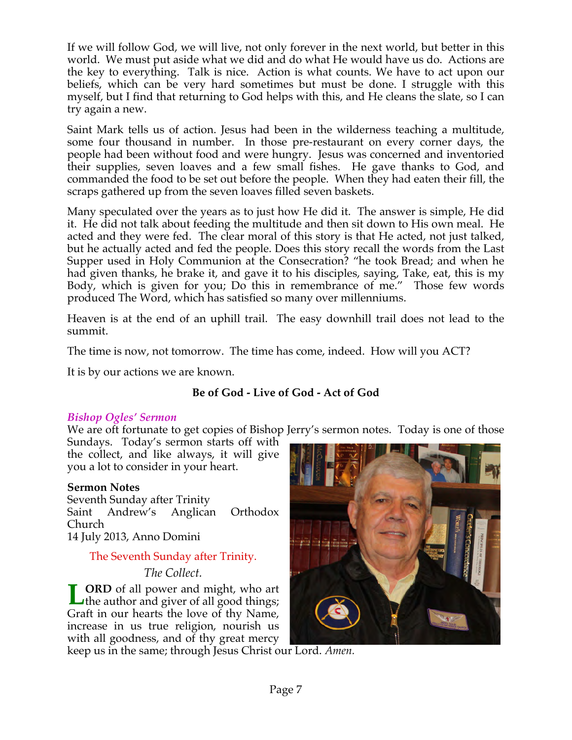If we will follow God, we will live, not only forever in the next world, but better in this world. We must put aside what we did and do what He would have us do. Actions are the key to everything. Talk is nice. Action is what counts. We have to act upon our beliefs, which can be very hard sometimes but must be done. I struggle with this myself, but I find that returning to God helps with this, and He cleans the slate, so I can try again a new.

Saint Mark tells us of action. Jesus had been in the wilderness teaching a multitude, some four thousand in number. In those pre-restaurant on every corner days, the people had been without food and were hungry. Jesus was concerned and inventoried their supplies, seven loaves and a few small fishes. He gave thanks to God, and commanded the food to be set out before the people. When they had eaten their fill, the scraps gathered up from the seven loaves filled seven baskets.

Many speculated over the years as to just how He did it. The answer is simple, He did it. He did not talk about feeding the multitude and then sit down to His own meal. He acted and they were fed. The clear moral of this story is that He acted, not just talked, but he actually acted and fed the people. Does this story recall the words from the Last Supper used in Holy Communion at the Consecration? "he took Bread; and when he had given thanks, he brake it, and gave it to his disciples, saying, Take, eat, this is my Body, which is given for you; Do this in remembrance of me." Those few words produced The Word, which has satisfied so many over millenniums.

Heaven is at the end of an uphill trail. The easy downhill trail does not lead to the summit.

The time is now, not tomorrow. The time has come, indeed. How will you ACT?

It is by our actions we are known.

**Be of God - Live of God - Act of God**

### *Bishop Ogles' Sermon*

We are oft fortunate to get copies of Bishop Jerry's sermon notes. Today is one of those Sundays. Today's sermon starts off with the collect, and like always, it will give you a lot to consider in your heart.

**Sermon Notes**
Seventh Sunday after Trinity
Saint Andrew's Anglican Orthodox Church
14 July 2013, Anno Domini

The Seventh Sunday after Trinity.

*The Collect.*

**LORD** of all power and might, who art the author and giver of all good things; Graft in our hearts the love of thy Name, increase in us true religion, nourish us with all goodness, and of thy great mercy keep us in the same; through Jesus Christ our Lord. *Amen.*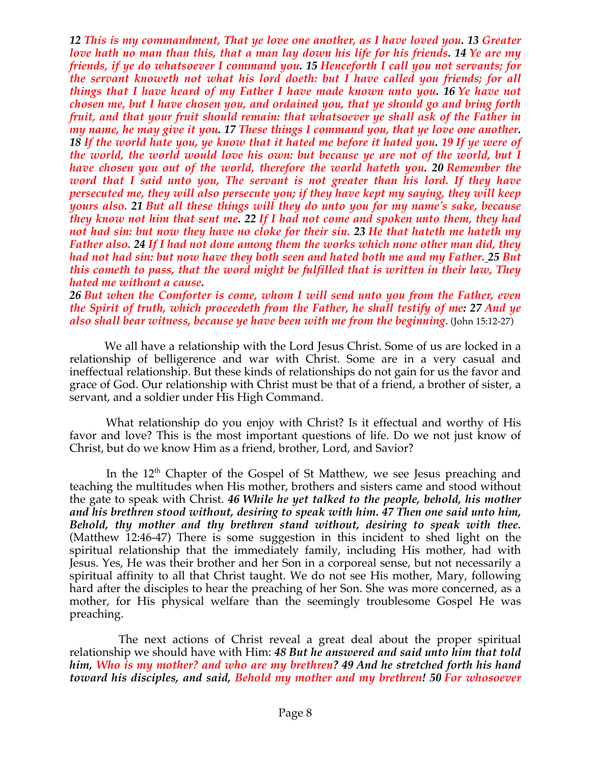***12** This is my commandment, That ye love one another, as I have loved you. **13** Greater love hath no man than this, that a man lay down his life for his friends. **14** Ye are my friends, if ye do whatsoever I command you. **15** Henceforth I call you not servants; for the servant knoweth not what his lord doeth: but I have called you friends; for all things that I have heard of my Father I have made known unto you. **16** Ye have not chosen me, but I have chosen you, and ordained you, that ye should go and bring forth fruit, and that your fruit should remain: that whatsoever ye shall ask of the Father in my name, he may give it you. **17** These things I command you, that ye love one another. **18** If the world hate you, ye know that it hated me before it hated you. **19** If ye were of the world, the world would love his own: but because ye are not of the world, but I have chosen you out of the world, therefore the world hateth you. **20** Remember the word that I said unto you, The servant is not greater than his lord. If they have persecuted me, they will also persecute you; if they have kept my saying, they will keep yours also. **21** But all these things will they do unto you for my name's sake, because they know not him that sent me. **22** If I had not come and spoken unto them, they had not had sin: but now they have no cloke for their sin. **23** He that hateth me hateth my Father also. **24** If I had not done among them the works which none other man did, they had not had sin: but now have they both seen and hated both me and my Father. **25** But this cometh to pass, that the word might be fulfilled that is written in their law, They hated me without a cause.***

***26** But when the Comforter is come, whom I will send unto you from the Father, even the Spirit of truth, which proceedeth from the Father, he shall testify of me: **27** And ye also shall bear witness, because ye have been with me from the beginning.* (John 15:12-27)

We all have a relationship with the Lord Jesus Christ. Some of us are locked in a relationship of belligerence and war with Christ. Some are in a very casual and ineffectual relationship. But these kinds of relationships do not gain for us the favor and grace of God. Our relationship with Christ must be that of a friend, a brother of sister, a servant, and a soldier under His High Command.

What relationship do you enjoy with Christ? Is it effectual and worthy of His favor and love? This is the most important questions of life. Do we not just know of Christ, but do we know Him as a friend, brother, Lord, and Savior?

In the 12th Chapter of the Gospel of St Matthew, we see Jesus preaching and teaching the multitudes when His mother, brothers and sisters came and stood without the gate to speak with Christ. ***46** While he yet talked to the people, behold, his mother and his brethren stood without, desiring to speak with him. **47** Then one said unto him, Behold, thy mother and thy brethren stand without, desiring to speak with thee.* (Matthew 12:46-47) There is some suggestion in this incident to shed light on the spiritual relationship that the immediately family, including His mother, had with Jesus. Yes, He was their brother and her Son in a corporeal sense, but not necessarily a spiritual affinity to all that Christ taught. We do not see His mother, Mary, following hard after the disciples to hear the preaching of her Son. She was more concerned, as a mother, for His physical welfare than the seemingly troublesome Gospel He was preaching.

The next actions of Christ reveal a great deal about the proper spiritual relationship we should have with Him: ***48** But he answered and said unto him that told him, Who is my mother? and who are my brethren? **49** And he stretched forth his hand toward his disciples, and said, Behold my mother and my brethren! **50** For whosoever*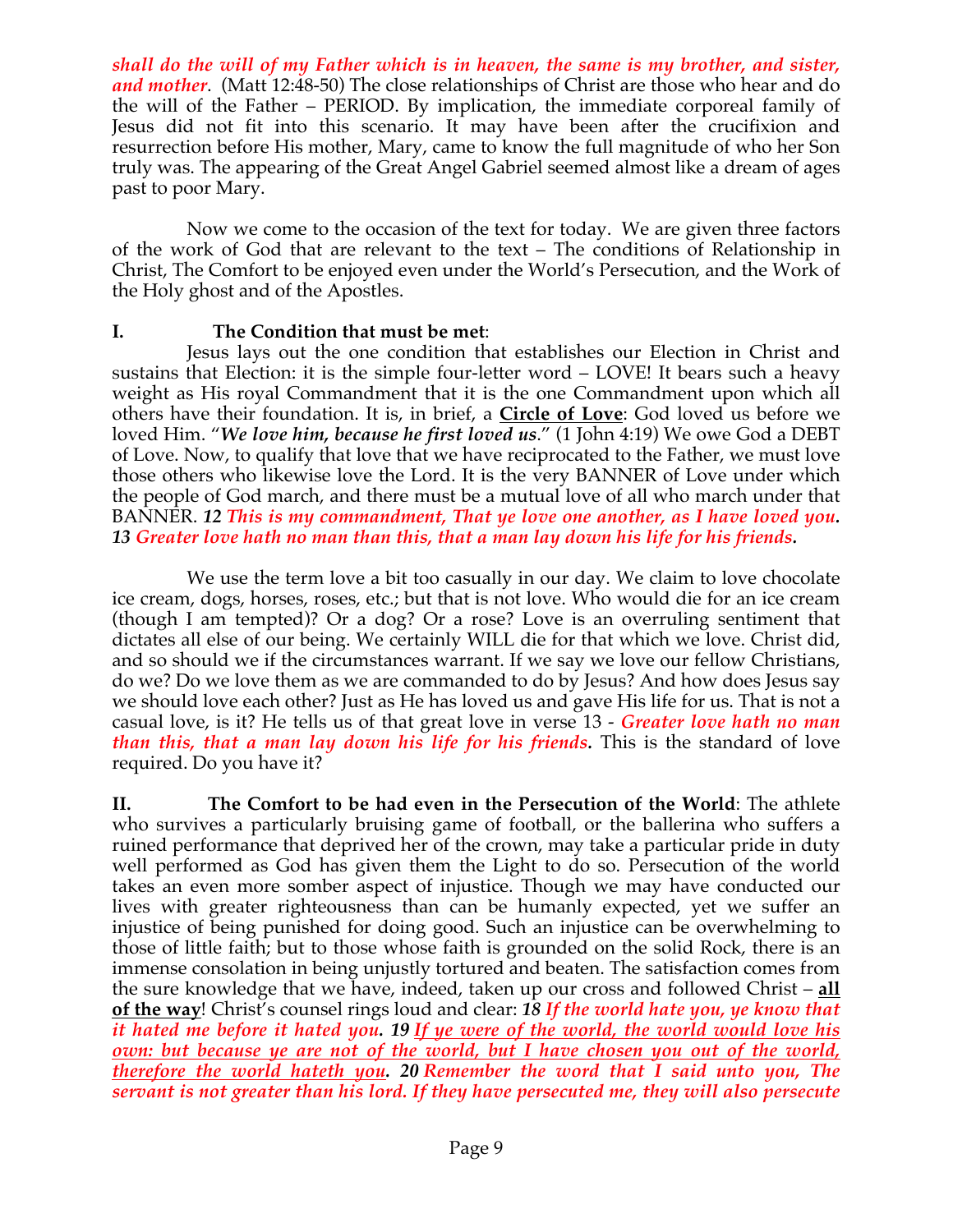***shall do the will of my Father which is in heaven, the same is my brother, and sister, and mother***. (Matt 12:48-50) The close relationships of Christ are those who hear and do the will of the Father – PERIOD. By implication, the immediate corporeal family of Jesus did not fit into this scenario. It may have been after the crucifixion and resurrection before His mother, Mary, came to know the full magnitude of who her Son truly was. The appearing of the Great Angel Gabriel seemed almost like a dream of ages past to poor Mary.

Now we come to the occasion of the text for today. We are given three factors of the work of God that are relevant to the text – The conditions of Relationship in Christ, The Comfort to be enjoyed even under the World's Persecution, and the Work of the Holy ghost and of the Apostles.

**I. The Condition that must be met**:

Jesus lays out the one condition that establishes our Election in Christ and sustains that Election: it is the simple four-letter word – LOVE! It bears such a heavy weight as His royal Commandment that it is the one Commandment upon which all others have their foundation. It is, in brief, a **<u>Circle of Love</u>**: God loved us before we loved Him. "***We love him, because he first loved us***." (1 John 4:19) We owe God a DEBT of Love. Now, to qualify that love that we have reciprocated to the Father, we must love those others who likewise love the Lord. It is the very BANNER of Love under which the people of God march, and there must be a mutual love of all who march under that BANNER. ***12 This is my commandment, That ye love one another, as I have loved you. 13 Greater love hath no man than this, that a man lay down his life for his friends.***

We use the term love a bit too casually in our day. We claim to love chocolate ice cream, dogs, horses, roses, etc.; but that is not love. Who would die for an ice cream (though I am tempted)? Or a dog? Or a rose? Love is an overruling sentiment that dictates all else of our being. We certainly WILL die for that which we love. Christ did, and so should we if the circumstances warrant. If we say we love our fellow Christians, do we? Do we love them as we are commanded to do by Jesus? And how does Jesus say we should love each other? Just as He has loved us and gave His life for us. That is not a casual love, is it? He tells us of that great love in verse 13 - ***Greater love hath no man than this, that a man lay down his life for his friends.*** This is the standard of love required. Do you have it?

**II. The Comfort to be had even in the Persecution of the World**: The athlete who survives a particularly bruising game of football, or the ballerina who suffers a ruined performance that deprived her of the crown, may take a particular pride in duty well performed as God has given them the Light to do so. Persecution of the world takes an even more somber aspect of injustice. Though we may have conducted our lives with greater righteousness than can be humanly expected, yet we suffer an injustice of being punished for doing good. Such an injustice can be overwhelming to those of little faith; but to those whose faith is grounded on the solid Rock, there is an immense consolation in being unjustly tortured and beaten. The satisfaction comes from the sure knowledge that we have, indeed, taken up our cross and followed Christ – **<u>all of the way</u>**! Christ's counsel rings loud and clear: ***18 If the world hate you, ye know that it hated me before it hated you. 19 <u>If ye were of the world, the world would love his own: but because ye are not of the world, but I have chosen you out of the world, therefore the world hateth you</u>. 20 Remember the word that I said unto you, The servant is not greater than his lord. If they have persecuted me, they will also persecute***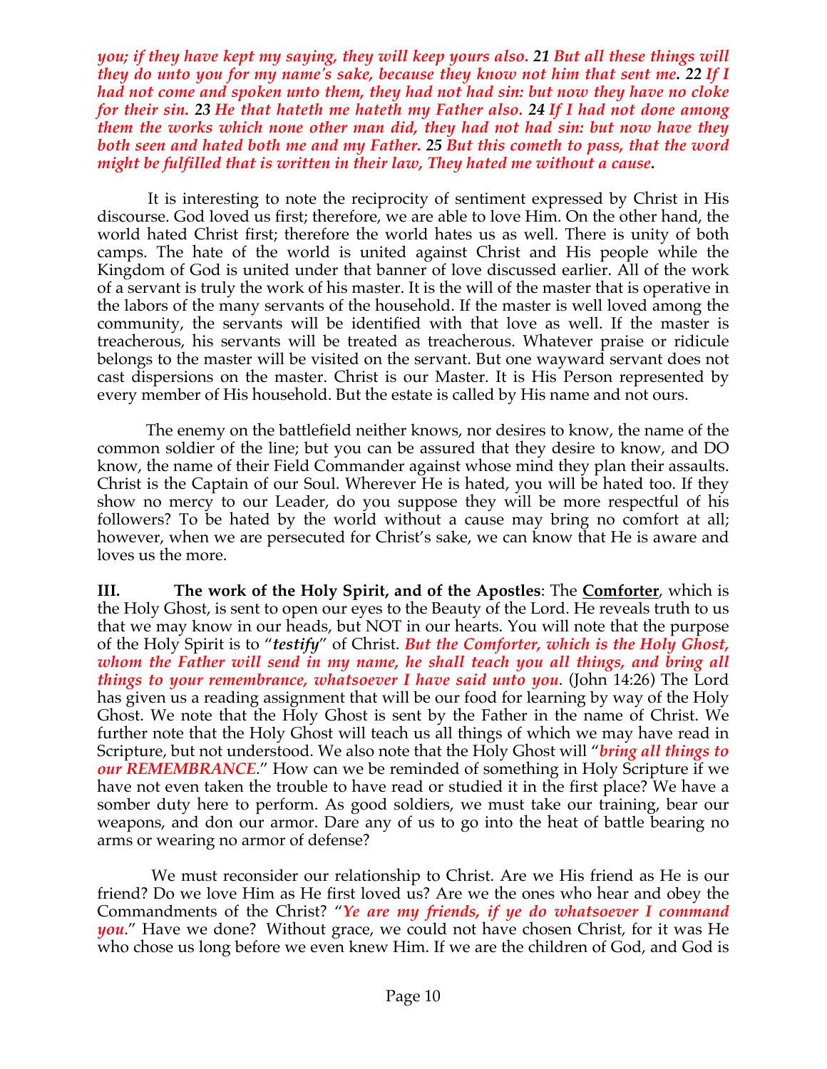***you; if they have kept my saying, they will keep yours also. 21 But all these things will they do unto you for my name's sake, because they know not him that sent me. 22 If I had not come and spoken unto them, they had not had sin: but now they have no cloke for their sin. 23 He that hateth me hateth my Father also. 24 If I had not done among them the works which none other man did, they had not had sin: but now have they both seen and hated both me and my Father. 25 But this cometh to pass, that the word might be fulfilled that is written in their law, They hated me without a cause.***

It is interesting to note the reciprocity of sentiment expressed by Christ in His discourse. God loved us first; therefore, we are able to love Him. On the other hand, the world hated Christ first; therefore the world hates us as well. There is unity of both camps. The hate of the world is united against Christ and His people while the Kingdom of God is united under that banner of love discussed earlier. All of the work of a servant is truly the work of his master. It is the will of the master that is operative in the labors of the many servants of the household. If the master is well loved among the community, the servants will be identified with that love as well. If the master is treacherous, his servants will be treated as treacherous. Whatever praise or ridicule belongs to the master will be visited on the servant. But one wayward servant does not cast dispersions on the master. Christ is our Master. It is His Person represented by every member of His household. But the estate is called by His name and not ours.

The enemy on the battlefield neither knows, nor desires to know, the name of the common soldier of the line; but you can be assured that they desire to know, and DO know, the name of their Field Commander against whose mind they plan their assaults. Christ is the Captain of our Soul. Wherever He is hated, you will be hated too. If they show no mercy to our Leader, do you suppose they will be more respectful of his followers? To be hated by the world without a cause may bring no comfort at all; however, when we are persecuted for Christ's sake, we can know that He is aware and loves us the more.

**III. The work of the Holy Spirit, and of the Apostles**: The **<u>Comforter</u>**, which is the Holy Ghost, is sent to open our eyes to the Beauty of the Lord. He reveals truth to us that we may know in our heads, but NOT in our hearts. You will note that the purpose of the Holy Spirit is to "***testify***" of Christ. ***But the Comforter, which is the Holy Ghost, whom the Father will send in my name, he shall teach you all things, and bring all things to your remembrance, whatsoever I have said unto you***. (John 14:26) The Lord has given us a reading assignment that will be our food for learning by way of the Holy Ghost. We note that the Holy Ghost is sent by the Father in the name of Christ. We further note that the Holy Ghost will teach us all things of which we may have read in Scripture, but not understood. We also note that the Holy Ghost will "***bring all things to our REMEMBRANCE***." How can we be reminded of something in Holy Scripture if we have not even taken the trouble to have read or studied it in the first place? We have a somber duty here to perform. As good soldiers, we must take our training, bear our weapons, and don our armor. Dare any of us to go into the heat of battle bearing no arms or wearing no armor of defense?

We must reconsider our relationship to Christ. Are we His friend as He is our friend? Do we love Him as He first loved us? Are we the ones who hear and obey the Commandments of the Christ? "***Ye are my friends, if ye do whatsoever I command you***." Have we done? Without grace, we could not have chosen Christ, for it was He who chose us long before we even knew Him. If we are the children of God, and God is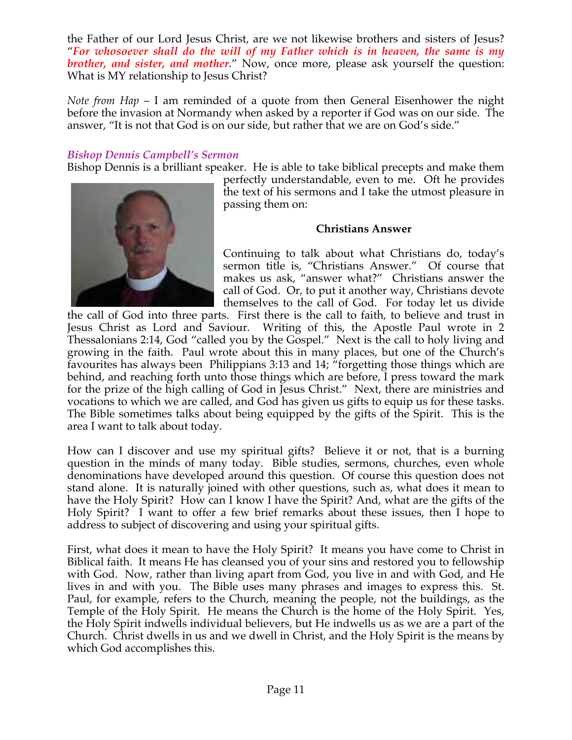the Father of our Lord Jesus Christ, are we not likewise brothers and sisters of Jesus? "*For whosoever shall do the will of my Father which is in heaven, the same is my brother, and sister, and mother*." Now, once more, please ask yourself the question: What is MY relationship to Jesus Christ?

*Note from Hap* – I am reminded of a quote from then General Eisenhower the night before the invasion at Normandy when asked by a reporter if God was on our side. The answer, "It is not that God is on our side, but rather that we are on God's side."

*Bishop Dennis Campbell's Sermon*

Bishop Dennis is a brilliant speaker. He is able to take biblical precepts and make them perfectly understandable, even to me. Oft he provides the text of his sermons and I take the utmost pleasure in passing them on:

**Christians Answer**

Continuing to talk about what Christians do, today's sermon title is, "Christians Answer." Of course that makes us ask, "answer what?" Christians answer the call of God. Or, to put it another way, Christians devote themselves to the call of God. For today let us divide the call of God into three parts. First there is the call to faith, to believe and trust in Jesus Christ as Lord and Saviour. Writing of this, the Apostle Paul wrote in 2 Thessalonians 2:14, God "called you by the Gospel." Next is the call to holy living and growing in the faith. Paul wrote about this in many places, but one of the Church's favourites has always been Philippians 3:13 and 14; "forgetting those things which are behind, and reaching forth unto those things which are before, I press toward the mark for the prize of the high calling of God in Jesus Christ." Next, there are ministries and vocations to which we are called, and God has given us gifts to equip us for these tasks. The Bible sometimes talks about being equipped by the gifts of the Spirit. This is the area I want to talk about today.

How can I discover and use my spiritual gifts? Believe it or not, that is a burning question in the minds of many today. Bible studies, sermons, churches, even whole denominations have developed around this question. Of course this question does not stand alone. It is naturally joined with other questions, such as, what does it mean to have the Holy Spirit? How can I know I have the Spirit? And, what are the gifts of the Holy Spirit? I want to offer a few brief remarks about these issues, then I hope to address to subject of discovering and using your spiritual gifts.

First, what does it mean to have the Holy Spirit? It means you have come to Christ in Biblical faith. It means He has cleansed you of your sins and restored you to fellowship with God. Now, rather than living apart from God, you live in and with God, and He lives in and with you. The Bible uses many phrases and images to express this. St. Paul, for example, refers to the Church, meaning the people, not the buildings, as the Temple of the Holy Spirit. He means the Church is the home of the Holy Spirit. Yes, the Holy Spirit indwells individual believers, but He indwells us as we are a part of the Church. Christ dwells in us and we dwell in Christ, and the Holy Spirit is the means by which God accomplishes this.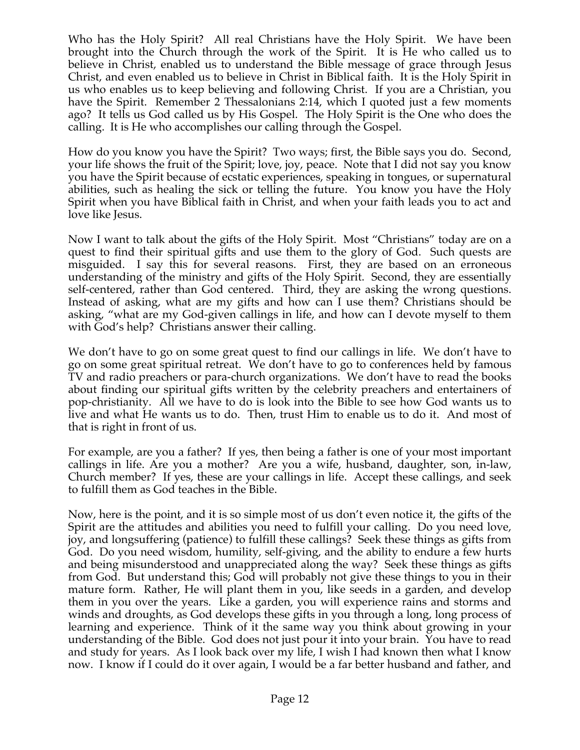Who has the Holy Spirit? All real Christians have the Holy Spirit. We have been brought into the Church through the work of the Spirit. It is He who called us to believe in Christ, enabled us to understand the Bible message of grace through Jesus Christ, and even enabled us to believe in Christ in Biblical faith. It is the Holy Spirit in us who enables us to keep believing and following Christ. If you are a Christian, you have the Spirit. Remember 2 Thessalonians 2:14, which I quoted just a few moments ago? It tells us God called us by His Gospel. The Holy Spirit is the One who does the calling. It is He who accomplishes our calling through the Gospel.

How do you know you have the Spirit? Two ways; first, the Bible says you do. Second, your life shows the fruit of the Spirit; love, joy, peace. Note that I did not say you know you have the Spirit because of ecstatic experiences, speaking in tongues, or supernatural abilities, such as healing the sick or telling the future. You know you have the Holy Spirit when you have Biblical faith in Christ, and when your faith leads you to act and love like Jesus.

Now I want to talk about the gifts of the Holy Spirit. Most "Christians" today are on a quest to find their spiritual gifts and use them to the glory of God. Such quests are misguided. I say this for several reasons. First, they are based on an erroneous understanding of the ministry and gifts of the Holy Spirit. Second, they are essentially self-centered, rather than God centered. Third, they are asking the wrong questions. Instead of asking, what are my gifts and how can I use them? Christians should be asking, "what are my God-given callings in life, and how can I devote myself to them with God's help? Christians answer their calling.

We don't have to go on some great quest to find our callings in life. We don't have to go on some great spiritual retreat. We don't have to go to conferences held by famous TV and radio preachers or para-church organizations. We don't have to read the books about finding our spiritual gifts written by the celebrity preachers and entertainers of pop-christianity. All we have to do is look into the Bible to see how God wants us to live and what He wants us to do. Then, trust Him to enable us to do it. And most of that is right in front of us.

For example, are you a father? If yes, then being a father is one of your most important callings in life. Are you a mother? Are you a wife, husband, daughter, son, in-law, Church member? If yes, these are your callings in life. Accept these callings, and seek to fulfill them as God teaches in the Bible.

Now, here is the point, and it is so simple most of us don't even notice it, the gifts of the Spirit are the attitudes and abilities you need to fulfill your calling. Do you need love, joy, and longsuffering (patience) to fulfill these callings? Seek these things as gifts from God. Do you need wisdom, humility, self-giving, and the ability to endure a few hurts and being misunderstood and unappreciated along the way? Seek these things as gifts from God. But understand this; God will probably not give these things to you in their mature form. Rather, He will plant them in you, like seeds in a garden, and develop them in you over the years. Like a garden, you will experience rains and storms and winds and droughts, as God develops these gifts in you through a long, long process of learning and experience. Think of it the same way you think about growing in your understanding of the Bible. God does not just pour it into your brain. You have to read and study for years. As I look back over my life, I wish I had known then what I know now. I know if I could do it over again, I would be a far better husband and father, and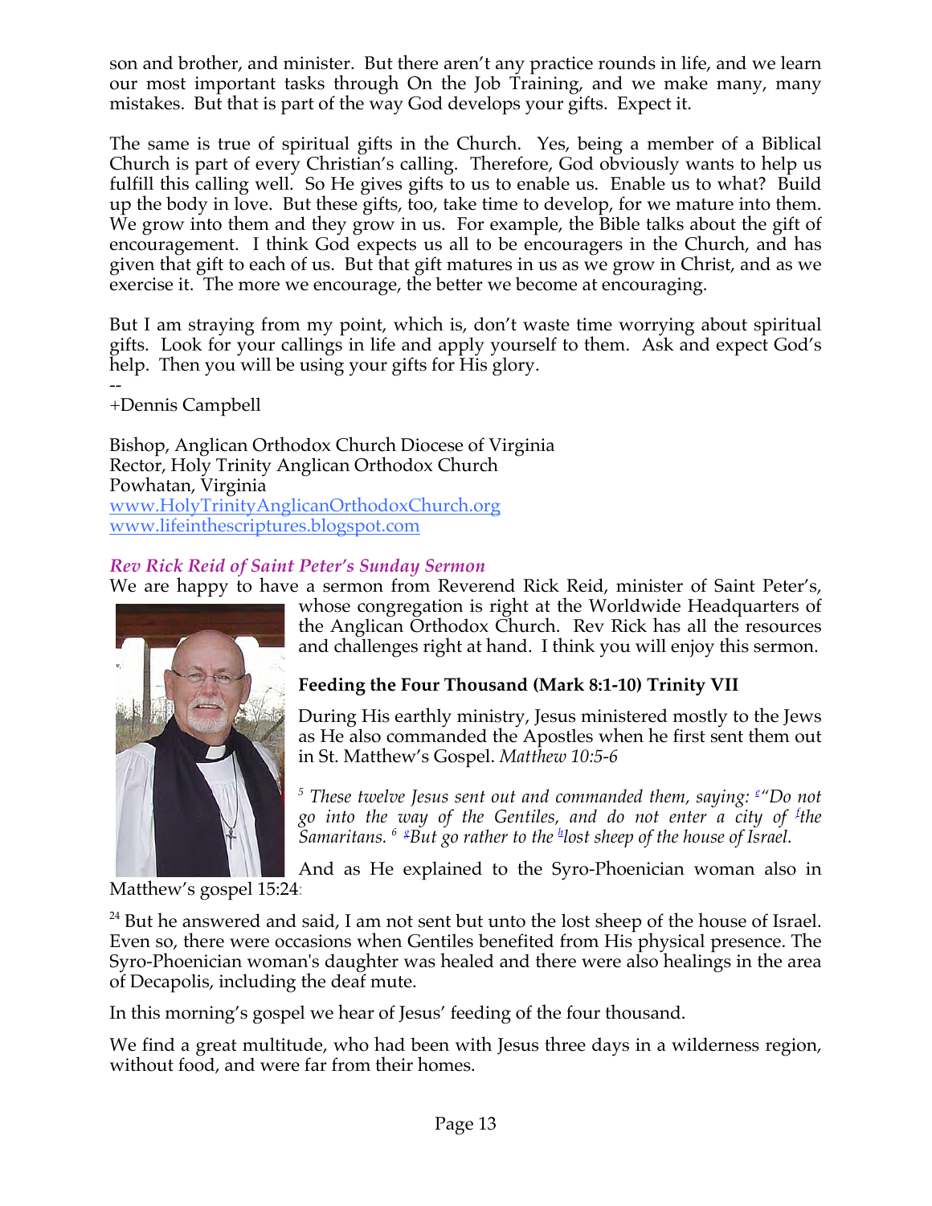son and brother, and minister. But there aren't any practice rounds in life, and we learn our most important tasks through On the Job Training, and we make many, many mistakes. But that is part of the way God develops your gifts. Expect it.

The same is true of spiritual gifts in the Church. Yes, being a member of a Biblical Church is part of every Christian's calling. Therefore, God obviously wants to help us fulfill this calling well. So He gives gifts to us to enable us. Enable us to what? Build up the body in love. But these gifts, too, take time to develop, for we mature into them. We grow into them and they grow in us. For example, the Bible talks about the gift of encouragement. I think God expects us all to be encouragers in the Church, and has given that gift to each of us. But that gift matures in us as we grow in Christ, and as we exercise it. The more we encourage, the better we become at encouraging.

But I am straying from my point, which is, don't waste time worrying about spiritual gifts. Look for your callings in life and apply yourself to them. Ask and expect God's help. Then you will be using your gifts for His glory.

--
+Dennis Campbell

Bishop, Anglican Orthodox Church Diocese of Virginia
Rector, Holy Trinity Anglican Orthodox Church
Powhatan, Virginia
www.HolyTrinityAnglicanOrthodoxChurch.org
www.lifeinthescriptures.blogspot.com

### *Rev Rick Reid of Saint Peter's Sunday Sermon*

We are happy to have a sermon from Reverend Rick Reid, minister of Saint Peter's, whose congregation is right at the Worldwide Headquarters of the Anglican Orthodox Church. Rev Rick has all the resources and challenges right at hand. I think you will enjoy this sermon.

**Feeding the Four Thousand (Mark 8:1-10) Trinity VII**

During His earthly ministry, Jesus ministered mostly to the Jews as He also commanded the Apostles when he first sent them out in St. Matthew's Gospel. *Matthew 10:5-6*

*[5] These twelve Jesus sent out and commanded them, saying: [e]"Do not go into the way of the Gentiles, and do not enter a city of [f]the Samaritans. [6] [g]But go rather to the [h]lost sheep of the house of Israel.*

And as He explained to the Syro-Phoenician woman also in Matthew's gospel 15:24:

[24] But he answered and said, I am not sent but unto the lost sheep of the house of Israel. Even so, there were occasions when Gentiles benefited from His physical presence. The Syro-Phoenician woman's daughter was healed and there were also healings in the area of Decapolis, including the deaf mute.

In this morning's gospel we hear of Jesus' feeding of the four thousand.

We find a great multitude, who had been with Jesus three days in a wilderness region, without food, and were far from their homes.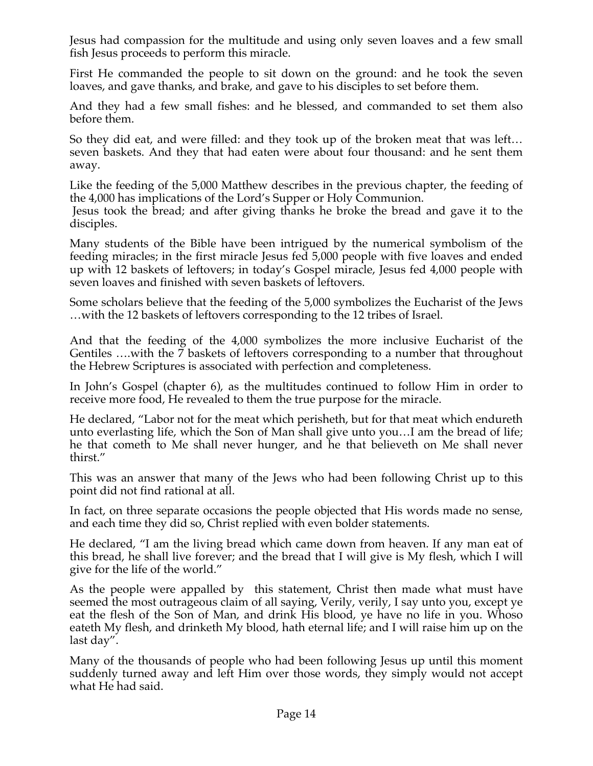Jesus had compassion for the multitude and using only seven loaves and a few small fish Jesus proceeds to perform this miracle.

First He commanded the people to sit down on the ground: and he took the seven loaves, and gave thanks, and brake, and gave to his disciples to set before them.

And they had a few small fishes: and he blessed, and commanded to set them also before them.

So they did eat, and were filled: and they took up of the broken meat that was left… seven baskets. And they that had eaten were about four thousand: and he sent them away.

Like the feeding of the 5,000 Matthew describes in the previous chapter, the feeding of the 4,000 has implications of the Lord's Supper or Holy Communion.

Jesus took the bread; and after giving thanks he broke the bread and gave it to the disciples.

Many students of the Bible have been intrigued by the numerical symbolism of the feeding miracles; in the first miracle Jesus fed 5,000 people with five loaves and ended up with 12 baskets of leftovers; in today's Gospel miracle, Jesus fed 4,000 people with seven loaves and finished with seven baskets of leftovers.

Some scholars believe that the feeding of the 5,000 symbolizes the Eucharist of the Jews …with the 12 baskets of leftovers corresponding to the 12 tribes of Israel.

And that the feeding of the 4,000 symbolizes the more inclusive Eucharist of the Gentiles ….with the 7 baskets of leftovers corresponding to a number that throughout the Hebrew Scriptures is associated with perfection and completeness.

In John's Gospel (chapter 6), as the multitudes continued to follow Him in order to receive more food, He revealed to them the true purpose for the miracle.

He declared, "Labor not for the meat which perisheth, but for that meat which endureth unto everlasting life, which the Son of Man shall give unto you…I am the bread of life; he that cometh to Me shall never hunger, and he that believeth on Me shall never thirst."

This was an answer that many of the Jews who had been following Christ up to this point did not find rational at all.

In fact, on three separate occasions the people objected that His words made no sense, and each time they did so, Christ replied with even bolder statements.

He declared, "I am the living bread which came down from heaven. If any man eat of this bread, he shall live forever; and the bread that I will give is My flesh, which I will give for the life of the world."

As the people were appalled by this statement, Christ then made what must have seemed the most outrageous claim of all saying, Verily, verily, I say unto you, except ye eat the flesh of the Son of Man, and drink His blood, ye have no life in you. Whoso eateth My flesh, and drinketh My blood, hath eternal life; and I will raise him up on the last day".

Many of the thousands of people who had been following Jesus up until this moment suddenly turned away and left Him over those words, they simply would not accept what He had said.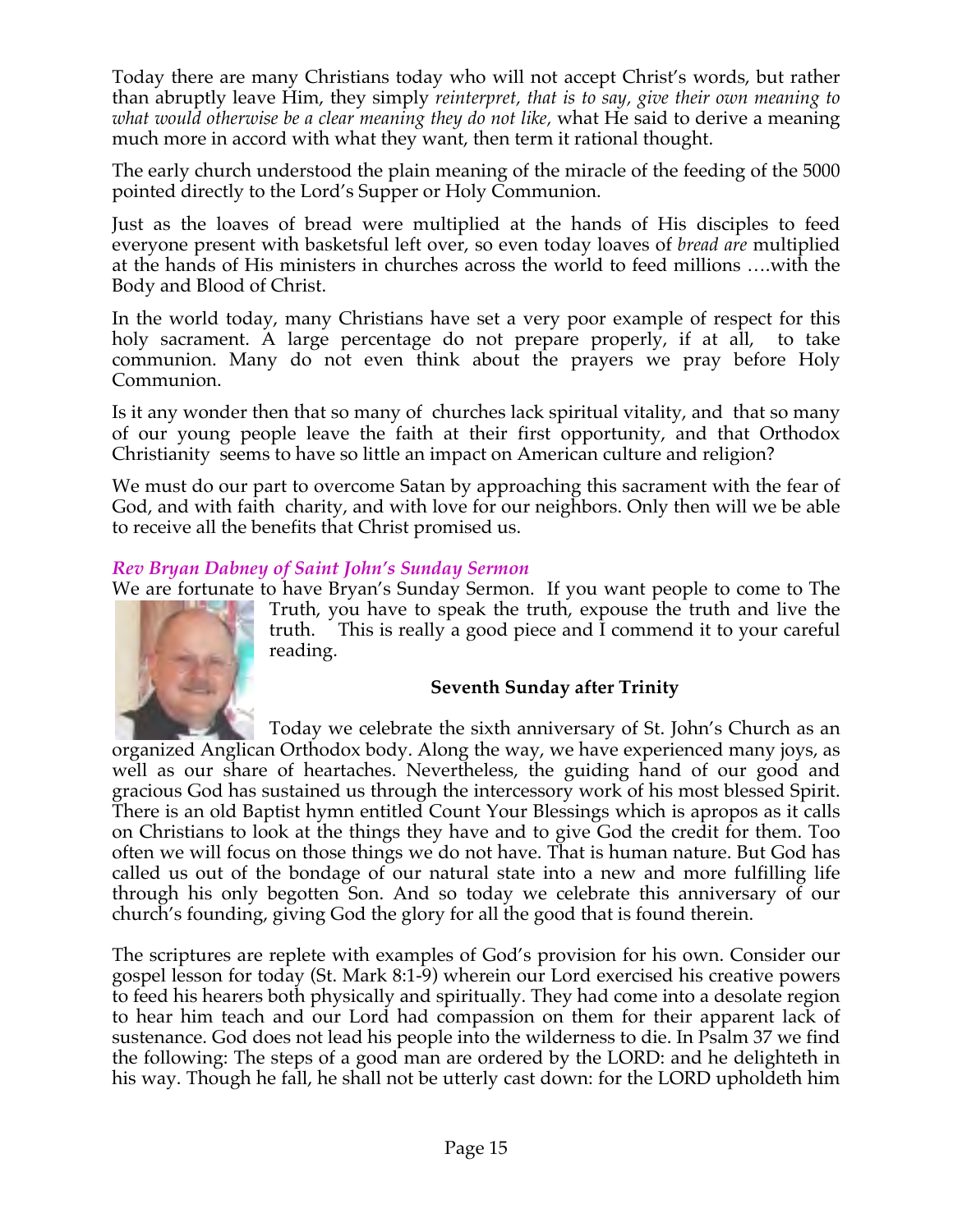Today there are many Christians today who will not accept Christ's words, but rather than abruptly leave Him, they simply *reinterpret, that is to say, give their own meaning to what would otherwise be a clear meaning they do not like,* what He said to derive a meaning much more in accord with what they want, then term it rational thought.

The early church understood the plain meaning of the miracle of the feeding of the 5000 pointed directly to the Lord's Supper or Holy Communion.

Just as the loaves of bread were multiplied at the hands of His disciples to feed everyone present with basketsful left over, so even today loaves of *bread are* multiplied at the hands of His ministers in churches across the world to feed millions ….with the Body and Blood of Christ.

In the world today, many Christians have set a very poor example of respect for this holy sacrament. A large percentage do not prepare properly, if at all, to take communion. Many do not even think about the prayers we pray before Holy Communion.

Is it any wonder then that so many of churches lack spiritual vitality, and that so many of our young people leave the faith at their first opportunity, and that Orthodox Christianity seems to have so little an impact on American culture and religion?

We must do our part to overcome Satan by approaching this sacrament with the fear of God, and with faith charity, and with love for our neighbors. Only then will we be able to receive all the benefits that Christ promised us.

### *Rev Bryan Dabney of Saint John's Sunday Sermon*

We are fortunate to have Bryan's Sunday Sermon. If you want people to come to The Truth, you have to speak the truth, expouse the truth and live the truth. This is really a good piece and I commend it to your careful reading.

**Seventh Sunday after Trinity**

Today we celebrate the sixth anniversary of St. John's Church as an organized Anglican Orthodox body. Along the way, we have experienced many joys, as well as our share of heartaches. Nevertheless, the guiding hand of our good and gracious God has sustained us through the intercessory work of his most blessed Spirit. There is an old Baptist hymn entitled Count Your Blessings which is apropos as it calls on Christians to look at the things they have and to give God the credit for them. Too often we will focus on those things we do not have. That is human nature. But God has called us out of the bondage of our natural state into a new and more fulfilling life through his only begotten Son. And so today we celebrate this anniversary of our church's founding, giving God the glory for all the good that is found therein.

The scriptures are replete with examples of God's provision for his own. Consider our gospel lesson for today (St. Mark 8:1-9) wherein our Lord exercised his creative powers to feed his hearers both physically and spiritually. They had come into a desolate region to hear him teach and our Lord had compassion on them for their apparent lack of sustenance. God does not lead his people into the wilderness to die. In Psalm 37 we find the following: The steps of a good man are ordered by the LORD: and he delighteth in his way. Though he fall, he shall not be utterly cast down: for the LORD upholdeth him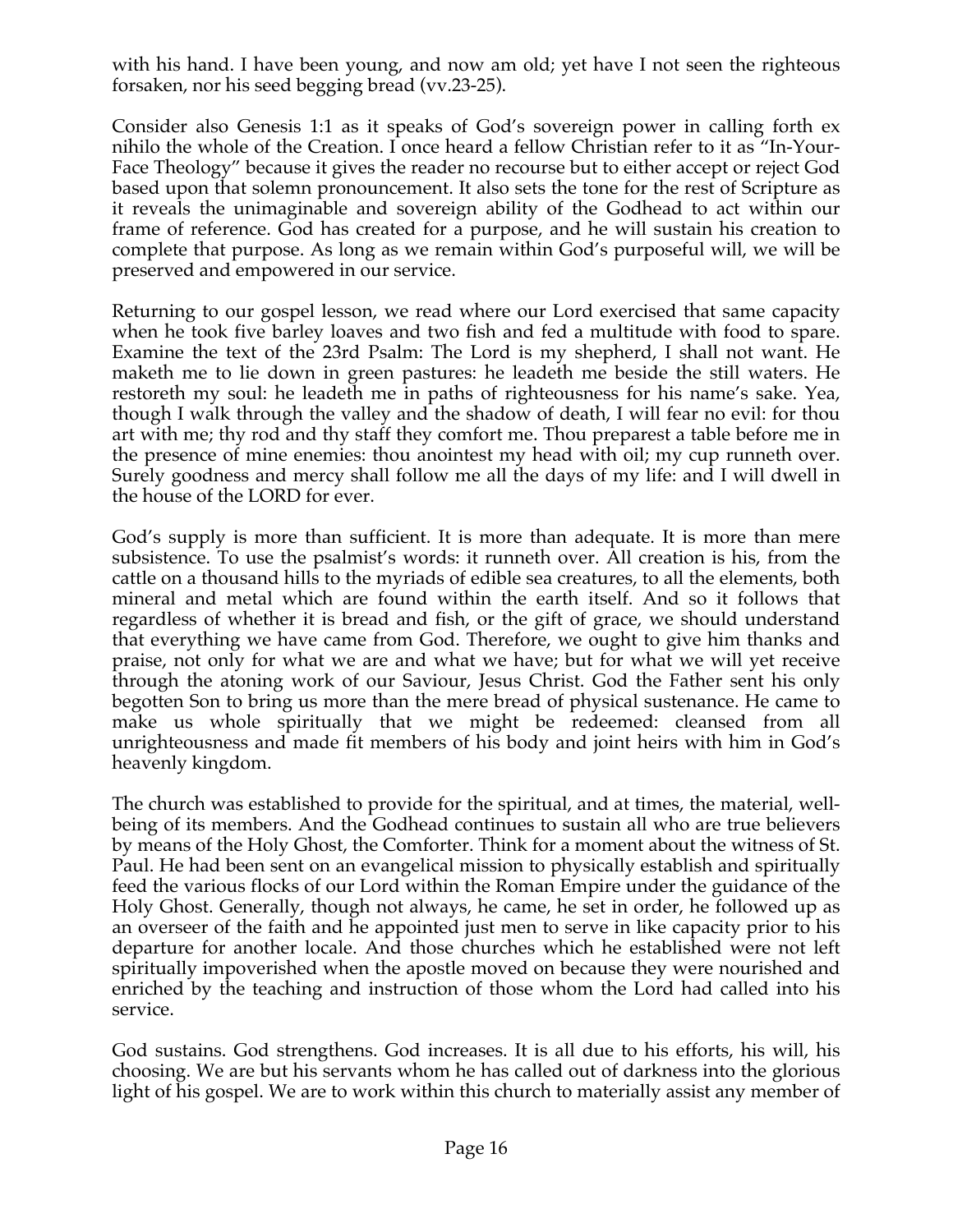with his hand. I have been young, and now am old; yet have I not seen the righteous forsaken, nor his seed begging bread (vv.23-25).

Consider also Genesis 1:1 as it speaks of God's sovereign power in calling forth ex nihilo the whole of the Creation. I once heard a fellow Christian refer to it as "In-Your-Face Theology" because it gives the reader no recourse but to either accept or reject God based upon that solemn pronouncement. It also sets the tone for the rest of Scripture as it reveals the unimaginable and sovereign ability of the Godhead to act within our frame of reference. God has created for a purpose, and he will sustain his creation to complete that purpose. As long as we remain within God's purposeful will, we will be preserved and empowered in our service.

Returning to our gospel lesson, we read where our Lord exercised that same capacity when he took five barley loaves and two fish and fed a multitude with food to spare. Examine the text of the 23rd Psalm: The Lord is my shepherd, I shall not want. He maketh me to lie down in green pastures: he leadeth me beside the still waters. He restoreth my soul: he leadeth me in paths of righteousness for his name's sake. Yea, though I walk through the valley and the shadow of death, I will fear no evil: for thou art with me; thy rod and thy staff they comfort me. Thou preparest a table before me in the presence of mine enemies: thou anointest my head with oil; my cup runneth over. Surely goodness and mercy shall follow me all the days of my life: and I will dwell in the house of the LORD for ever.

God's supply is more than sufficient. It is more than adequate. It is more than mere subsistence. To use the psalmist's words: it runneth over. All creation is his, from the cattle on a thousand hills to the myriads of edible sea creatures, to all the elements, both mineral and metal which are found within the earth itself. And so it follows that regardless of whether it is bread and fish, or the gift of grace, we should understand that everything we have came from God. Therefore, we ought to give him thanks and praise, not only for what we are and what we have; but for what we will yet receive through the atoning work of our Saviour, Jesus Christ. God the Father sent his only begotten Son to bring us more than the mere bread of physical sustenance. He came to make us whole spiritually that we might be redeemed: cleansed from all unrighteousness and made fit members of his body and joint heirs with him in God's heavenly kingdom.

The church was established to provide for the spiritual, and at times, the material, well-being of its members. And the Godhead continues to sustain all who are true believers by means of the Holy Ghost, the Comforter. Think for a moment about the witness of St. Paul. He had been sent on an evangelical mission to physically establish and spiritually feed the various flocks of our Lord within the Roman Empire under the guidance of the Holy Ghost. Generally, though not always, he came, he set in order, he followed up as an overseer of the faith and he appointed just men to serve in like capacity prior to his departure for another locale. And those churches which he established were not left spiritually impoverished when the apostle moved on because they were nourished and enriched by the teaching and instruction of those whom the Lord had called into his service.

God sustains. God strengthens. God increases. It is all due to his efforts, his will, his choosing. We are but his servants whom he has called out of darkness into the glorious light of his gospel. We are to work within this church to materially assist any member of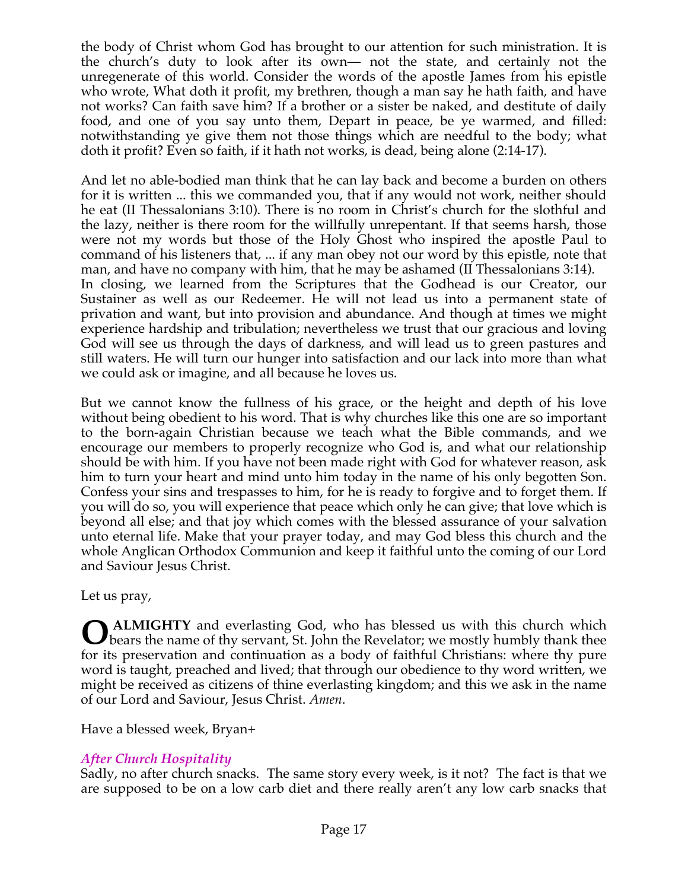the body of Christ whom God has brought to our attention for such ministration. It is the church's duty to look after its own— not the state, and certainly not the unregenerate of this world. Consider the words of the apostle James from his epistle who wrote, What doth it profit, my brethren, though a man say he hath faith, and have not works? Can faith save him? If a brother or a sister be naked, and destitute of daily food, and one of you say unto them, Depart in peace, be ye warmed, and filled: notwithstanding ye give them not those things which are needful to the body; what doth it profit? Even so faith, if it hath not works, is dead, being alone (2:14-17).

And let no able-bodied man think that he can lay back and become a burden on others for it is written ... this we commanded you, that if any would not work, neither should he eat (II Thessalonians 3:10). There is no room in Christ's church for the slothful and the lazy, neither is there room for the willfully unrepentant. If that seems harsh, those were not my words but those of the Holy Ghost who inspired the apostle Paul to command of his listeners that, ... if any man obey not our word by this epistle, note that man, and have no company with him, that he may be ashamed (II Thessalonians 3:14).
In closing, we learned from the Scriptures that the Godhead is our Creator, our Sustainer as well as our Redeemer. He will not lead us into a permanent state of privation and want, but into provision and abundance. And though at times we might experience hardship and tribulation; nevertheless we trust that our gracious and loving God will see us through the days of darkness, and will lead us to green pastures and still waters. He will turn our hunger into satisfaction and our lack into more than what we could ask or imagine, and all because he loves us.

But we cannot know the fullness of his grace, or the height and depth of his love without being obedient to his word. That is why churches like this one are so important to the born-again Christian because we teach what the Bible commands, and we encourage our members to properly recognize who God is, and what our relationship should be with him. If you have not been made right with God for whatever reason, ask him to turn your heart and mind unto him today in the name of his only begotten Son. Confess your sins and trespasses to him, for he is ready to forgive and to forget them. If you will do so, you will experience that peace which only he can give; that love which is beyond all else; and that joy which comes with the blessed assurance of your salvation unto eternal life. Make that your prayer today, and may God bless this church and the whole Anglican Orthodox Communion and keep it faithful unto the coming of our Lord and Saviour Jesus Christ.

Let us pray,

**O ALMIGHTY** and everlasting God, who has blessed us with this church which bears the name of thy servant, St. John the Revelator; we mostly humbly thank thee for its preservation and continuation as a body of faithful Christians: where thy pure word is taught, preached and lived; that through our obedience to thy word written, we might be received as citizens of thine everlasting kingdom; and this we ask in the name of our Lord and Saviour, Jesus Christ. *Amen*.

Have a blessed week, Bryan+

### *After Church Hospitality*

Sadly, no after church snacks. The same story every week, is it not? The fact is that we are supposed to be on a low carb diet and there really aren't any low carb snacks that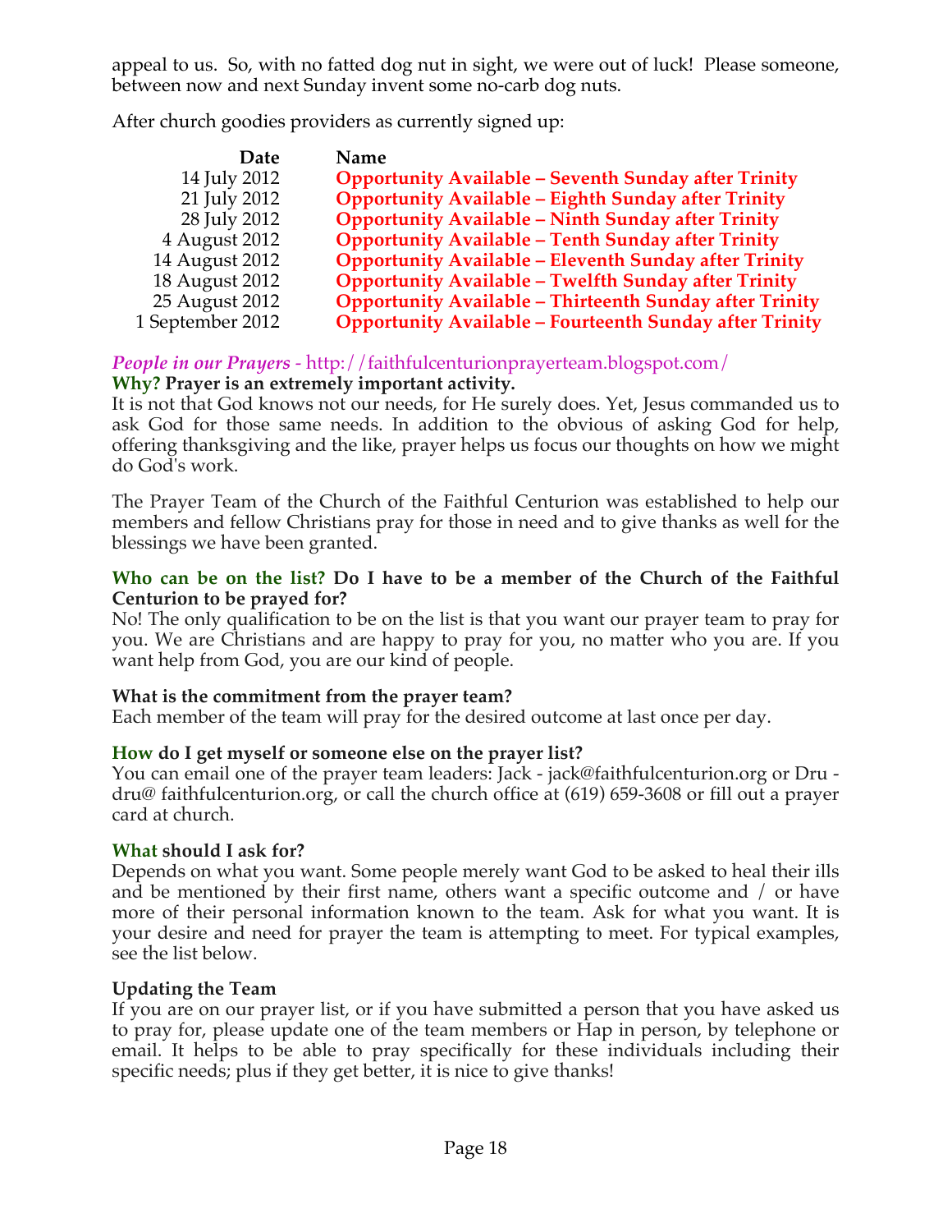appeal to us. So, with no fatted dog nut in sight, we were out of luck! Please someone, between now and next Sunday invent some no-carb dog nuts.

After church goodies providers as currently signed up:

| Date | Name |
|---|---|
| 14 July 2012 | **Opportunity Available – Seventh Sunday after Trinity** |
| 21 July 2012 | **Opportunity Available – Eighth Sunday after Trinity** |
| 28 July 2012 | **Opportunity Available – Ninth Sunday after Trinity** |
| 4 August 2012 | **Opportunity Available – Tenth Sunday after Trinity** |
| 14 August 2012 | **Opportunity Available – Eleventh Sunday after Trinity** |
| 18 August 2012 | **Opportunity Available – Twelfth Sunday after Trinity** |
| 25 August 2012 | **Opportunity Available – Thirteenth Sunday after Trinity** |
| 1 September 2012 | **Opportunity Available – Fourteenth Sunday after Trinity** |

***People in our Prayers*** - http://faithfulcenturionprayerteam.blogspot.com/

**Why? Prayer is an extremely important activity.**

It is not that God knows not our needs, for He surely does. Yet, Jesus commanded us to ask God for those same needs. In addition to the obvious of asking God for help, offering thanksgiving and the like, prayer helps us focus our thoughts on how we might do God's work.

The Prayer Team of the Church of the Faithful Centurion was established to help our members and fellow Christians pray for those in need and to give thanks as well for the blessings we have been granted.

**Who can be on the list? Do I have to be a member of the Church of the Faithful Centurion to be prayed for?**

No! The only qualification to be on the list is that you want our prayer team to pray for you. We are Christians and are happy to pray for you, no matter who you are. If you want help from God, you are our kind of people.

**What is the commitment from the prayer team?**

Each member of the team will pray for the desired outcome at last once per day.

**How do I get myself or someone else on the prayer list?**

You can email one of the prayer team leaders: Jack - jack@faithfulcenturion.org or Dru - dru@ faithfulcenturion.org, or call the church office at (619) 659-3608 or fill out a prayer card at church.

**What should I ask for?**

Depends on what you want. Some people merely want God to be asked to heal their ills and be mentioned by their first name, others want a specific outcome and / or have more of their personal information known to the team. Ask for what you want. It is your desire and need for prayer the team is attempting to meet. For typical examples, see the list below.

**Updating the Team**

If you are on our prayer list, or if you have submitted a person that you have asked us to pray for, please update one of the team members or Hap in person, by telephone or email. It helps to be able to pray specifically for these individuals including their specific needs; plus if they get better, it is nice to give thanks!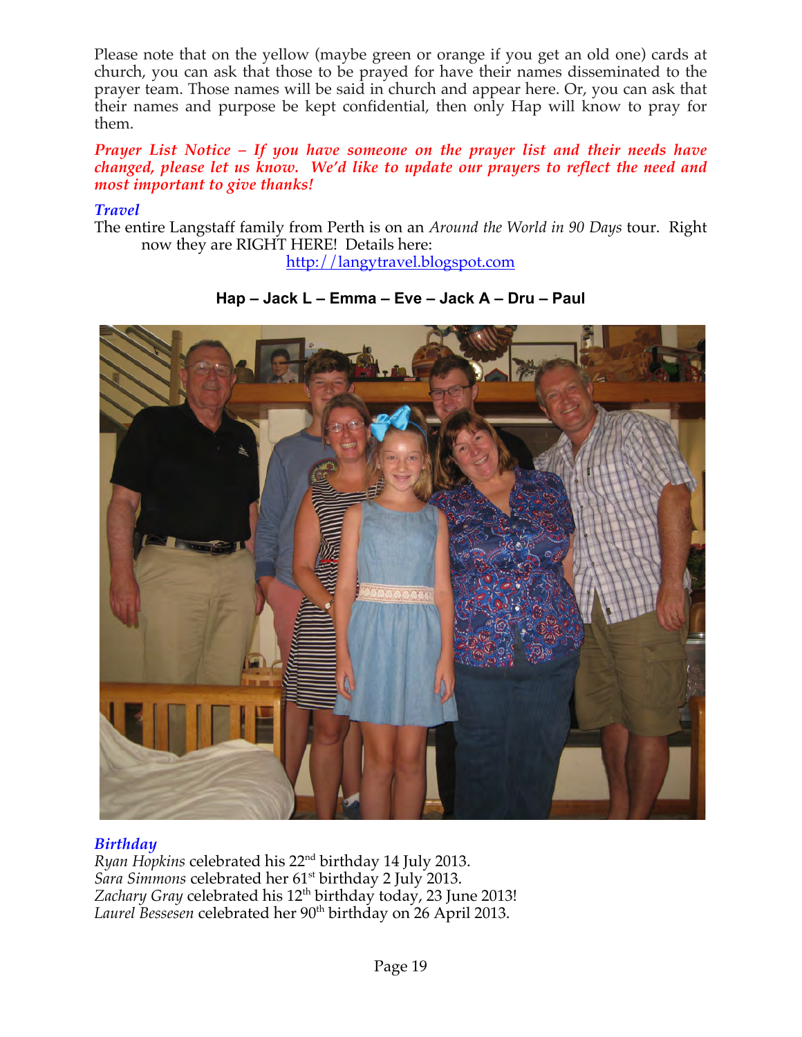Please note that on the yellow (maybe green or orange if you get an old one) cards at church, you can ask that those to be prayed for have their names disseminated to the prayer team. Those names will be said in church and appear here. Or, you can ask that their names and purpose be kept confidential, then only Hap will know to pray for them.

***Prayer List Notice – If you have someone on the prayer list and their needs have changed, please let us know. We'd like to update our prayers to reflect the need and most important to give thanks!***

***Travel***

The entire Langstaff family from Perth is on an *Around the World in 90 Days* tour. Right now they are RIGHT HERE! Details here:

http://langytravel.blogspot.com

**Hap – Jack L – Emma – Eve – Jack A – Dru – Paul**

***Birthday***

*Ryan Hopkins* celebrated his 22nd birthday 14 July 2013.
*Sara Simmons* celebrated her 61st birthday 2 July 2013.
*Zachary Gray* celebrated his 12th birthday today, 23 June 2013!
*Laurel Bessesen* celebrated her 90th birthday on 26 April 2013.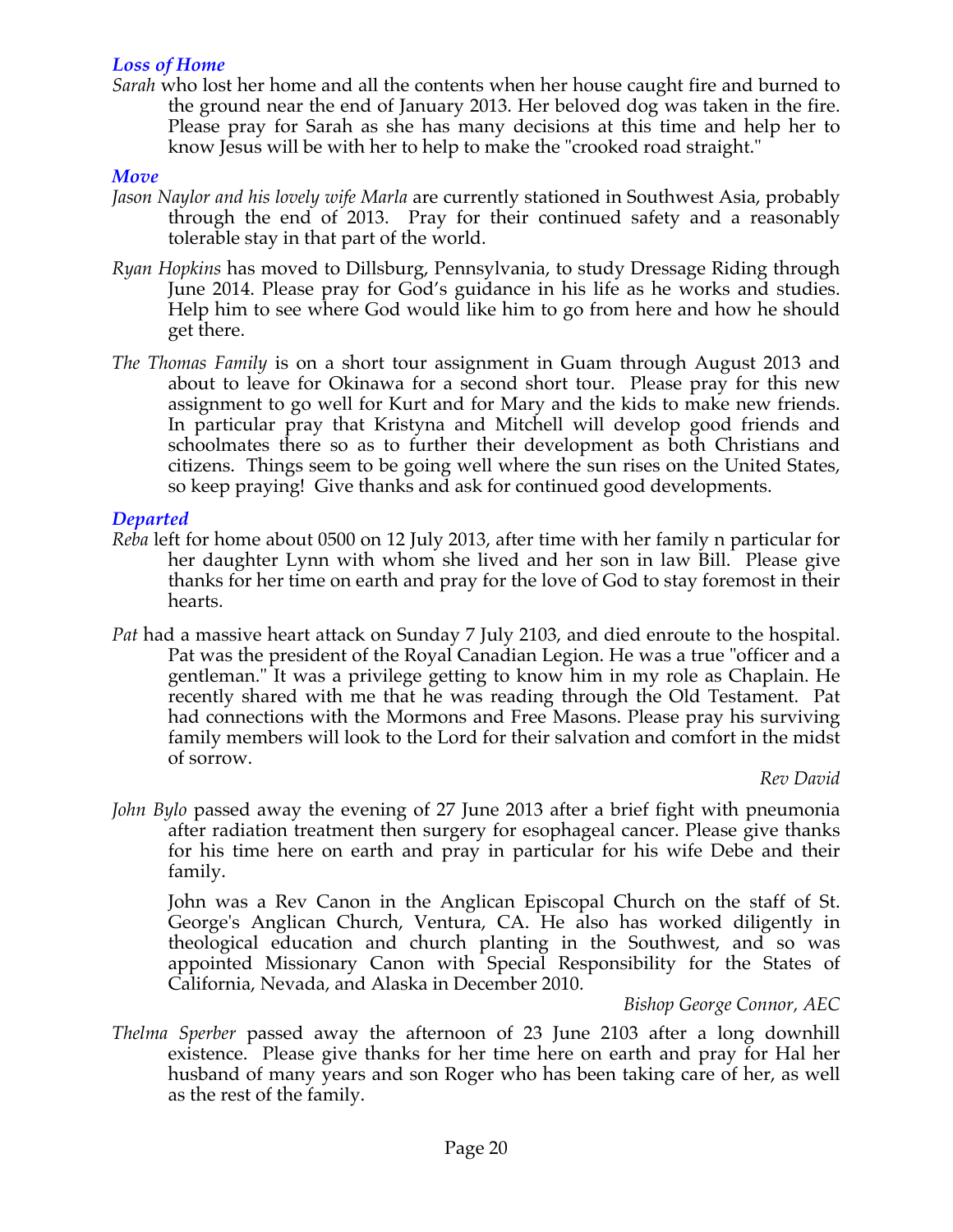### *Loss of Home*

*Sarah* who lost her home and all the contents when her house caught fire and burned to the ground near the end of January 2013. Her beloved dog was taken in the fire. Please pray for Sarah as she has many decisions at this time and help her to know Jesus will be with her to help to make the "crooked road straight."

### *Move*

*Jason Naylor and his lovely wife Marla* are currently stationed in Southwest Asia, probably through the end of 2013. Pray for their continued safety and a reasonably tolerable stay in that part of the world.

*Ryan Hopkins* has moved to Dillsburg, Pennsylvania, to study Dressage Riding through June 2014. Please pray for God's guidance in his life as he works and studies. Help him to see where God would like him to go from here and how he should get there.

*The Thomas Family* is on a short tour assignment in Guam through August 2013 and about to leave for Okinawa for a second short tour. Please pray for this new assignment to go well for Kurt and for Mary and the kids to make new friends. In particular pray that Kristyna and Mitchell will develop good friends and schoolmates there so as to further their development as both Christians and citizens. Things seem to be going well where the sun rises on the United States, so keep praying! Give thanks and ask for continued good developments.

### *Departed*

*Reba* left for home about 0500 on 12 July 2013, after time with her family n particular for her daughter Lynn with whom she lived and her son in law Bill. Please give thanks for her time on earth and pray for the love of God to stay foremost in their hearts.

*Pat* had a massive heart attack on Sunday 7 July 2103, and died enroute to the hospital. Pat was the president of the Royal Canadian Legion. He was a true "officer and a gentleman." It was a privilege getting to know him in my role as Chaplain. He recently shared with me that he was reading through the Old Testament. Pat had connections with the Mormons and Free Masons. Please pray his surviving family members will look to the Lord for their salvation and comfort in the midst of sorrow.

*Rev David*

*John Bylo* passed away the evening of 27 June 2013 after a brief fight with pneumonia after radiation treatment then surgery for esophageal cancer. Please give thanks for his time here on earth and pray in particular for his wife Debe and their family.

John was a Rev Canon in the Anglican Episcopal Church on the staff of St. George's Anglican Church, Ventura, CA. He also has worked diligently in theological education and church planting in the Southwest, and so was appointed Missionary Canon with Special Responsibility for the States of California, Nevada, and Alaska in December 2010.

*Bishop George Connor, AEC*

*Thelma Sperber* passed away the afternoon of 23 June 2103 after a long downhill existence. Please give thanks for her time here on earth and pray for Hal her husband of many years and son Roger who has been taking care of her, as well as the rest of the family.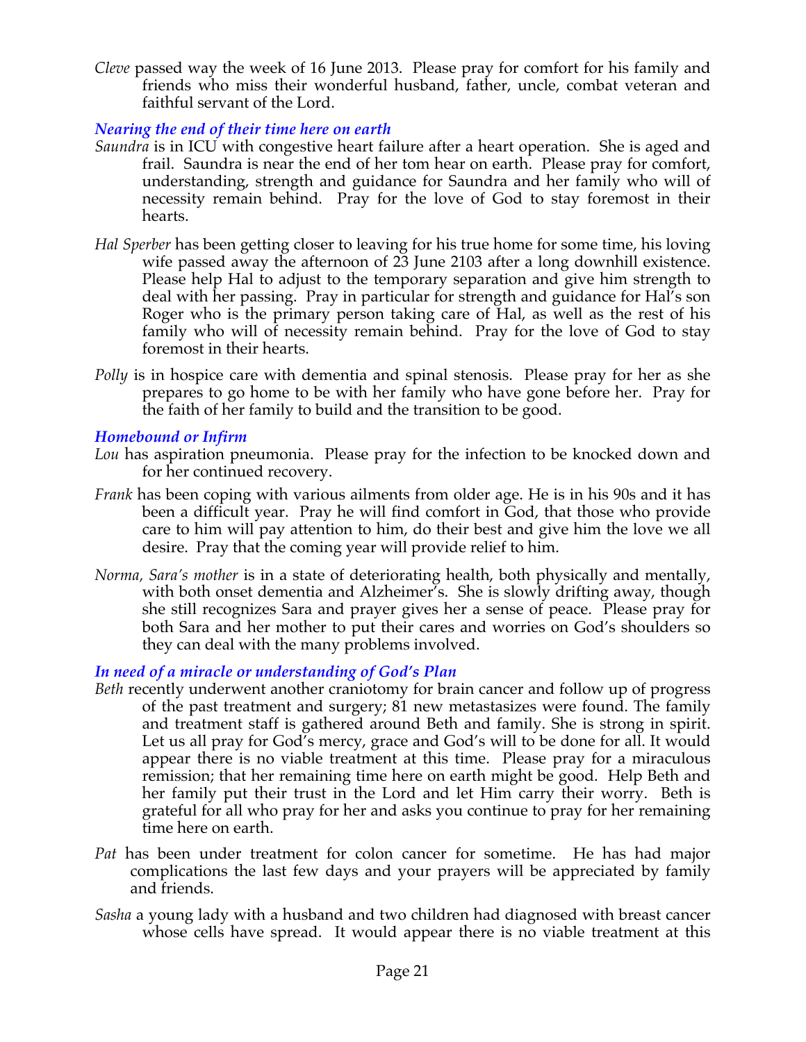*Cleve* passed way the week of 16 June 2013. Please pray for comfort for his family and friends who miss their wonderful husband, father, uncle, combat veteran and faithful servant of the Lord.

### *Nearing the end of their time here on earth*

*Saundra* is in ICU with congestive heart failure after a heart operation. She is aged and frail. Saundra is near the end of her tom hear on earth. Please pray for comfort, understanding, strength and guidance for Saundra and her family who will of necessity remain behind. Pray for the love of God to stay foremost in their hearts.

*Hal Sperber* has been getting closer to leaving for his true home for some time, his loving wife passed away the afternoon of 23 June 2103 after a long downhill existence. Please help Hal to adjust to the temporary separation and give him strength to deal with her passing. Pray in particular for strength and guidance for Hal's son Roger who is the primary person taking care of Hal, as well as the rest of his family who will of necessity remain behind. Pray for the love of God to stay foremost in their hearts.

*Polly* is in hospice care with dementia and spinal stenosis. Please pray for her as she prepares to go home to be with her family who have gone before her. Pray for the faith of her family to build and the transition to be good.

### *Homebound or Infirm*

*Lou* has aspiration pneumonia. Please pray for the infection to be knocked down and for her continued recovery.

*Frank* has been coping with various ailments from older age. He is in his 90s and it has been a difficult year. Pray he will find comfort in God, that those who provide care to him will pay attention to him, do their best and give him the love we all desire. Pray that the coming year will provide relief to him.

*Norma, Sara's mother* is in a state of deteriorating health, both physically and mentally, with both onset dementia and Alzheimer's. She is slowly drifting away, though she still recognizes Sara and prayer gives her a sense of peace. Please pray for both Sara and her mother to put their cares and worries on God's shoulders so they can deal with the many problems involved.

### *In need of a miracle or understanding of God's Plan*

*Beth* recently underwent another craniotomy for brain cancer and follow up of progress of the past treatment and surgery; 81 new metastasizes were found. The family and treatment staff is gathered around Beth and family. She is strong in spirit. Let us all pray for God's mercy, grace and God's will to be done for all. It would appear there is no viable treatment at this time. Please pray for a miraculous remission; that her remaining time here on earth might be good. Help Beth and her family put their trust in the Lord and let Him carry their worry. Beth is grateful for all who pray for her and asks you continue to pray for her remaining time here on earth.

*Pat* has been under treatment for colon cancer for sometime. He has had major complications the last few days and your prayers will be appreciated by family and friends.

*Sasha* a young lady with a husband and two children had diagnosed with breast cancer whose cells have spread. It would appear there is no viable treatment at this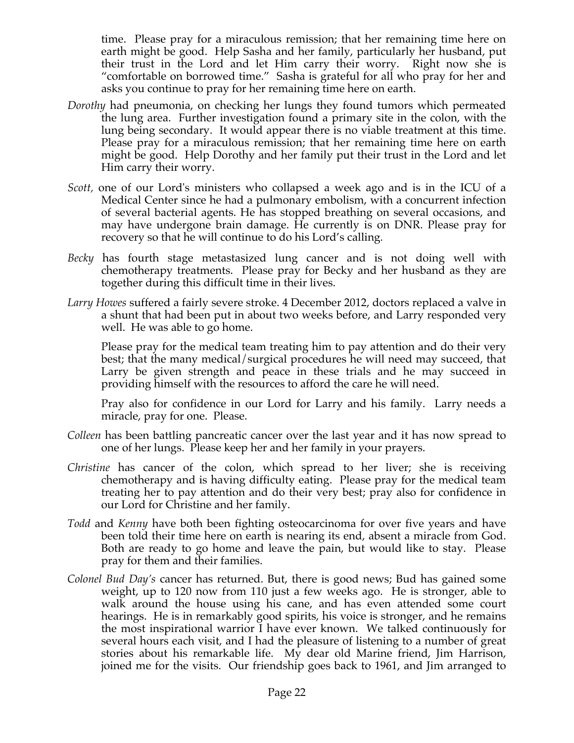time. Please pray for a miraculous remission; that her remaining time here on earth might be good. Help Sasha and her family, particularly her husband, put their trust in the Lord and let Him carry their worry. Right now she is "comfortable on borrowed time." Sasha is grateful for all who pray for her and asks you continue to pray for her remaining time here on earth.

*Dorothy* had pneumonia, on checking her lungs they found tumors which permeated the lung area. Further investigation found a primary site in the colon, with the lung being secondary. It would appear there is no viable treatment at this time. Please pray for a miraculous remission; that her remaining time here on earth might be good. Help Dorothy and her family put their trust in the Lord and let Him carry their worry.

*Scott,* one of our Lord's ministers who collapsed a week ago and is in the ICU of a Medical Center since he had a pulmonary embolism, with a concurrent infection of several bacterial agents. He has stopped breathing on several occasions, and may have undergone brain damage. He currently is on DNR. Please pray for recovery so that he will continue to do his Lord's calling.

*Becky* has fourth stage metastasized lung cancer and is not doing well with chemotherapy treatments. Please pray for Becky and her husband as they are together during this difficult time in their lives.

*Larry Howes* suffered a fairly severe stroke. 4 December 2012, doctors replaced a valve in a shunt that had been put in about two weeks before, and Larry responded very well. He was able to go home.

Please pray for the medical team treating him to pay attention and do their very best; that the many medical/surgical procedures he will need may succeed, that Larry be given strength and peace in these trials and he may succeed in providing himself with the resources to afford the care he will need.

Pray also for confidence in our Lord for Larry and his family. Larry needs a miracle, pray for one. Please.

*Colleen* has been battling pancreatic cancer over the last year and it has now spread to one of her lungs. Please keep her and her family in your prayers.

*Christine* has cancer of the colon, which spread to her liver; she is receiving chemotherapy and is having difficulty eating. Please pray for the medical team treating her to pay attention and do their very best; pray also for confidence in our Lord for Christine and her family.

*Todd* and *Kenny* have both been fighting osteocarcinoma for over five years and have been told their time here on earth is nearing its end, absent a miracle from God. Both are ready to go home and leave the pain, but would like to stay. Please pray for them and their families.

*Colonel Bud Day's* cancer has returned. But, there is good news; Bud has gained some weight, up to 120 now from 110 just a few weeks ago. He is stronger, able to walk around the house using his cane, and has even attended some court hearings. He is in remarkably good spirits, his voice is stronger, and he remains the most inspirational warrior I have ever known. We talked continuously for several hours each visit, and I had the pleasure of listening to a number of great stories about his remarkable life. My dear old Marine friend, Jim Harrison, joined me for the visits. Our friendship goes back to 1961, and Jim arranged to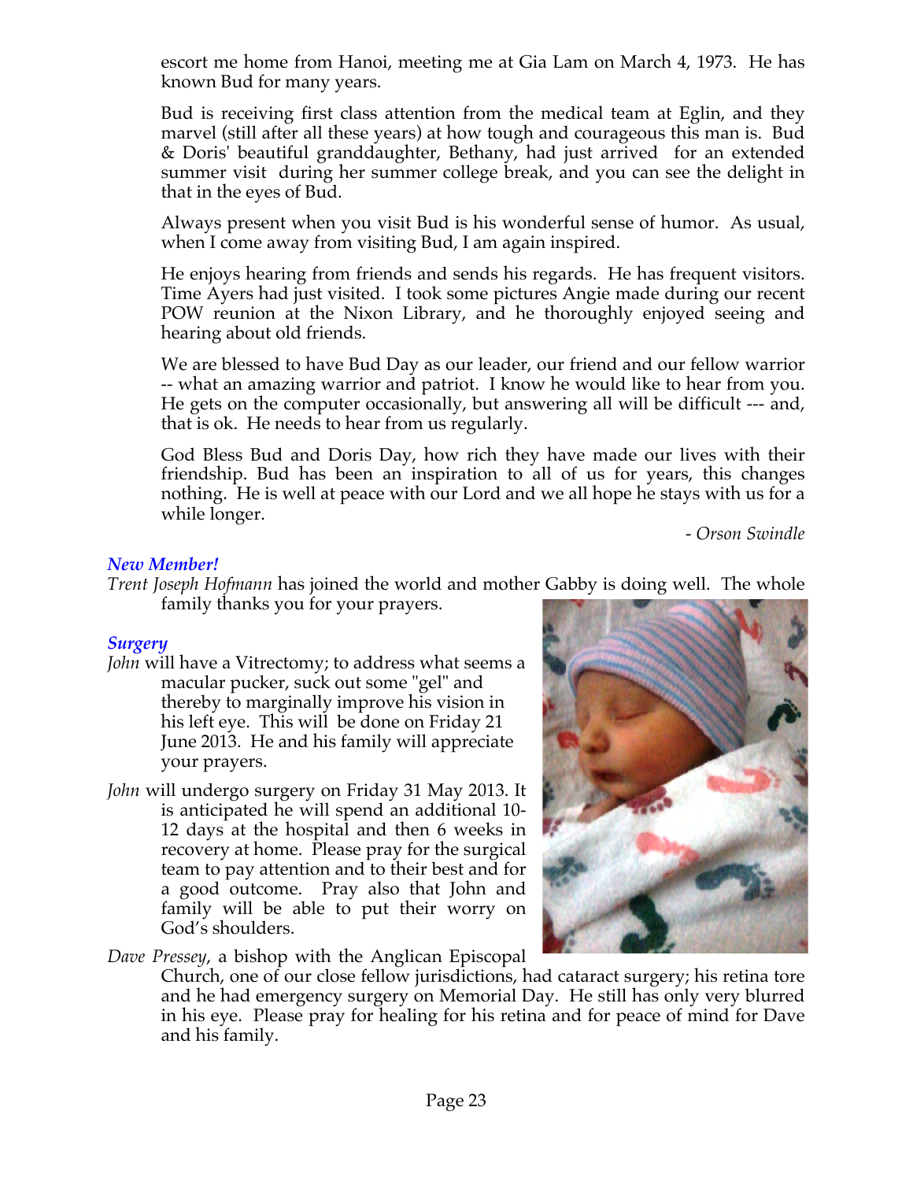escort me home from Hanoi, meeting me at Gia Lam on March 4, 1973. He has known Bud for many years.

Bud is receiving first class attention from the medical team at Eglin, and they marvel (still after all these years) at how tough and courageous this man is. Bud & Doris' beautiful granddaughter, Bethany, had just arrived for an extended summer visit during her summer college break, and you can see the delight in that in the eyes of Bud.

Always present when you visit Bud is his wonderful sense of humor. As usual, when I come away from visiting Bud, I am again inspired.

He enjoys hearing from friends and sends his regards. He has frequent visitors. Time Ayers had just visited. I took some pictures Angie made during our recent POW reunion at the Nixon Library, and he thoroughly enjoyed seeing and hearing about old friends.

We are blessed to have Bud Day as our leader, our friend and our fellow warrior -- what an amazing warrior and patriot. I know he would like to hear from you. He gets on the computer occasionally, but answering all will be difficult --- and, that is ok. He needs to hear from us regularly.

God Bless Bud and Doris Day, how rich they have made our lives with their friendship. Bud has been an inspiration to all of us for years, this changes nothing. He is well at peace with our Lord and we all hope he stays with us for a while longer.

*- Orson Swindle*

### *New Member!*

*Trent Joseph Hofmann* has joined the world and mother Gabby is doing well. The whole family thanks you for your prayers.

### *Surgery*

*John* will have a Vitrectomy; to address what seems a macular pucker, suck out some "gel" and thereby to marginally improve his vision in his left eye. This will be done on Friday 21 June 2013. He and his family will appreciate your prayers.

*John* will undergo surgery on Friday 31 May 2013. It is anticipated he will spend an additional 10-12 days at the hospital and then 6 weeks in recovery at home. Please pray for the surgical team to pay attention and to their best and for a good outcome. Pray also that John and family will be able to put their worry on God's shoulders.

*Dave Pressey*, a bishop with the Anglican Episcopal Church, one of our close fellow jurisdictions, had cataract surgery; his retina tore and he had emergency surgery on Memorial Day. He still has only very blurred in his eye. Please pray for healing for his retina and for peace of mind for Dave and his family.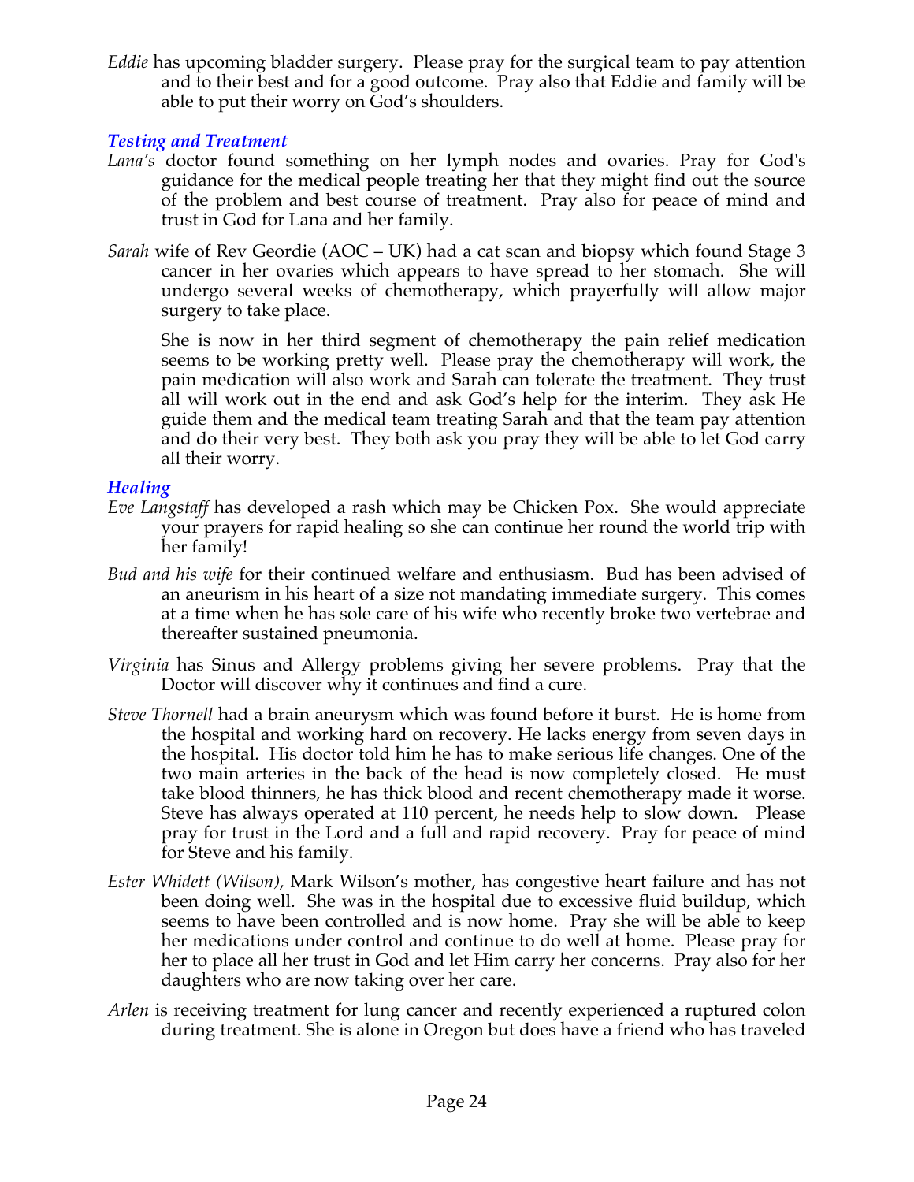*Eddie* has upcoming bladder surgery. Please pray for the surgical team to pay attention and to their best and for a good outcome. Pray also that Eddie and family will be able to put their worry on God's shoulders.

### *Testing and Treatment*

*Lana's* doctor found something on her lymph nodes and ovaries. Pray for God's guidance for the medical people treating her that they might find out the source of the problem and best course of treatment. Pray also for peace of mind and trust in God for Lana and her family.

*Sarah* wife of Rev Geordie (AOC – UK) had a cat scan and biopsy which found Stage 3 cancer in her ovaries which appears to have spread to her stomach. She will undergo several weeks of chemotherapy, which prayerfully will allow major surgery to take place.

She is now in her third segment of chemotherapy the pain relief medication seems to be working pretty well. Please pray the chemotherapy will work, the pain medication will also work and Sarah can tolerate the treatment. They trust all will work out in the end and ask God's help for the interim. They ask He guide them and the medical team treating Sarah and that the team pay attention and do their very best. They both ask you pray they will be able to let God carry all their worry.

### *Healing*

*Eve Langstaff* has developed a rash which may be Chicken Pox. She would appreciate your prayers for rapid healing so she can continue her round the world trip with her family!

*Bud and his wife* for their continued welfare and enthusiasm. Bud has been advised of an aneurism in his heart of a size not mandating immediate surgery. This comes at a time when he has sole care of his wife who recently broke two vertebrae and thereafter sustained pneumonia.

*Virginia* has Sinus and Allergy problems giving her severe problems. Pray that the Doctor will discover why it continues and find a cure.

*Steve Thornell* had a brain aneurysm which was found before it burst. He is home from the hospital and working hard on recovery. He lacks energy from seven days in the hospital. His doctor told him he has to make serious life changes. One of the two main arteries in the back of the head is now completely closed. He must take blood thinners, he has thick blood and recent chemotherapy made it worse. Steve has always operated at 110 percent, he needs help to slow down. Please pray for trust in the Lord and a full and rapid recovery. Pray for peace of mind for Steve and his family.

*Ester Whidett (Wilson)*, Mark Wilson's mother, has congestive heart failure and has not been doing well. She was in the hospital due to excessive fluid buildup, which seems to have been controlled and is now home. Pray she will be able to keep her medications under control and continue to do well at home. Please pray for her to place all her trust in God and let Him carry her concerns. Pray also for her daughters who are now taking over her care.

*Arlen* is receiving treatment for lung cancer and recently experienced a ruptured colon during treatment. She is alone in Oregon but does have a friend who has traveled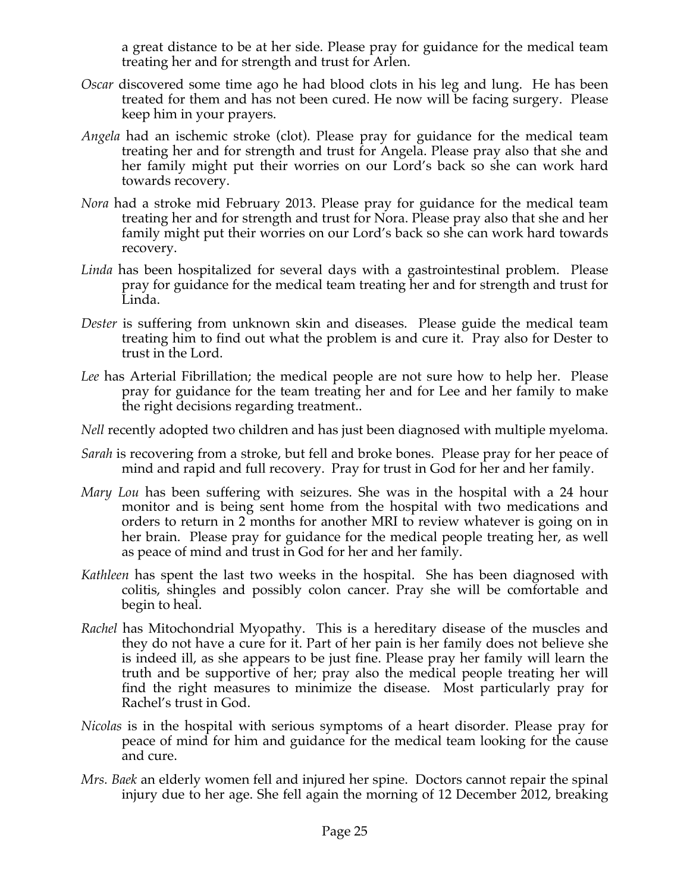a great distance to be at her side. Please pray for guidance for the medical team treating her and for strength and trust for Arlen.

*Oscar* discovered some time ago he had blood clots in his leg and lung. He has been treated for them and has not been cured. He now will be facing surgery. Please keep him in your prayers.

*Angela* had an ischemic stroke (clot). Please pray for guidance for the medical team treating her and for strength and trust for Angela. Please pray also that she and her family might put their worries on our Lord's back so she can work hard towards recovery.

*Nora* had a stroke mid February 2013. Please pray for guidance for the medical team treating her and for strength and trust for Nora. Please pray also that she and her family might put their worries on our Lord's back so she can work hard towards recovery.

*Linda* has been hospitalized for several days with a gastrointestinal problem. Please pray for guidance for the medical team treating her and for strength and trust for Linda.

*Dester* is suffering from unknown skin and diseases. Please guide the medical team treating him to find out what the problem is and cure it. Pray also for Dester to trust in the Lord.

*Lee* has Arterial Fibrillation; the medical people are not sure how to help her. Please pray for guidance for the team treating her and for Lee and her family to make the right decisions regarding treatment..

*Nell* recently adopted two children and has just been diagnosed with multiple myeloma.

*Sarah* is recovering from a stroke, but fell and broke bones. Please pray for her peace of mind and rapid and full recovery. Pray for trust in God for her and her family.

*Mary Lou* has been suffering with seizures. She was in the hospital with a 24 hour monitor and is being sent home from the hospital with two medications and orders to return in 2 months for another MRI to review whatever is going on in her brain. Please pray for guidance for the medical people treating her, as well as peace of mind and trust in God for her and her family.

*Kathleen* has spent the last two weeks in the hospital. She has been diagnosed with colitis, shingles and possibly colon cancer. Pray she will be comfortable and begin to heal.

*Rachel* has Mitochondrial Myopathy. This is a hereditary disease of the muscles and they do not have a cure for it. Part of her pain is her family does not believe she is indeed ill, as she appears to be just fine. Please pray her family will learn the truth and be supportive of her; pray also the medical people treating her will find the right measures to minimize the disease. Most particularly pray for Rachel's trust in God.

*Nicolas* is in the hospital with serious symptoms of a heart disorder. Please pray for peace of mind for him and guidance for the medical team looking for the cause and cure.

*Mrs. Baek* an elderly women fell and injured her spine. Doctors cannot repair the spinal injury due to her age. She fell again the morning of 12 December 2012, breaking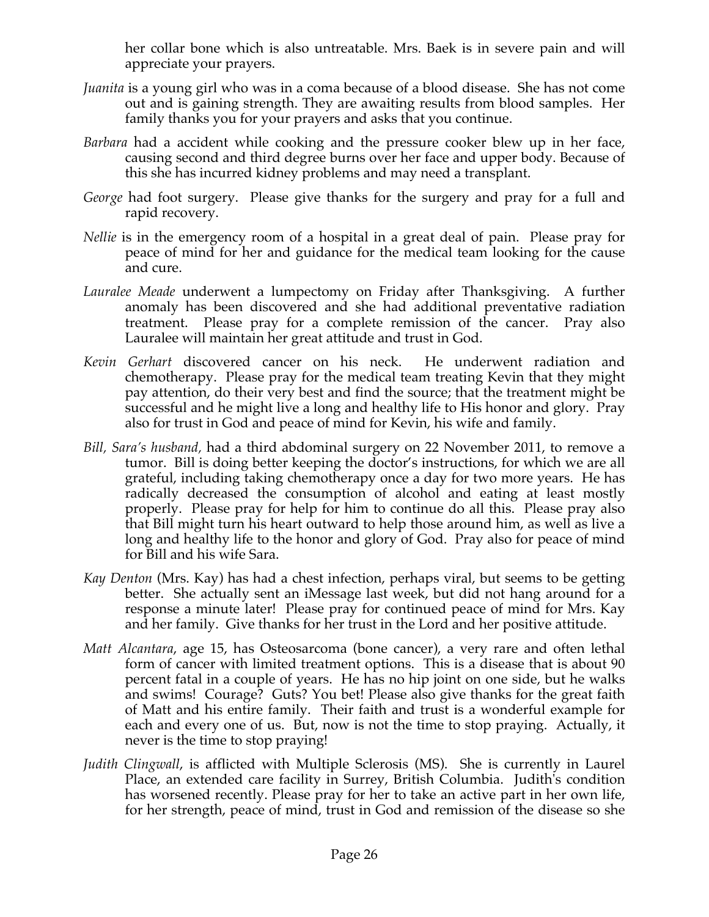her collar bone which is also untreatable. Mrs. Baek is in severe pain and will appreciate your prayers.

*Juanita* is a young girl who was in a coma because of a blood disease. She has not come out and is gaining strength. They are awaiting results from blood samples. Her family thanks you for your prayers and asks that you continue.

*Barbara* had a accident while cooking and the pressure cooker blew up in her face, causing second and third degree burns over her face and upper body. Because of this she has incurred kidney problems and may need a transplant.

*George* had foot surgery. Please give thanks for the surgery and pray for a full and rapid recovery.

*Nellie* is in the emergency room of a hospital in a great deal of pain. Please pray for peace of mind for her and guidance for the medical team looking for the cause and cure.

*Lauralee Meade* underwent a lumpectomy on Friday after Thanksgiving. A further anomaly has been discovered and she had additional preventative radiation treatment. Please pray for a complete remission of the cancer. Pray also Lauralee will maintain her great attitude and trust in God.

*Kevin Gerhart* discovered cancer on his neck. He underwent radiation and chemotherapy. Please pray for the medical team treating Kevin that they might pay attention, do their very best and find the source; that the treatment might be successful and he might live a long and healthy life to His honor and glory. Pray also for trust in God and peace of mind for Kevin, his wife and family.

*Bill, Sara's husband,* had a third abdominal surgery on 22 November 2011, to remove a tumor. Bill is doing better keeping the doctor's instructions, for which we are all grateful, including taking chemotherapy once a day for two more years. He has radically decreased the consumption of alcohol and eating at least mostly properly. Please pray for help for him to continue do all this. Please pray also that Bill might turn his heart outward to help those around him, as well as live a long and healthy life to the honor and glory of God. Pray also for peace of mind for Bill and his wife Sara.

*Kay Denton* (Mrs. Kay) has had a chest infection, perhaps viral, but seems to be getting better. She actually sent an iMessage last week, but did not hang around for a response a minute later! Please pray for continued peace of mind for Mrs. Kay and her family. Give thanks for her trust in the Lord and her positive attitude.

*Matt Alcantara*, age 15, has Osteosarcoma (bone cancer), a very rare and often lethal form of cancer with limited treatment options. This is a disease that is about 90 percent fatal in a couple of years. He has no hip joint on one side, but he walks and swims! Courage? Guts? You bet! Please also give thanks for the great faith of Matt and his entire family. Their faith and trust is a wonderful example for each and every one of us. But, now is not the time to stop praying. Actually, it never is the time to stop praying!

*Judith Clingwall*, is afflicted with Multiple Sclerosis (MS). She is currently in Laurel Place, an extended care facility in Surrey, British Columbia. Judith's condition has worsened recently. Please pray for her to take an active part in her own life, for her strength, peace of mind, trust in God and remission of the disease so she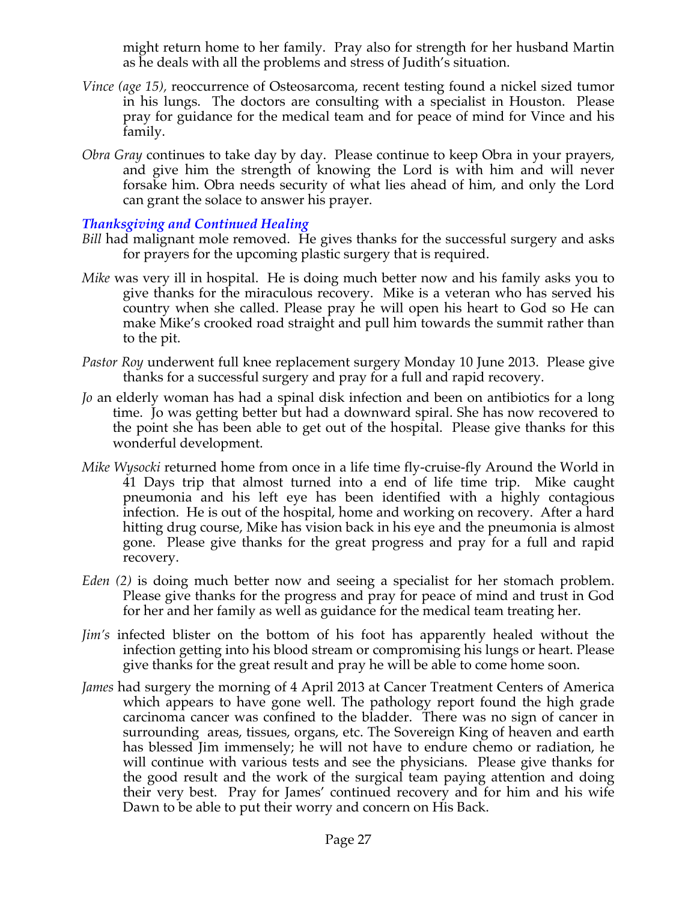might return home to her family. Pray also for strength for her husband Martin as he deals with all the problems and stress of Judith's situation.

*Vince (age 15),* reoccurrence of Osteosarcoma, recent testing found a nickel sized tumor in his lungs. The doctors are consulting with a specialist in Houston. Please pray for guidance for the medical team and for peace of mind for Vince and his family.

*Obra Gray* continues to take day by day. Please continue to keep Obra in your prayers, and give him the strength of knowing the Lord is with him and will never forsake him. Obra needs security of what lies ahead of him, and only the Lord can grant the solace to answer his prayer.

### *Thanksgiving and Continued Healing*

*Bill* had malignant mole removed. He gives thanks for the successful surgery and asks for prayers for the upcoming plastic surgery that is required.

*Mike* was very ill in hospital. He is doing much better now and his family asks you to give thanks for the miraculous recovery. Mike is a veteran who has served his country when she called. Please pray he will open his heart to God so He can make Mike's crooked road straight and pull him towards the summit rather than to the pit.

*Pastor Roy* underwent full knee replacement surgery Monday 10 June 2013. Please give thanks for a successful surgery and pray for a full and rapid recovery.

*Jo* an elderly woman has had a spinal disk infection and been on antibiotics for a long time. Jo was getting better but had a downward spiral. She has now recovered to the point she has been able to get out of the hospital. Please give thanks for this wonderful development.

*Mike Wysocki* returned home from once in a life time fly-cruise-fly Around the World in 41 Days trip that almost turned into a end of life time trip. Mike caught pneumonia and his left eye has been identified with a highly contagious infection. He is out of the hospital, home and working on recovery. After a hard hitting drug course, Mike has vision back in his eye and the pneumonia is almost gone. Please give thanks for the great progress and pray for a full and rapid recovery.

*Eden (2)* is doing much better now and seeing a specialist for her stomach problem. Please give thanks for the progress and pray for peace of mind and trust in God for her and her family as well as guidance for the medical team treating her.

*Jim's* infected blister on the bottom of his foot has apparently healed without the infection getting into his blood stream or compromising his lungs or heart. Please give thanks for the great result and pray he will be able to come home soon.

*James* had surgery the morning of 4 April 2013 at Cancer Treatment Centers of America which appears to have gone well. The pathology report found the high grade carcinoma cancer was confined to the bladder. There was no sign of cancer in surrounding areas, tissues, organs, etc. The Sovereign King of heaven and earth has blessed Jim immensely; he will not have to endure chemo or radiation, he will continue with various tests and see the physicians. Please give thanks for the good result and the work of the surgical team paying attention and doing their very best. Pray for James' continued recovery and for him and his wife Dawn to be able to put their worry and concern on His Back.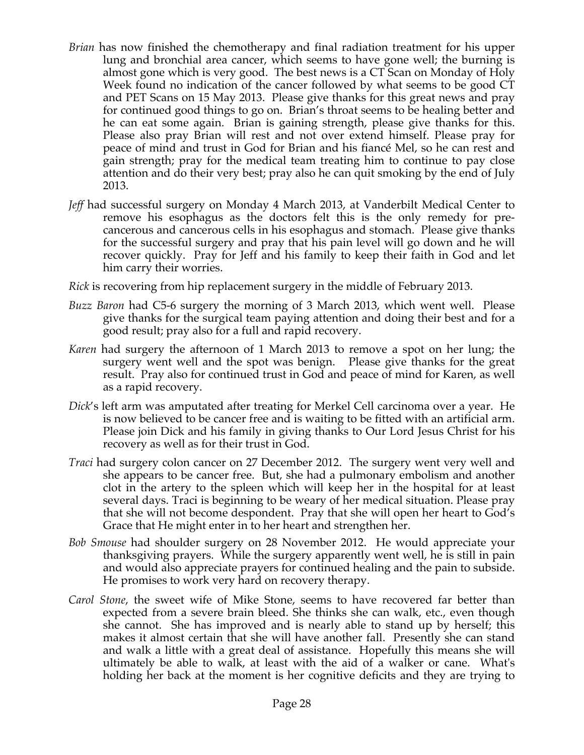*Brian* has now finished the chemotherapy and final radiation treatment for his upper lung and bronchial area cancer, which seems to have gone well; the burning is almost gone which is very good. The best news is a CT Scan on Monday of Holy Week found no indication of the cancer followed by what seems to be good CT and PET Scans on 15 May 2013. Please give thanks for this great news and pray for continued good things to go on. Brian's throat seems to be healing better and he can eat some again. Brian is gaining strength, please give thanks for this. Please also pray Brian will rest and not over extend himself. Please pray for peace of mind and trust in God for Brian and his fiancé Mel, so he can rest and gain strength; pray for the medical team treating him to continue to pay close attention and do their very best; pray also he can quit smoking by the end of July 2013.

*Jeff* had successful surgery on Monday 4 March 2013, at Vanderbilt Medical Center to remove his esophagus as the doctors felt this is the only remedy for pre-cancerous and cancerous cells in his esophagus and stomach. Please give thanks for the successful surgery and pray that his pain level will go down and he will recover quickly. Pray for Jeff and his family to keep their faith in God and let him carry their worries.

*Rick* is recovering from hip replacement surgery in the middle of February 2013.

*Buzz Baron* had C5-6 surgery the morning of 3 March 2013, which went well. Please give thanks for the surgical team paying attention and doing their best and for a good result; pray also for a full and rapid recovery.

*Karen* had surgery the afternoon of 1 March 2013 to remove a spot on her lung; the surgery went well and the spot was benign. Please give thanks for the great result. Pray also for continued trust in God and peace of mind for Karen, as well as a rapid recovery.

*Dick*'s left arm was amputated after treating for Merkel Cell carcinoma over a year. He is now believed to be cancer free and is waiting to be fitted with an artificial arm. Please join Dick and his family in giving thanks to Our Lord Jesus Christ for his recovery as well as for their trust in God.

*Traci* had surgery colon cancer on 27 December 2012. The surgery went very well and she appears to be cancer free. But, she had a pulmonary embolism and another clot in the artery to the spleen which will keep her in the hospital for at least several days. Traci is beginning to be weary of her medical situation. Please pray that she will not become despondent. Pray that she will open her heart to God's Grace that He might enter in to her heart and strengthen her.

*Bob Smouse* had shoulder surgery on 28 November 2012. He would appreciate your thanksgiving prayers. While the surgery apparently went well, he is still in pain and would also appreciate prayers for continued healing and the pain to subside. He promises to work very hard on recovery therapy.

*Carol Stone*, the sweet wife of Mike Stone, seems to have recovered far better than expected from a severe brain bleed. She thinks she can walk, etc., even though she cannot. She has improved and is nearly able to stand up by herself; this makes it almost certain that she will have another fall. Presently she can stand and walk a little with a great deal of assistance. Hopefully this means she will ultimately be able to walk, at least with the aid of a walker or cane. What's holding her back at the moment is her cognitive deficits and they are trying to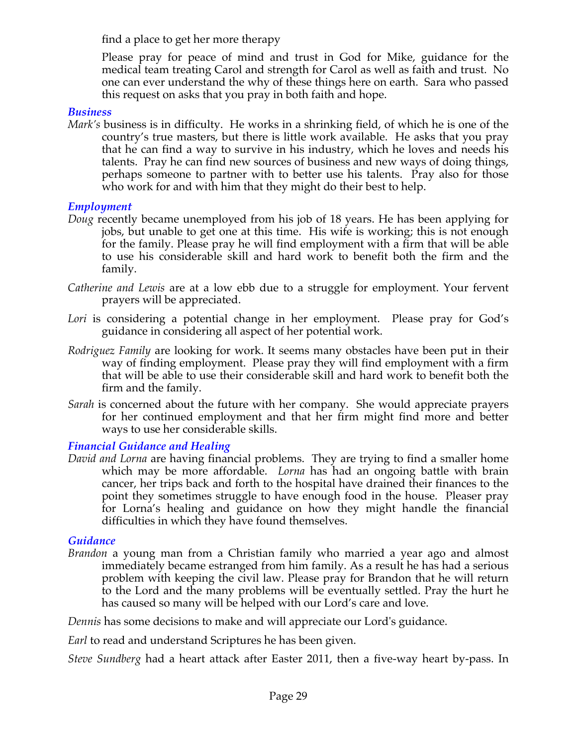find a place to get her more therapy

Please pray for peace of mind and trust in God for Mike, guidance for the medical team treating Carol and strength for Carol as well as faith and trust. No one can ever understand the why of these things here on earth. Sara who passed this request on asks that you pray in both faith and hope.

### *Business*

*Mark's* business is in difficulty. He works in a shrinking field, of which he is one of the country's true masters, but there is little work available. He asks that you pray that he can find a way to survive in his industry, which he loves and needs his talents. Pray he can find new sources of business and new ways of doing things, perhaps someone to partner with to better use his talents. Pray also for those who work for and with him that they might do their best to help.

### *Employment*

*Doug* recently became unemployed from his job of 18 years. He has been applying for jobs, but unable to get one at this time. His wife is working; this is not enough for the family. Please pray he will find employment with a firm that will be able to use his considerable skill and hard work to benefit both the firm and the family.

*Catherine and Lewis* are at a low ebb due to a struggle for employment. Your fervent prayers will be appreciated.

*Lori* is considering a potential change in her employment. Please pray for God's guidance in considering all aspect of her potential work.

*Rodriguez Family* are looking for work. It seems many obstacles have been put in their way of finding employment. Please pray they will find employment with a firm that will be able to use their considerable skill and hard work to benefit both the firm and the family.

*Sarah* is concerned about the future with her company. She would appreciate prayers for her continued employment and that her firm might find more and better ways to use her considerable skills.

### *Financial Guidance and Healing*

*David and Lorna* are having financial problems. They are trying to find a smaller home which may be more affordable. *Lorna* has had an ongoing battle with brain cancer, her trips back and forth to the hospital have drained their finances to the point they sometimes struggle to have enough food in the house. Pleaser pray for Lorna's healing and guidance on how they might handle the financial difficulties in which they have found themselves.

### *Guidance*

*Brandon* a young man from a Christian family who married a year ago and almost immediately became estranged from him family. As a result he has had a serious problem with keeping the civil law. Please pray for Brandon that he will return to the Lord and the many problems will be eventually settled. Pray the hurt he has caused so many will be helped with our Lord's care and love.

*Dennis* has some decisions to make and will appreciate our Lord's guidance.

*Earl* to read and understand Scriptures he has been given.

*Steve Sundberg* had a heart attack after Easter 2011, then a five-way heart by-pass. In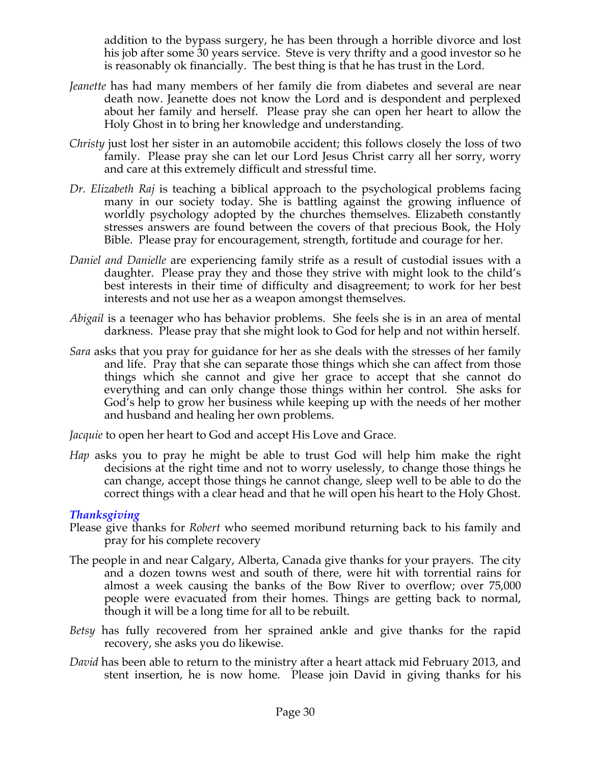addition to the bypass surgery, he has been through a horrible divorce and lost his job after some 30 years service. Steve is very thrifty and a good investor so he is reasonably ok financially. The best thing is that he has trust in the Lord.

*Jeanette* has had many members of her family die from diabetes and several are near death now. Jeanette does not know the Lord and is despondent and perplexed about her family and herself. Please pray she can open her heart to allow the Holy Ghost in to bring her knowledge and understanding.

*Christy* just lost her sister in an automobile accident; this follows closely the loss of two family. Please pray she can let our Lord Jesus Christ carry all her sorry, worry and care at this extremely difficult and stressful time.

*Dr. Elizabeth Raj* is teaching a biblical approach to the psychological problems facing many in our society today. She is battling against the growing influence of worldly psychology adopted by the churches themselves. Elizabeth constantly stresses answers are found between the covers of that precious Book, the Holy Bible. Please pray for encouragement, strength, fortitude and courage for her.

*Daniel and Danielle* are experiencing family strife as a result of custodial issues with a daughter. Please pray they and those they strive with might look to the child's best interests in their time of difficulty and disagreement; to work for her best interests and not use her as a weapon amongst themselves.

*Abigail* is a teenager who has behavior problems. She feels she is in an area of mental darkness. Please pray that she might look to God for help and not within herself.

*Sara* asks that you pray for guidance for her as she deals with the stresses of her family and life. Pray that she can separate those things which she can affect from those things which she cannot and give her grace to accept that she cannot do everything and can only change those things within her control. She asks for God's help to grow her business while keeping up with the needs of her mother and husband and healing her own problems.

*Jacquie* to open her heart to God and accept His Love and Grace.

*Hap* asks you to pray he might be able to trust God will help him make the right decisions at the right time and not to worry uselessly, to change those things he can change, accept those things he cannot change, sleep well to be able to do the correct things with a clear head and that he will open his heart to the Holy Ghost.

### *Thanksgiving*

Please give thanks for *Robert* who seemed moribund returning back to his family and pray for his complete recovery

The people in and near Calgary, Alberta, Canada give thanks for your prayers. The city and a dozen towns west and south of there, were hit with torrential rains for almost a week causing the banks of the Bow River to overflow; over 75,000 people were evacuated from their homes. Things are getting back to normal, though it will be a long time for all to be rebuilt.

*Betsy* has fully recovered from her sprained ankle and give thanks for the rapid recovery, she asks you do likewise.

*David* has been able to return to the ministry after a heart attack mid February 2013, and stent insertion, he is now home. Please join David in giving thanks for his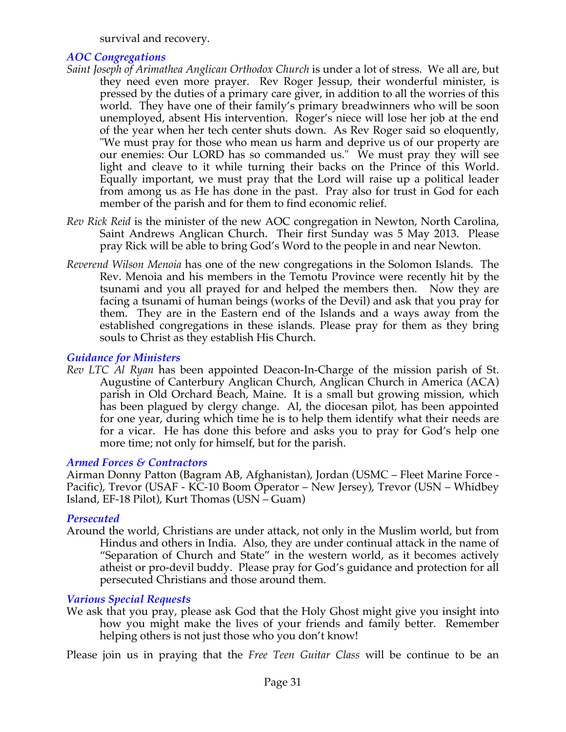survival and recovery.

### *AOC Congregations*

*Saint Joseph of Arimathea Anglican Orthodox Church* is under a lot of stress. We all are, but they need even more prayer. Rev Roger Jessup, their wonderful minister, is pressed by the duties of a primary care giver, in addition to all the worries of this world. They have one of their family's primary breadwinners who will be soon unemployed, absent His intervention. Roger's niece will lose her job at the end of the year when her tech center shuts down. As Rev Roger said so eloquently, "We must pray for those who mean us harm and deprive us of our property are our enemies: Our LORD has so commanded us." We must pray they will see light and cleave to it while turning their backs on the Prince of this World. Equally important, we must pray that the Lord will raise up a political leader from among us as He has done in the past. Pray also for trust in God for each member of the parish and for them to find economic relief.

*Rev Rick Reid* is the minister of the new AOC congregation in Newton, North Carolina, Saint Andrews Anglican Church. Their first Sunday was 5 May 2013. Please pray Rick will be able to bring God's Word to the people in and near Newton.

*Reverend Wilson Menoia* has one of the new congregations in the Solomon Islands. The Rev. Menoia and his members in the Temotu Province were recently hit by the tsunami and you all prayed for and helped the members then. Now they are facing a tsunami of human beings (works of the Devil) and ask that you pray for them. They are in the Eastern end of the Islands and a ways away from the established congregations in these islands. Please pray for them as they bring souls to Christ as they establish His Church.

### *Guidance for Ministers*

*Rev LTC Al Ryan* has been appointed Deacon-In-Charge of the mission parish of St. Augustine of Canterbury Anglican Church, Anglican Church in America (ACA) parish in Old Orchard Beach, Maine. It is a small but growing mission, which has been plagued by clergy change. Al, the diocesan pilot, has been appointed for one year, during which time he is to help them identify what their needs are for a vicar. He has done this before and asks you to pray for God's help one more time; not only for himself, but for the parish.

### *Armed Forces & Contractors*

Airman Donny Patton (Bagram AB, Afghanistan), Jordan (USMC – Fleet Marine Force - Pacific), Trevor (USAF - KC-10 Boom Operator – New Jersey), Trevor (USN – Whidbey Island, EF-18 Pilot), Kurt Thomas (USN – Guam)

### *Persecuted*

Around the world, Christians are under attack, not only in the Muslim world, but from Hindus and others in India. Also, they are under continual attack in the name of "Separation of Church and State" in the western world, as it becomes actively atheist or pro-devil buddy. Please pray for God's guidance and protection for all persecuted Christians and those around them.

### *Various Special Requests*

We ask that you pray, please ask God that the Holy Ghost might give you insight into how you might make the lives of your friends and family better. Remember helping others is not just those who you don't know!

Please join us in praying that the *Free Teen Guitar Class* will be continue to be an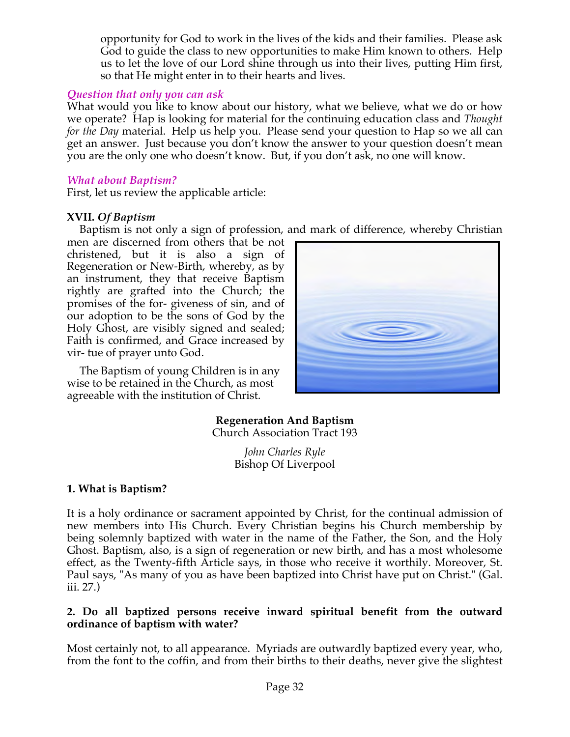opportunity for God to work in the lives of the kids and their families. Please ask God to guide the class to new opportunities to make Him known to others. Help us to let the love of our Lord shine through us into their lives, putting Him first, so that He might enter in to their hearts and lives.

### *Question that only you can ask*

What would you like to know about our history, what we believe, what we do or how we operate? Hap is looking for material for the continuing education class and *Thought for the Day* material. Help us help you. Please send your question to Hap so we all can get an answer. Just because you don't know the answer to your question doesn't mean you are the only one who doesn't know. But, if you don't ask, no one will know.

### *What about Baptism?*

First, let us review the applicable article:

**XVII.** ***Of Baptism***

Baptism is not only a sign of profession, and mark of difference, whereby Christian men are discerned from others that be not christened, but it is also a sign of Regeneration or New-Birth, whereby, as by an instrument, they that receive Baptism rightly are grafted into the Church; the promises of the for- giveness of sin, and of our adoption to be the sons of God by the Holy Ghost, are visibly signed and sealed; Faith is confirmed, and Grace increased by vir- tue of prayer unto God.

The Baptism of young Children is in any wise to be retained in the Church, as most agreeable with the institution of Christ.

**Regeneration And Baptism**
Church Association Tract 193

*John Charles Ryle*
Bishop Of Liverpool

**1. What is Baptism?**

It is a holy ordinance or sacrament appointed by Christ, for the continual admission of new members into His Church. Every Christian begins his Church membership by being solemnly baptized with water in the name of the Father, the Son, and the Holy Ghost. Baptism, also, is a sign of regeneration or new birth, and has a most wholesome effect, as the Twenty-fifth Article says, in those who receive it worthily. Moreover, St. Paul says, "As many of you as have been baptized into Christ have put on Christ." (Gal. iii. 27.)

**2. Do all baptized persons receive inward spiritual benefit from the outward ordinance of baptism with water?**

Most certainly not, to all appearance. Myriads are outwardly baptized every year, who, from the font to the coffin, and from their births to their deaths, never give the slightest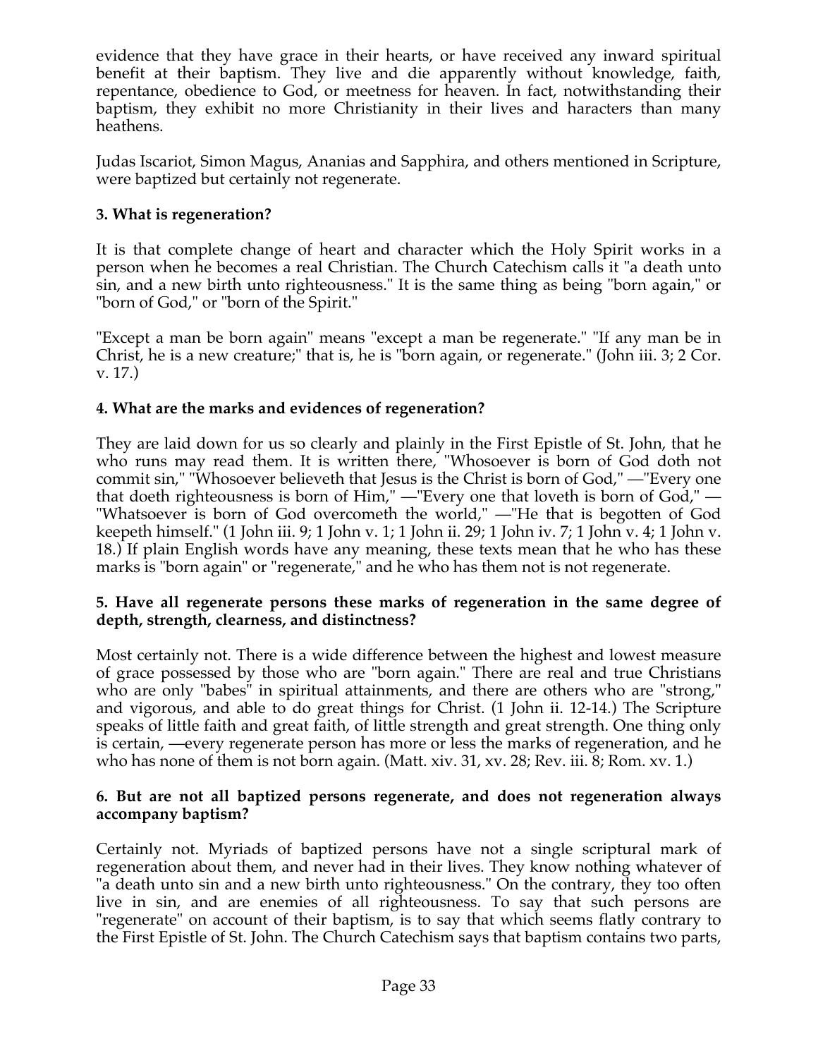evidence that they have grace in their hearts, or have received any inward spiritual benefit at their baptism. They live and die apparently without knowledge, faith, repentance, obedience to God, or meetness for heaven. In fact, notwithstanding their baptism, they exhibit no more Christianity in their lives and haracters than many heathens.

Judas Iscariot, Simon Magus, Ananias and Sapphira, and others mentioned in Scripture, were baptized but certainly not regenerate.

**3. What is regeneration?**

It is that complete change of heart and character which the Holy Spirit works in a person when he becomes a real Christian. The Church Catechism calls it "a death unto sin, and a new birth unto righteousness." It is the same thing as being "born again," or "born of God," or "born of the Spirit."

"Except a man be born again" means "except a man be regenerate." "If any man be in Christ, he is a new creature;" that is, he is "born again, or regenerate." (John iii. 3; 2 Cor. v. 17.)

**4. What are the marks and evidences of regeneration?**

They are laid down for us so clearly and plainly in the First Epistle of St. John, that he who runs may read them. It is written there, "Whosoever is born of God doth not commit sin," "Whosoever believeth that Jesus is the Christ is born of God," —"Every one that doeth righteousness is born of Him," —"Every one that loveth is born of God," —"Whatsoever is born of God overcometh the world," —"He that is begotten of God keepeth himself." (1 John iii. 9; 1 John v. 1; 1 John ii. 29; 1 John iv. 7; 1 John v. 4; 1 John v. 18.) If plain English words have any meaning, these texts mean that he who has these marks is "born again" or "regenerate," and he who has them not is not regenerate.

**5. Have all regenerate persons these marks of regeneration in the same degree of depth, strength, clearness, and distinctness?**

Most certainly not. There is a wide difference between the highest and lowest measure of grace possessed by those who are "born again." There are real and true Christians who are only "babes" in spiritual attainments, and there are others who are "strong," and vigorous, and able to do great things for Christ. (1 John ii. 12-14.) The Scripture speaks of little faith and great faith, of little strength and great strength. One thing only is certain, —every regenerate person has more or less the marks of regeneration, and he who has none of them is not born again. (Matt. xiv. 31, xv. 28; Rev. iii. 8; Rom. xv. 1.)

**6. But are not all baptized persons regenerate, and does not regeneration always accompany baptism?**

Certainly not. Myriads of baptized persons have not a single scriptural mark of regeneration about them, and never had in their lives. They know nothing whatever of "a death unto sin and a new birth unto righteousness." On the contrary, they too often live in sin, and are enemies of all righteousness. To say that such persons are "regenerate" on account of their baptism, is to say that which seems flatly contrary to the First Epistle of St. John. The Church Catechism says that baptism contains two parts,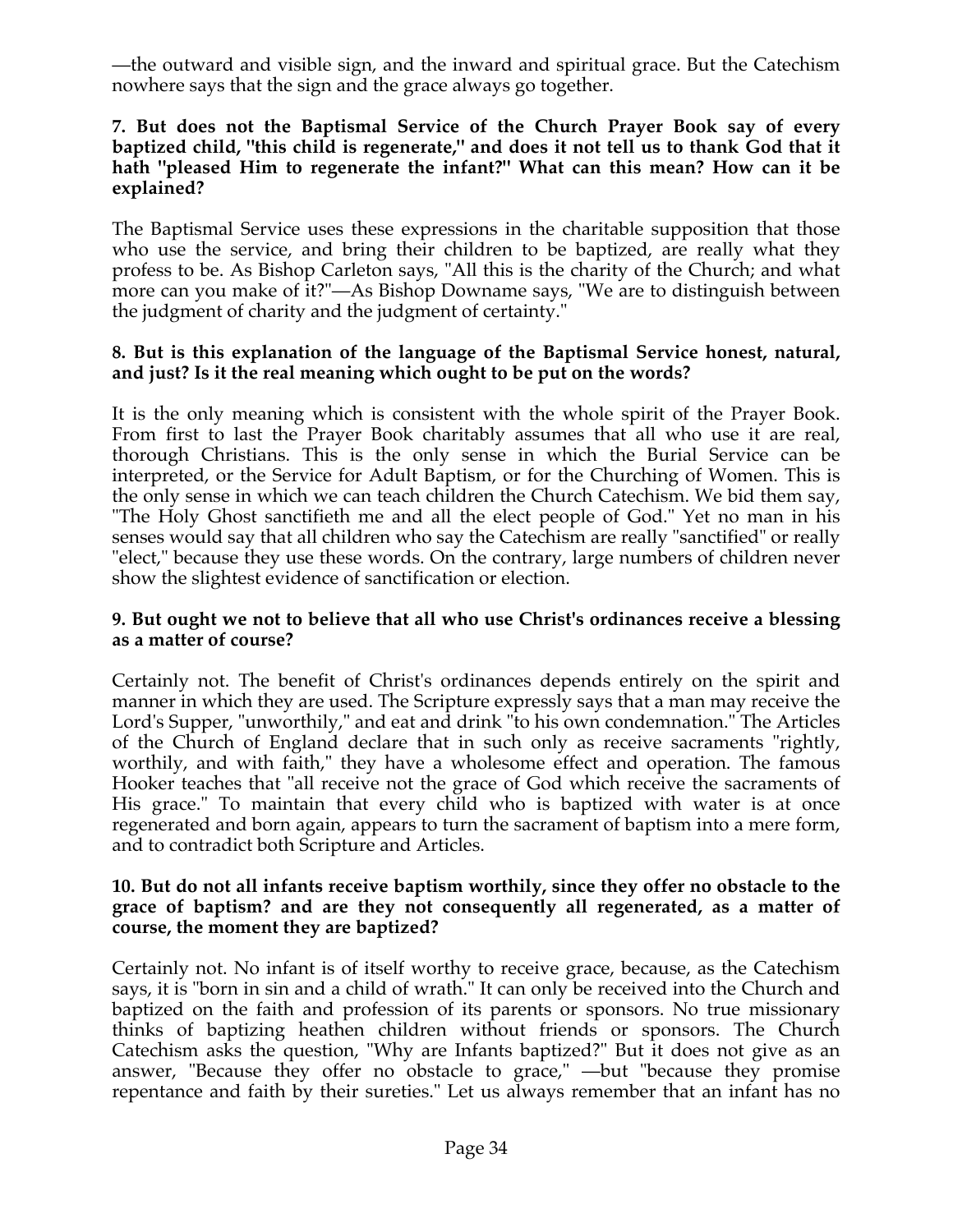—the outward and visible sign, and the inward and spiritual grace. But the Catechism nowhere says that the sign and the grace always go together.

**7. But does not the Baptismal Service of the Church Prayer Book say of every baptized child, "this child is regenerate," and does it not tell us to thank God that it hath "pleased Him to regenerate the infant?" What can this mean? How can it be explained?**

The Baptismal Service uses these expressions in the charitable supposition that those who use the service, and bring their children to be baptized, are really what they profess to be. As Bishop Carleton says, "All this is the charity of the Church; and what more can you make of it?"—As Bishop Downame says, "We are to distinguish between the judgment of charity and the judgment of certainty."

**8. But is this explanation of the language of the Baptismal Service honest, natural, and just? Is it the real meaning which ought to be put on the words?**

It is the only meaning which is consistent with the whole spirit of the Prayer Book. From first to last the Prayer Book charitably assumes that all who use it are real, thorough Christians. This is the only sense in which the Burial Service can be interpreted, or the Service for Adult Baptism, or for the Churching of Women. This is the only sense in which we can teach children the Church Catechism. We bid them say, "The Holy Ghost sanctifieth me and all the elect people of God." Yet no man in his senses would say that all children who say the Catechism are really "sanctified" or really "elect," because they use these words. On the contrary, large numbers of children never show the slightest evidence of sanctification or election.

**9. But ought we not to believe that all who use Christ's ordinances receive a blessing as a matter of course?**

Certainly not. The benefit of Christ's ordinances depends entirely on the spirit and manner in which they are used. The Scripture expressly says that a man may receive the Lord's Supper, "unworthily," and eat and drink "to his own condemnation." The Articles of the Church of England declare that in such only as receive sacraments "rightly, worthily, and with faith," they have a wholesome effect and operation. The famous Hooker teaches that "all receive not the grace of God which receive the sacraments of His grace." To maintain that every child who is baptized with water is at once regenerated and born again, appears to turn the sacrament of baptism into a mere form, and to contradict both Scripture and Articles.

**10. But do not all infants receive baptism worthily, since they offer no obstacle to the grace of baptism? and are they not consequently all regenerated, as a matter of course, the moment they are baptized?**

Certainly not. No infant is of itself worthy to receive grace, because, as the Catechism says, it is "born in sin and a child of wrath." It can only be received into the Church and baptized on the faith and profession of its parents or sponsors. No true missionary thinks of baptizing heathen children without friends or sponsors. The Church Catechism asks the question, "Why are Infants baptized?" But it does not give as an answer, "Because they offer no obstacle to grace," —but "because they promise repentance and faith by their sureties." Let us always remember that an infant has no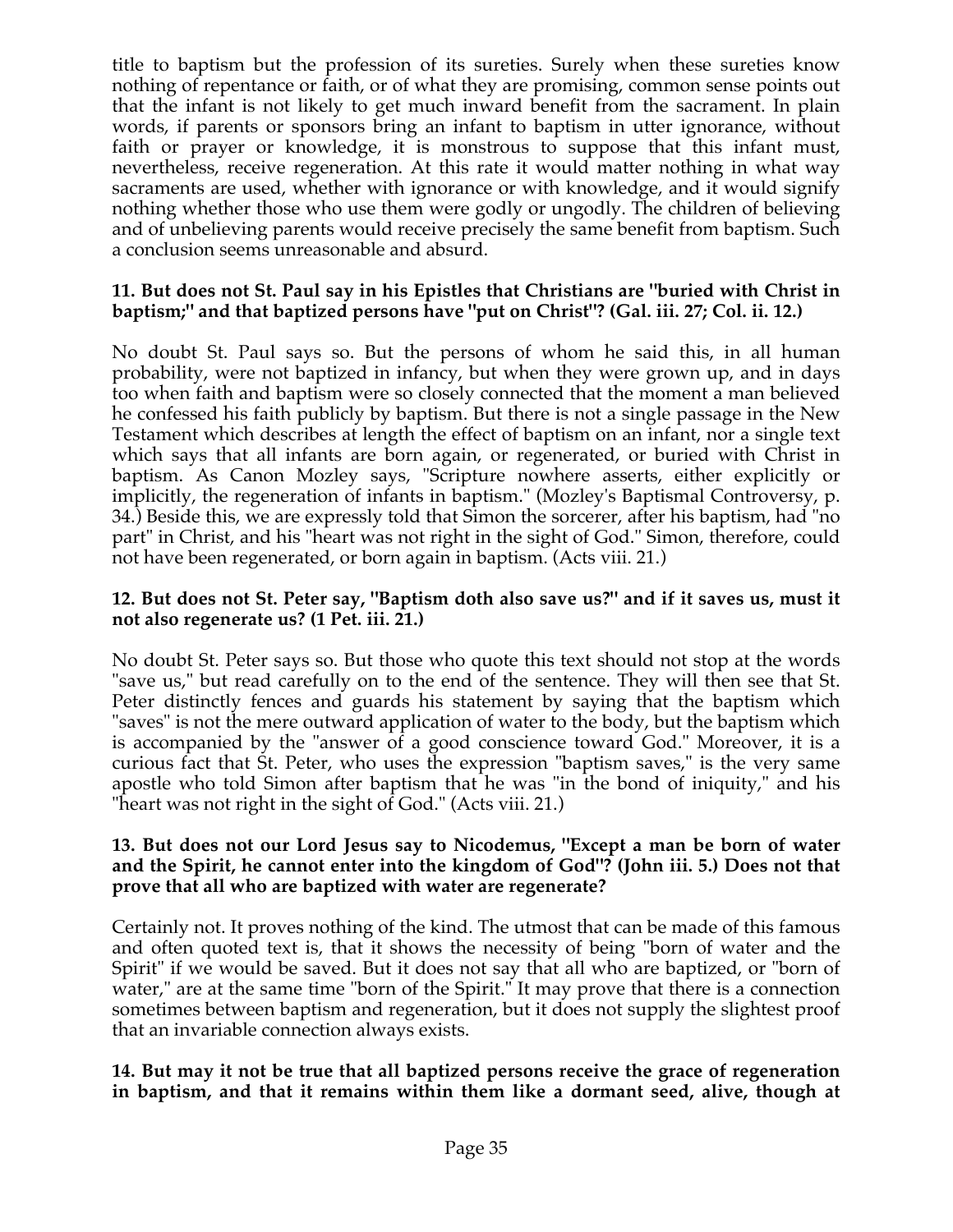title to baptism but the profession of its sureties. Surely when these sureties know nothing of repentance or faith, or of what they are promising, common sense points out that the infant is not likely to get much inward benefit from the sacrament. In plain words, if parents or sponsors bring an infant to baptism in utter ignorance, without faith or prayer or knowledge, it is monstrous to suppose that this infant must, nevertheless, receive regeneration. At this rate it would matter nothing in what way sacraments are used, whether with ignorance or with knowledge, and it would signify nothing whether those who use them were godly or ungodly. The children of believing and of unbelieving parents would receive precisely the same benefit from baptism. Such a conclusion seems unreasonable and absurd.

**11. But does not St. Paul say in his Epistles that Christians are "buried with Christ in baptism;" and that baptized persons have "put on Christ"? (Gal. iii. 27; Col. ii. 12.)**

No doubt St. Paul says so. But the persons of whom he said this, in all human probability, were not baptized in infancy, but when they were grown up, and in days too when faith and baptism were so closely connected that the moment a man believed he confessed his faith publicly by baptism. But there is not a single passage in the New Testament which describes at length the effect of baptism on an infant, nor a single text which says that all infants are born again, or regenerated, or buried with Christ in baptism. As Canon Mozley says, "Scripture nowhere asserts, either explicitly or implicitly, the regeneration of infants in baptism." (Mozley's Baptismal Controversy, p. 34.) Beside this, we are expressly told that Simon the sorcerer, after his baptism, had "no part" in Christ, and his "heart was not right in the sight of God." Simon, therefore, could not have been regenerated, or born again in baptism. (Acts viii. 21.)

**12. But does not St. Peter say, "Baptism doth also save us?" and if it saves us, must it not also regenerate us? (1 Pet. iii. 21.)**

No doubt St. Peter says so. But those who quote this text should not stop at the words "save us," but read carefully on to the end of the sentence. They will then see that St. Peter distinctly fences and guards his statement by saying that the baptism which "saves" is not the mere outward application of water to the body, but the baptism which is accompanied by the "answer of a good conscience toward God." Moreover, it is a curious fact that St. Peter, who uses the expression "baptism saves," is the very same apostle who told Simon after baptism that he was "in the bond of iniquity," and his "heart was not right in the sight of God." (Acts viii. 21.)

**13. But does not our Lord Jesus say to Nicodemus, "Except a man be born of water and the Spirit, he cannot enter into the kingdom of God"? (John iii. 5.) Does not that prove that all who are baptized with water are regenerate?**

Certainly not. It proves nothing of the kind. The utmost that can be made of this famous and often quoted text is, that it shows the necessity of being "born of water and the Spirit" if we would be saved. But it does not say that all who are baptized, or "born of water," are at the same time "born of the Spirit." It may prove that there is a connection sometimes between baptism and regeneration, but it does not supply the slightest proof that an invariable connection always exists.

**14. But may it not be true that all baptized persons receive the grace of regeneration in baptism, and that it remains within them like a dormant seed, alive, though at**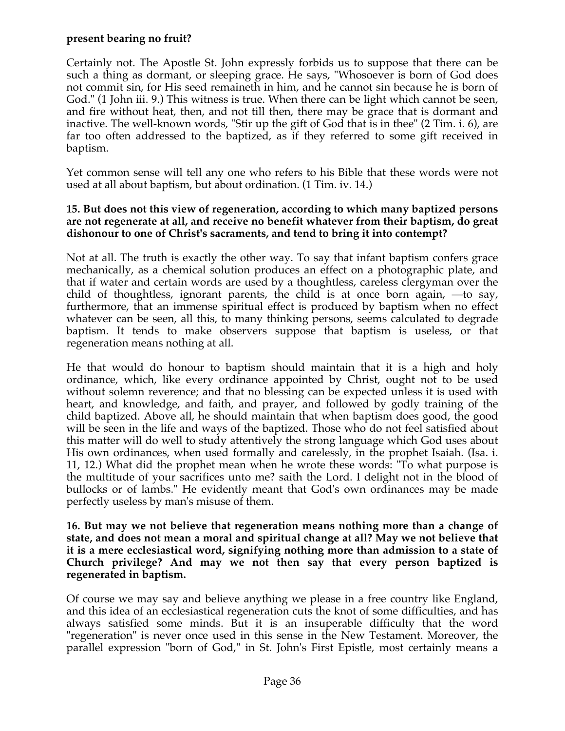**present bearing no fruit?**

Certainly not. The Apostle St. John expressly forbids us to suppose that there can be such a thing as dormant, or sleeping grace. He says, "Whosoever is born of God does not commit sin, for His seed remaineth in him, and he cannot sin because he is born of God." (1 John iii. 9.) This witness is true. When there can be light which cannot be seen, and fire without heat, then, and not till then, there may be grace that is dormant and inactive. The well-known words, "Stir up the gift of God that is in thee" (2 Tim. i. 6), are far too often addressed to the baptized, as if they referred to some gift received in baptism.

Yet common sense will tell any one who refers to his Bible that these words were not used at all about baptism, but about ordination. (1 Tim. iv. 14.)

**15. But does not this view of regeneration, according to which many baptized persons are not regenerate at all, and receive no benefit whatever from their baptism, do great dishonour to one of Christ's sacraments, and tend to bring it into contempt?**

Not at all. The truth is exactly the other way. To say that infant baptism confers grace mechanically, as a chemical solution produces an effect on a photographic plate, and that if water and certain words are used by a thoughtless, careless clergyman over the child of thoughtless, ignorant parents, the child is at once born again, —to say, furthermore, that an immense spiritual effect is produced by baptism when no effect whatever can be seen, all this, to many thinking persons, seems calculated to degrade baptism. It tends to make observers suppose that baptism is useless, or that regeneration means nothing at all.

He that would do honour to baptism should maintain that it is a high and holy ordinance, which, like every ordinance appointed by Christ, ought not to be used without solemn reverence; and that no blessing can be expected unless it is used with heart, and knowledge, and faith, and prayer, and followed by godly training of the child baptized. Above all, he should maintain that when baptism does good, the good will be seen in the life and ways of the baptized. Those who do not feel satisfied about this matter will do well to study attentively the strong language which God uses about His own ordinances, when used formally and carelessly, in the prophet Isaiah. (Isa. i. 11, 12.) What did the prophet mean when he wrote these words: "To what purpose is the multitude of your sacrifices unto me? saith the Lord. I delight not in the blood of bullocks or of lambs." He evidently meant that God's own ordinances may be made perfectly useless by man's misuse of them.

**16. But may we not believe that regeneration means nothing more than a change of state, and does not mean a moral and spiritual change at all? May we not believe that it is a mere ecclesiastical word, signifying nothing more than admission to a state of Church privilege? And may we not then say that every person baptized is regenerated in baptism.**

Of course we may say and believe anything we please in a free country like England, and this idea of an ecclesiastical regeneration cuts the knot of some difficulties, and has always satisfied some minds. But it is an insuperable difficulty that the word "regeneration" is never once used in this sense in the New Testament. Moreover, the parallel expression "born of God," in St. John's First Epistle, most certainly means a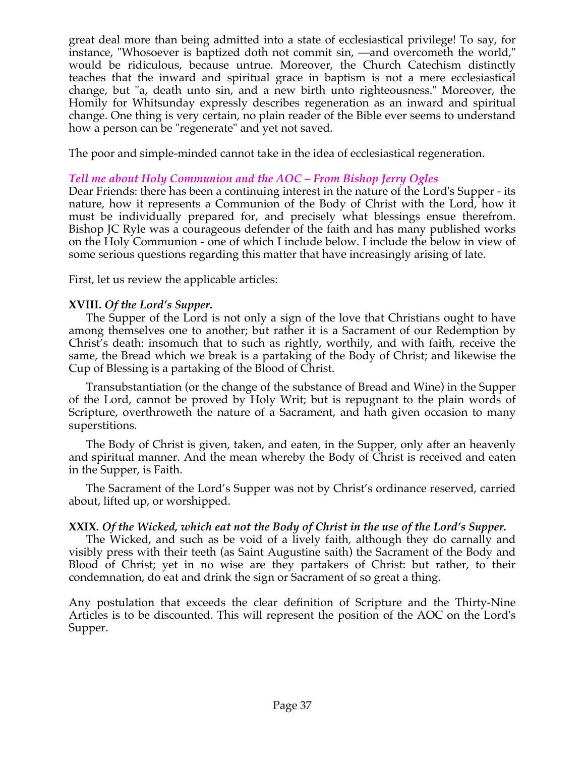great deal more than being admitted into a state of ecclesiastical privilege! To say, for instance, "Whosoever is baptized doth not commit sin, —and overcometh the world," would be ridiculous, because untrue. Moreover, the Church Catechism distinctly teaches that the inward and spiritual grace in baptism is not a mere ecclesiastical change, but "a, death unto sin, and a new birth unto righteousness." Moreover, the Homily for Whitsunday expressly describes regeneration as an inward and spiritual change. One thing is very certain, no plain reader of the Bible ever seems to understand how a person can be "regenerate" and yet not saved.

The poor and simple-minded cannot take in the idea of ecclesiastical regeneration.

### *Tell me about Holy Communion and the AOC – From Bishop Jerry Ogles*

Dear Friends: there has been a continuing interest in the nature of the Lord's Supper - its nature, how it represents a Communion of the Body of Christ with the Lord, how it must be individually prepared for, and precisely what blessings ensue therefrom. Bishop JC Ryle was a courageous defender of the faith and has many published works on the Holy Communion - one of which I include below. I include the below in view of some serious questions regarding this matter that have increasingly arising of late.

First, let us review the applicable articles:

**XVIII.** *Of the Lord's Supper.*

The Supper of the Lord is not only a sign of the love that Christians ought to have among themselves one to another; but rather it is a Sacrament of our Redemption by Christ's death: insomuch that to such as rightly, worthily, and with faith, receive the same, the Bread which we break is a partaking of the Body of Christ; and likewise the Cup of Blessing is a partaking of the Blood of Christ.

Transubstantiation (or the change of the substance of Bread and Wine) in the Supper of the Lord, cannot be proved by Holy Writ; but is repugnant to the plain words of Scripture, overthroweth the nature of a Sacrament, and hath given occasion to many superstitions.

The Body of Christ is given, taken, and eaten, in the Supper, only after an heavenly and spiritual manner. And the mean whereby the Body of Christ is received and eaten in the Supper, is Faith.

The Sacrament of the Lord's Supper was not by Christ's ordinance reserved, carried about, lifted up, or worshipped.

**XXIX.** *Of the Wicked, which eat not the Body of Christ in the use of the Lord's Supper.*

The Wicked, and such as be void of a lively faith, although they do carnally and visibly press with their teeth (as Saint Augustine saith) the Sacrament of the Body and Blood of Christ; yet in no wise are they partakers of Christ: but rather, to their condemnation, do eat and drink the sign or Sacrament of so great a thing.

Any postulation that exceeds the clear definition of Scripture and the Thirty-Nine Articles is to be discounted. This will represent the position of the AOC on the Lord's Supper.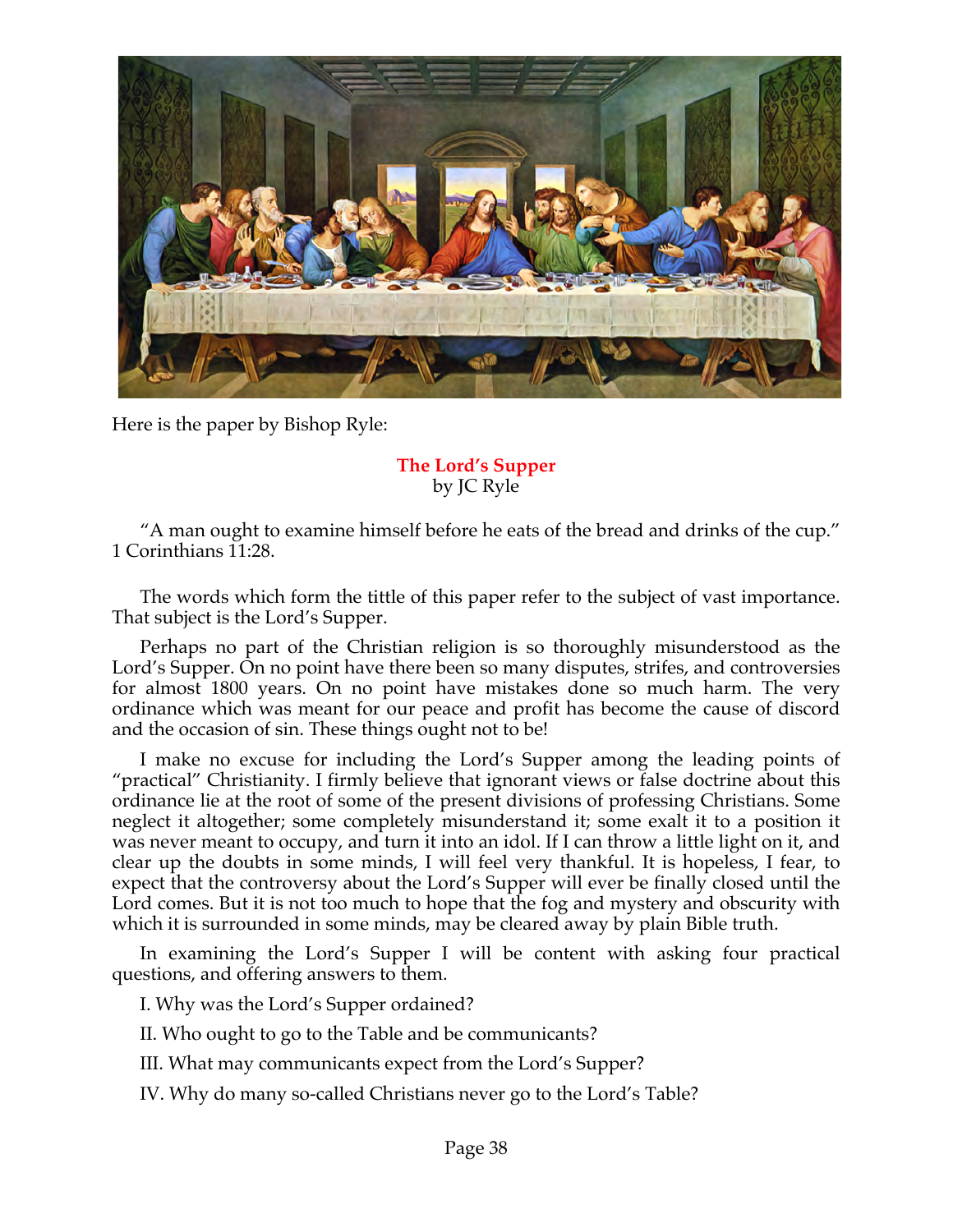Here is the paper by Bishop Ryle:

## The Lord's Supper

by JC Ryle

"A man ought to examine himself before he eats of the bread and drinks of the cup." 1 Corinthians 11:28.

The words which form the tittle of this paper refer to the subject of vast importance. That subject is the Lord's Supper.

Perhaps no part of the Christian religion is so thoroughly misunderstood as the Lord's Supper. On no point have there been so many disputes, strifes, and controversies for almost 1800 years. On no point have mistakes done so much harm. The very ordinance which was meant for our peace and profit has become the cause of discord and the occasion of sin. These things ought not to be!

I make no excuse for including the Lord's Supper among the leading points of "practical" Christianity. I firmly believe that ignorant views or false doctrine about this ordinance lie at the root of some of the present divisions of professing Christians. Some neglect it altogether; some completely misunderstand it; some exalt it to a position it was never meant to occupy, and turn it into an idol. If I can throw a little light on it, and clear up the doubts in some minds, I will feel very thankful. It is hopeless, I fear, to expect that the controversy about the Lord's Supper will ever be finally closed until the Lord comes. But it is not too much to hope that the fog and mystery and obscurity with which it is surrounded in some minds, may be cleared away by plain Bible truth.

In examining the Lord's Supper I will be content with asking four practical questions, and offering answers to them.

I. Why was the Lord's Supper ordained?

II. Who ought to go to the Table and be communicants?

III. What may communicants expect from the Lord's Supper?

IV. Why do many so-called Christians never go to the Lord's Table?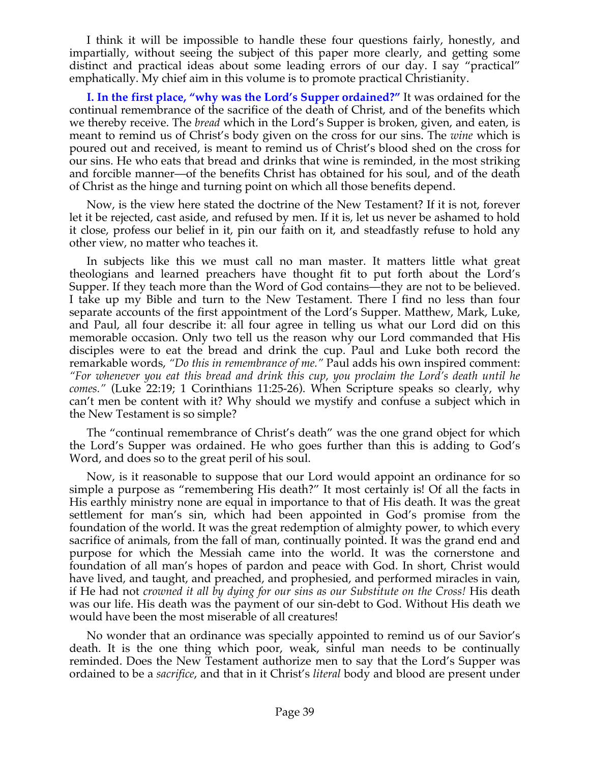I think it will be impossible to handle these four questions fairly, honestly, and impartially, without seeing the subject of this paper more clearly, and getting some distinct and practical ideas about some leading errors of our day. I say "practical" emphatically. My chief aim in this volume is to promote practical Christianity.

**I. In the first place, "why was the Lord's Supper ordained?"** It was ordained for the continual remembrance of the sacrifice of the death of Christ, and of the benefits which we thereby receive. The *bread* which in the Lord's Supper is broken, given, and eaten, is meant to remind us of Christ's body given on the cross for our sins. The *wine* which is poured out and received, is meant to remind us of Christ's blood shed on the cross for our sins. He who eats that bread and drinks that wine is reminded, in the most striking and forcible manner—of the benefits Christ has obtained for his soul, and of the death of Christ as the hinge and turning point on which all those benefits depend.

Now, is the view here stated the doctrine of the New Testament? If it is not, forever let it be rejected, cast aside, and refused by men. If it is, let us never be ashamed to hold it close, profess our belief in it, pin our faith on it, and steadfastly refuse to hold any other view, no matter who teaches it.

In subjects like this we must call no man master. It matters little what great theologians and learned preachers have thought fit to put forth about the Lord's Supper. If they teach more than the Word of God contains—they are not to be believed. I take up my Bible and turn to the New Testament. There I find no less than four separate accounts of the first appointment of the Lord's Supper. Matthew, Mark, Luke, and Paul, all four describe it: all four agree in telling us what our Lord did on this memorable occasion. Only two tell us the reason why our Lord commanded that His disciples were to eat the bread and drink the cup. Paul and Luke both record the remarkable words, *"Do this in remembrance of me."* Paul adds his own inspired comment: *"For whenever you eat this bread and drink this cup, you proclaim the Lord's death until he comes."* (Luke 22:19; 1 Corinthians 11:25-26). When Scripture speaks so clearly, why can't men be content with it? Why should we mystify and confuse a subject which in the New Testament is so simple?

The "continual remembrance of Christ's death" was the one grand object for which the Lord's Supper was ordained. He who goes further than this is adding to God's Word, and does so to the great peril of his soul.

Now, is it reasonable to suppose that our Lord would appoint an ordinance for so simple a purpose as "remembering His death?" It most certainly is! Of all the facts in His earthly ministry none are equal in importance to that of His death. It was the great settlement for man's sin, which had been appointed in God's promise from the foundation of the world. It was the great redemption of almighty power, to which every sacrifice of animals, from the fall of man, continually pointed. It was the grand end and purpose for which the Messiah came into the world. It was the cornerstone and foundation of all man's hopes of pardon and peace with God. In short, Christ would have lived, and taught, and preached, and prophesied, and performed miracles in vain, if He had not *crowned it all by dying for our sins as our Substitute on the Cross!* His death was our life. His death was the payment of our sin-debt to God. Without His death we would have been the most miserable of all creatures!

No wonder that an ordinance was specially appointed to remind us of our Savior's death. It is the one thing which poor, weak, sinful man needs to be continually reminded. Does the New Testament authorize men to say that the Lord's Supper was ordained to be a *sacrifice*, and that in it Christ's *literal* body and blood are present under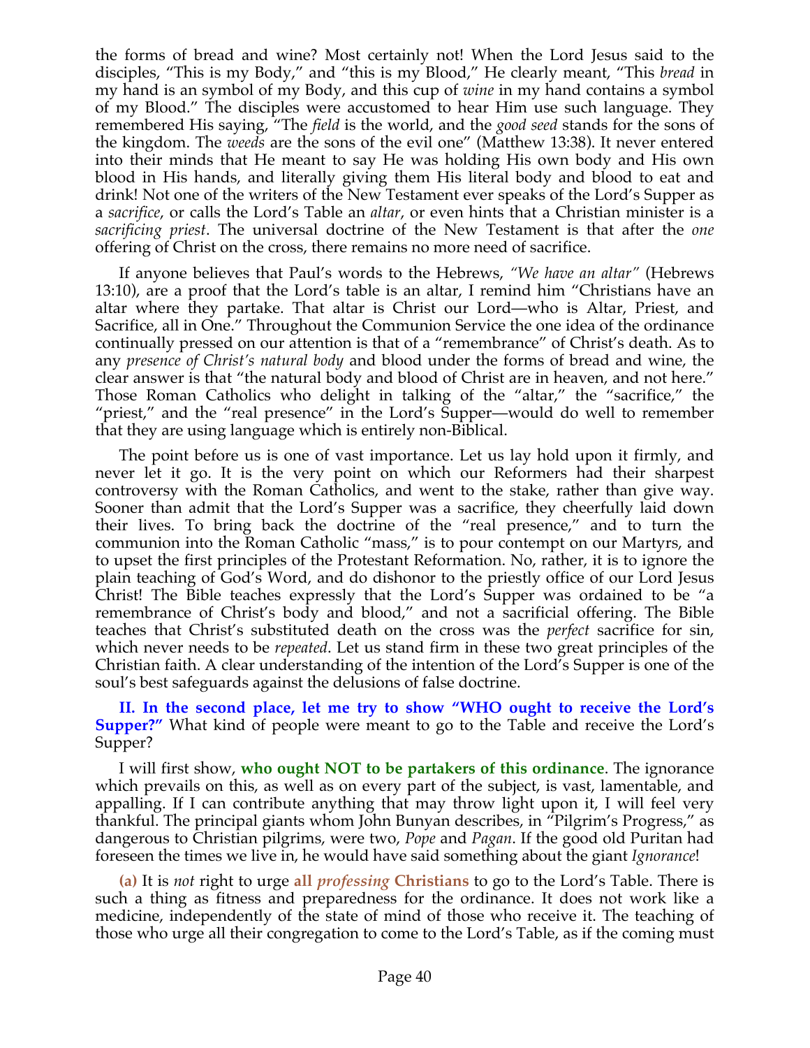the forms of bread and wine? Most certainly not! When the Lord Jesus said to the disciples, "This is my Body," and "this is my Blood," He clearly meant, "This *bread* in my hand is an symbol of my Body, and this cup of *wine* in my hand contains a symbol of my Blood." The disciples were accustomed to hear Him use such language. They remembered His saying, "The *field* is the world, and the *good seed* stands for the sons of the kingdom. The *weeds* are the sons of the evil one" (Matthew 13:38). It never entered into their minds that He meant to say He was holding His own body and His own blood in His hands, and literally giving them His literal body and blood to eat and drink! Not one of the writers of the New Testament ever speaks of the Lord's Supper as a *sacrifice*, or calls the Lord's Table an *altar*, or even hints that a Christian minister is a *sacrificing priest*. The universal doctrine of the New Testament is that after the *one* offering of Christ on the cross, there remains no more need of sacrifice.

If anyone believes that Paul's words to the Hebrews, *"We have an altar"* (Hebrews 13:10), are a proof that the Lord's table is an altar, I remind him "Christians have an altar where they partake. That altar is Christ our Lord—who is Altar, Priest, and Sacrifice, all in One." Throughout the Communion Service the one idea of the ordinance continually pressed on our attention is that of a "remembrance" of Christ's death. As to any *presence of Christ's natural body* and blood under the forms of bread and wine, the clear answer is that "the natural body and blood of Christ are in heaven, and not here." Those Roman Catholics who delight in talking of the "altar," the "sacrifice," the "priest," and the "real presence" in the Lord's Supper—would do well to remember that they are using language which is entirely non-Biblical.

The point before us is one of vast importance. Let us lay hold upon it firmly, and never let it go. It is the very point on which our Reformers had their sharpest controversy with the Roman Catholics, and went to the stake, rather than give way. Sooner than admit that the Lord's Supper was a sacrifice, they cheerfully laid down their lives. To bring back the doctrine of the "real presence," and to turn the communion into the Roman Catholic "mass," is to pour contempt on our Martyrs, and to upset the first principles of the Protestant Reformation. No, rather, it is to ignore the plain teaching of God's Word, and do dishonor to the priestly office of our Lord Jesus Christ! The Bible teaches expressly that the Lord's Supper was ordained to be "a remembrance of Christ's body and blood," and not a sacrificial offering. The Bible teaches that Christ's substituted death on the cross was the *perfect* sacrifice for sin, which never needs to be *repeated*. Let us stand firm in these two great principles of the Christian faith. A clear understanding of the intention of the Lord's Supper is one of the soul's best safeguards against the delusions of false doctrine.

**II. In the second place, let me try to show "WHO ought to receive the Lord's Supper?"** What kind of people were meant to go to the Table and receive the Lord's Supper?

I will first show, **who ought NOT to be partakers of this ordinance**. The ignorance which prevails on this, as well as on every part of the subject, is vast, lamentable, and appalling. If I can contribute anything that may throw light upon it, I will feel very thankful. The principal giants whom John Bunyan describes, in "Pilgrim's Progress," as dangerous to Christian pilgrims, were two, *Pope* and *Pagan*. If the good old Puritan had foreseen the times we live in, he would have said something about the giant *Ignorance*!

**(a)** It is *not* right to urge **all *professing* Christians** to go to the Lord's Table. There is such a thing as fitness and preparedness for the ordinance. It does not work like a medicine, independently of the state of mind of those who receive it. The teaching of those who urge all their congregation to come to the Lord's Table, as if the coming must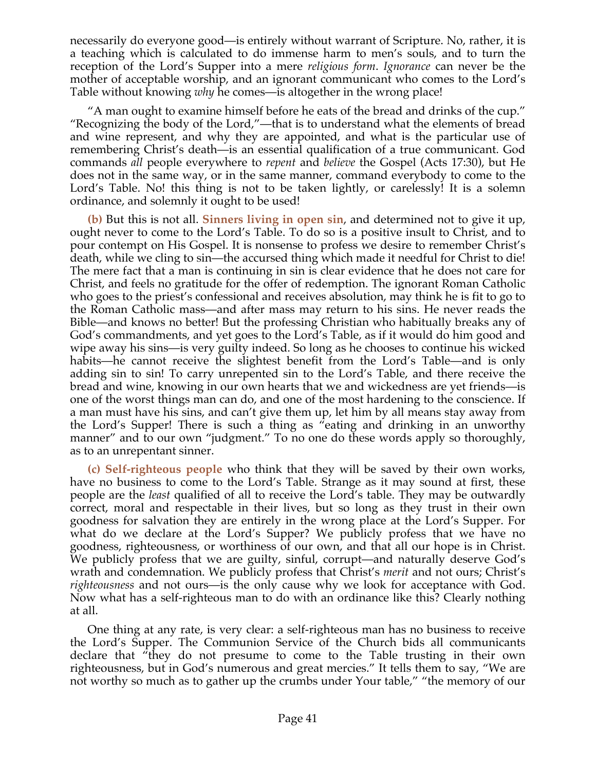necessarily do everyone good—is entirely without warrant of Scripture. No, rather, it is a teaching which is calculated to do immense harm to men's souls, and to turn the reception of the Lord's Supper into a mere *religious form*. *Ignorance* can never be the mother of acceptable worship, and an ignorant communicant who comes to the Lord's Table without knowing *why* he comes—is altogether in the wrong place!

"A man ought to examine himself before he eats of the bread and drinks of the cup." "Recognizing the body of the Lord,"—that is to understand what the elements of bread and wine represent, and why they are appointed, and what is the particular use of remembering Christ's death—is an essential qualification of a true communicant. God commands *all* people everywhere to *repent* and *believe* the Gospel (Acts 17:30), but He does not in the same way, or in the same manner, command everybody to come to the Lord's Table. No! this thing is not to be taken lightly, or carelessly! It is a solemn ordinance, and solemnly it ought to be used!

**(b)** But this is not all. **Sinners living in open sin**, and determined not to give it up, ought never to come to the Lord's Table. To do so is a positive insult to Christ, and to pour contempt on His Gospel. It is nonsense to profess we desire to remember Christ's death, while we cling to sin—the accursed thing which made it needful for Christ to die! The mere fact that a man is continuing in sin is clear evidence that he does not care for Christ, and feels no gratitude for the offer of redemption. The ignorant Roman Catholic who goes to the priest's confessional and receives absolution, may think he is fit to go to the Roman Catholic mass—and after mass may return to his sins. He never reads the Bible—and knows no better! But the professing Christian who habitually breaks any of God's commandments, and yet goes to the Lord's Table, as if it would do him good and wipe away his sins—is very guilty indeed. So long as he chooses to continue his wicked habits—he cannot receive the slightest benefit from the Lord's Table—and is only adding sin to sin! To carry unrepented sin to the Lord's Table, and there receive the bread and wine, knowing in our own hearts that we and wickedness are yet friends—is one of the worst things man can do, and one of the most hardening to the conscience. If a man must have his sins, and can't give them up, let him by all means stay away from the Lord's Supper! There is such a thing as "eating and drinking in an unworthy manner" and to our own "judgment." To no one do these words apply so thoroughly, as to an unrepentant sinner.

**(c) Self-righteous people** who think that they will be saved by their own works, have no business to come to the Lord's Table. Strange as it may sound at first, these people are the *least* qualified of all to receive the Lord's table. They may be outwardly correct, moral and respectable in their lives, but so long as they trust in their own goodness for salvation they are entirely in the wrong place at the Lord's Supper. For what do we declare at the Lord's Supper? We publicly profess that we have no goodness, righteousness, or worthiness of our own, and that all our hope is in Christ. We publicly profess that we are guilty, sinful, corrupt—and naturally deserve God's wrath and condemnation. We publicly profess that Christ's *merit* and not ours; Christ's *righteousness* and not ours—is the only cause why we look for acceptance with God. Now what has a self-righteous man to do with an ordinance like this? Clearly nothing at all.

One thing at any rate, is very clear: a self-righteous man has no business to receive the Lord's Supper. The Communion Service of the Church bids all communicants declare that "they do not presume to come to the Table trusting in their own righteousness, but in God's numerous and great mercies." It tells them to say, "We are not worthy so much as to gather up the crumbs under Your table," "the memory of our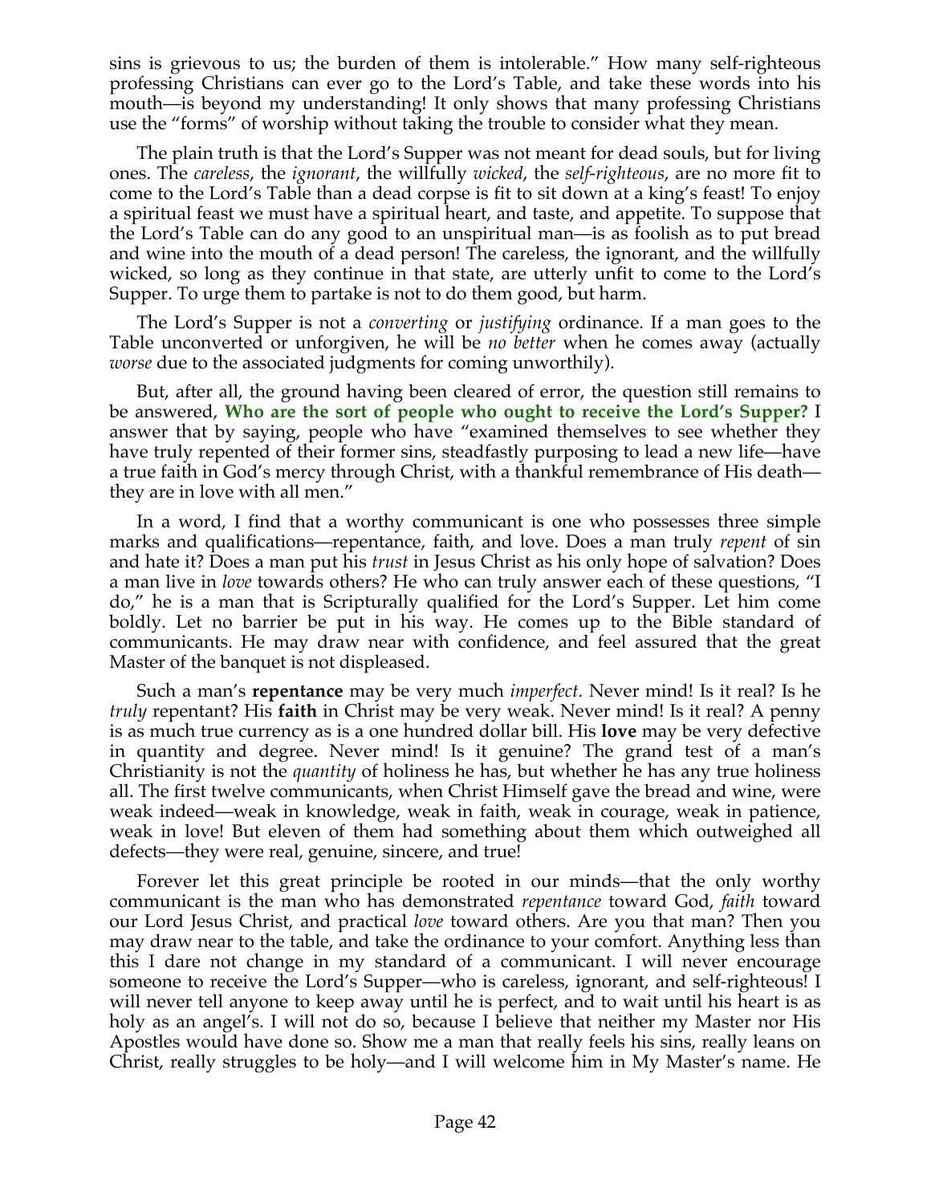sins is grievous to us; the burden of them is intolerable." How many self-righteous professing Christians can ever go to the Lord's Table, and take these words into his mouth—is beyond my understanding! It only shows that many professing Christians use the "forms" of worship without taking the trouble to consider what they mean.

The plain truth is that the Lord's Supper was not meant for dead souls, but for living ones. The *careless*, the *ignorant*, the willfully *wicked*, the *self-righteous*, are no more fit to come to the Lord's Table than a dead corpse is fit to sit down at a king's feast! To enjoy a spiritual feast we must have a spiritual heart, and taste, and appetite. To suppose that the Lord's Table can do any good to an unspiritual man—is as foolish as to put bread and wine into the mouth of a dead person! The careless, the ignorant, and the willfully wicked, so long as they continue in that state, are utterly unfit to come to the Lord's Supper. To urge them to partake is not to do them good, but harm.

The Lord's Supper is not a *converting* or *justifying* ordinance. If a man goes to the Table unconverted or unforgiven, he will be *no better* when he comes away (actually *worse* due to the associated judgments for coming unworthily).

But, after all, the ground having been cleared of error, the question still remains to be answered, **Who are the sort of people who ought to receive the Lord's Supper?** I answer that by saying, people who have "examined themselves to see whether they have truly repented of their former sins, steadfastly purposing to lead a new life—have a true faith in God's mercy through Christ, with a thankful remembrance of His death—they are in love with all men."

In a word, I find that a worthy communicant is one who possesses three simple marks and qualifications—repentance, faith, and love. Does a man truly *repent* of sin and hate it? Does a man put his *trust* in Jesus Christ as his only hope of salvation? Does a man live in *love* towards others? He who can truly answer each of these questions, "I do," he is a man that is Scripturally qualified for the Lord's Supper. Let him come boldly. Let no barrier be put in his way. He comes up to the Bible standard of communicants. He may draw near with confidence, and feel assured that the great Master of the banquet is not displeased.

Such a man's **repentance** may be very much *imperfect*. Never mind! Is it real? Is he *truly* repentant? His **faith** in Christ may be very weak. Never mind! Is it real? A penny is as much true currency as is a one hundred dollar bill. His **love** may be very defective in quantity and degree. Never mind! Is it genuine? The grand test of a man's Christianity is not the *quantity* of holiness he has, but whether he has any true holiness all. The first twelve communicants, when Christ Himself gave the bread and wine, were weak indeed—weak in knowledge, weak in faith, weak in courage, weak in patience, weak in love! But eleven of them had something about them which outweighed all defects—they were real, genuine, sincere, and true!

Forever let this great principle be rooted in our minds—that the only worthy communicant is the man who has demonstrated *repentance* toward God, *faith* toward our Lord Jesus Christ, and practical *love* toward others. Are you that man? Then you may draw near to the table, and take the ordinance to your comfort. Anything less than this I dare not change in my standard of a communicant. I will never encourage someone to receive the Lord's Supper—who is careless, ignorant, and self-righteous! I will never tell anyone to keep away until he is perfect, and to wait until his heart is as holy as an angel's. I will not do so, because I believe that neither my Master nor His Apostles would have done so. Show me a man that really feels his sins, really leans on Christ, really struggles to be holy—and I will welcome him in My Master's name. He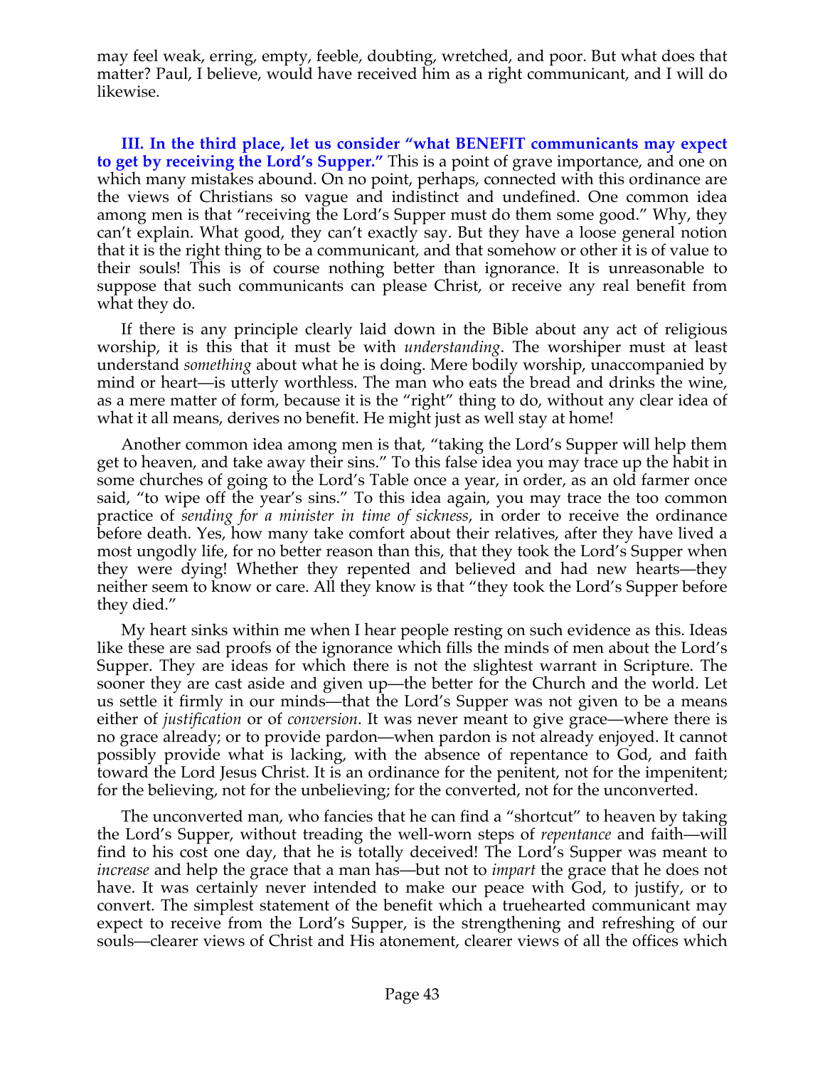may feel weak, erring, empty, feeble, doubting, wretched, and poor. But what does that matter? Paul, I believe, would have received him as a right communicant, and I will do likewise.

**III. In the third place, let us consider "what BENEFIT communicants may expect to get by receiving the Lord's Supper."** This is a point of grave importance, and one on which many mistakes abound. On no point, perhaps, connected with this ordinance are the views of Christians so vague and indistinct and undefined. One common idea among men is that "receiving the Lord's Supper must do them some good." Why, they can't explain. What good, they can't exactly say. But they have a loose general notion that it is the right thing to be a communicant, and that somehow or other it is of value to their souls! This is of course nothing better than ignorance. It is unreasonable to suppose that such communicants can please Christ, or receive any real benefit from what they do.

If there is any principle clearly laid down in the Bible about any act of religious worship, it is this that it must be with *understanding*. The worshiper must at least understand *something* about what he is doing. Mere bodily worship, unaccompanied by mind or heart—is utterly worthless. The man who eats the bread and drinks the wine, as a mere matter of form, because it is the "right" thing to do, without any clear idea of what it all means, derives no benefit. He might just as well stay at home!

Another common idea among men is that, "taking the Lord's Supper will help them get to heaven, and take away their sins." To this false idea you may trace up the habit in some churches of going to the Lord's Table once a year, in order, as an old farmer once said, "to wipe off the year's sins." To this idea again, you may trace the too common practice of *sending for a minister in time of sickness*, in order to receive the ordinance before death. Yes, how many take comfort about their relatives, after they have lived a most ungodly life, for no better reason than this, that they took the Lord's Supper when they were dying! Whether they repented and believed and had new hearts—they neither seem to know or care. All they know is that "they took the Lord's Supper before they died."

My heart sinks within me when I hear people resting on such evidence as this. Ideas like these are sad proofs of the ignorance which fills the minds of men about the Lord's Supper. They are ideas for which there is not the slightest warrant in Scripture. The sooner they are cast aside and given up—the better for the Church and the world. Let us settle it firmly in our minds—that the Lord's Supper was not given to be a means either of *justification* or of *conversion*. It was never meant to give grace—where there is no grace already; or to provide pardon—when pardon is not already enjoyed. It cannot possibly provide what is lacking, with the absence of repentance to God, and faith toward the Lord Jesus Christ. It is an ordinance for the penitent, not for the impenitent; for the believing, not for the unbelieving; for the converted, not for the unconverted.

The unconverted man, who fancies that he can find a "shortcut" to heaven by taking the Lord's Supper, without treading the well-worn steps of *repentance* and faith—will find to his cost one day, that he is totally deceived! The Lord's Supper was meant to *increase* and help the grace that a man has—but not to *impart* the grace that he does not have. It was certainly never intended to make our peace with God, to justify, or to convert. The simplest statement of the benefit which a truehearted communicant may expect to receive from the Lord's Supper, is the strengthening and refreshing of our souls—clearer views of Christ and His atonement, clearer views of all the offices which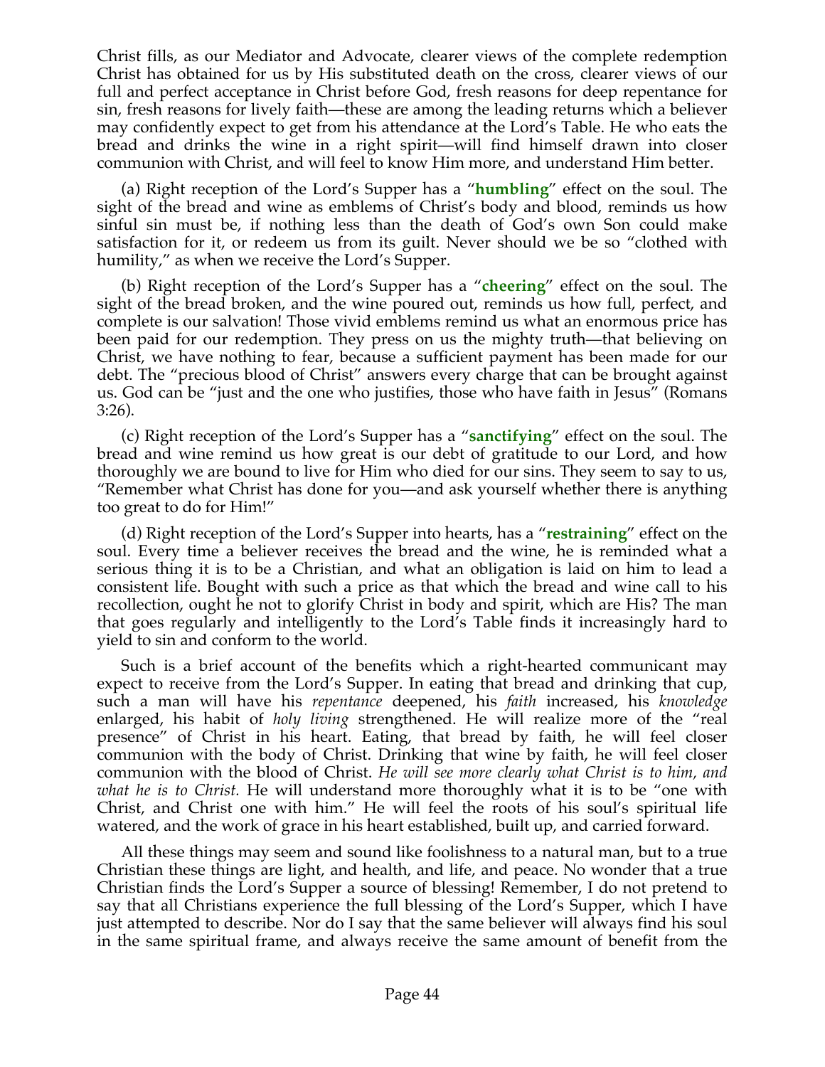Christ fills, as our Mediator and Advocate, clearer views of the complete redemption Christ has obtained for us by His substituted death on the cross, clearer views of our full and perfect acceptance in Christ before God, fresh reasons for deep repentance for sin, fresh reasons for lively faith—these are among the leading returns which a believer may confidently expect to get from his attendance at the Lord's Table. He who eats the bread and drinks the wine in a right spirit—will find himself drawn into closer communion with Christ, and will feel to know Him more, and understand Him better.

(a) Right reception of the Lord's Supper has a "**humbling**" effect on the soul. The sight of the bread and wine as emblems of Christ's body and blood, reminds us how sinful sin must be, if nothing less than the death of God's own Son could make satisfaction for it, or redeem us from its guilt. Never should we be so "clothed with humility," as when we receive the Lord's Supper.

(b) Right reception of the Lord's Supper has a "**cheering**" effect on the soul. The sight of the bread broken, and the wine poured out, reminds us how full, perfect, and complete is our salvation! Those vivid emblems remind us what an enormous price has been paid for our redemption. They press on us the mighty truth—that believing on Christ, we have nothing to fear, because a sufficient payment has been made for our debt. The "precious blood of Christ" answers every charge that can be brought against us. God can be "just and the one who justifies, those who have faith in Jesus" (Romans 3:26).

(c) Right reception of the Lord's Supper has a "**sanctifying**" effect on the soul. The bread and wine remind us how great is our debt of gratitude to our Lord, and how thoroughly we are bound to live for Him who died for our sins. They seem to say to us, "Remember what Christ has done for you—and ask yourself whether there is anything too great to do for Him!"

(d) Right reception of the Lord's Supper into hearts, has a "**restraining**" effect on the soul. Every time a believer receives the bread and the wine, he is reminded what a serious thing it is to be a Christian, and what an obligation is laid on him to lead a consistent life. Bought with such a price as that which the bread and wine call to his recollection, ought he not to glorify Christ in body and spirit, which are His? The man that goes regularly and intelligently to the Lord's Table finds it increasingly hard to yield to sin and conform to the world.

Such is a brief account of the benefits which a right-hearted communicant may expect to receive from the Lord's Supper. In eating that bread and drinking that cup, such a man will have his *repentance* deepened, his *faith* increased, his *knowledge* enlarged, his habit of *holy living* strengthened. He will realize more of the "real presence" of Christ in his heart. Eating, that bread by faith, he will feel closer communion with the body of Christ. Drinking that wine by faith, he will feel closer communion with the blood of Christ. *He will see more clearly what Christ is to him, and what he is to Christ.* He will understand more thoroughly what it is to be "one with Christ, and Christ one with him." He will feel the roots of his soul's spiritual life watered, and the work of grace in his heart established, built up, and carried forward.

All these things may seem and sound like foolishness to a natural man, but to a true Christian these things are light, and health, and life, and peace. No wonder that a true Christian finds the Lord's Supper a source of blessing! Remember, I do not pretend to say that all Christians experience the full blessing of the Lord's Supper, which I have just attempted to describe. Nor do I say that the same believer will always find his soul in the same spiritual frame, and always receive the same amount of benefit from the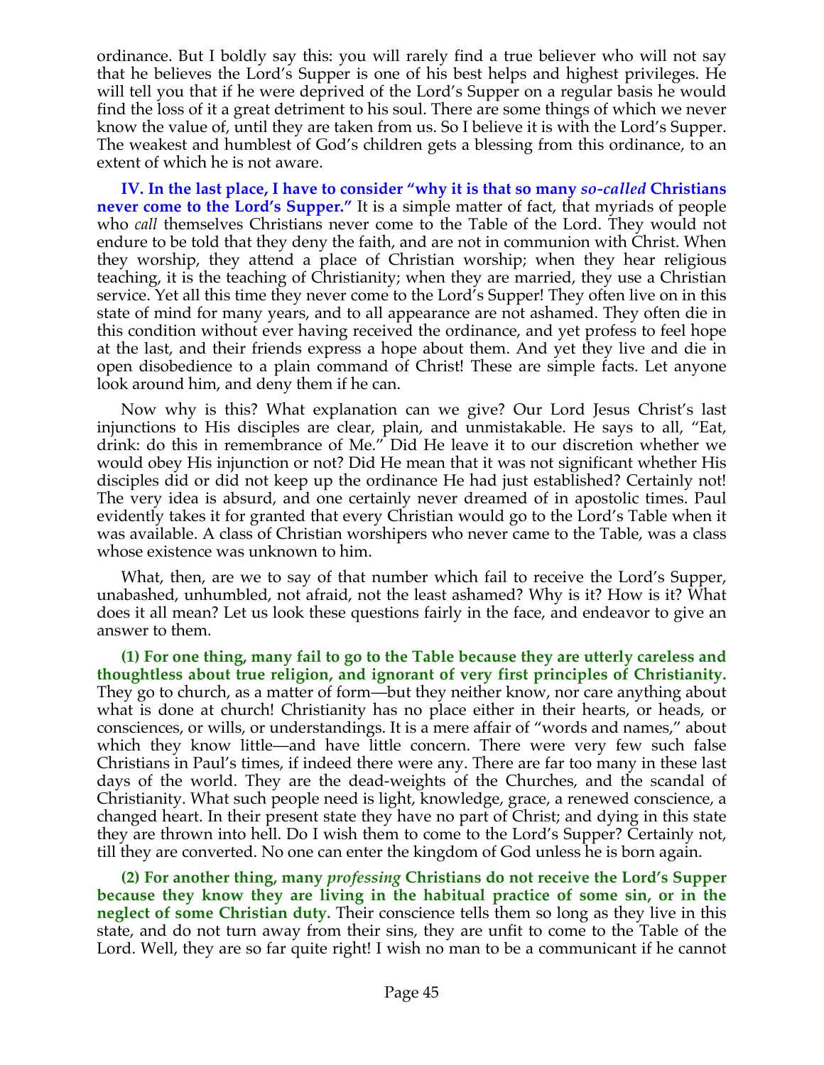ordinance. But I boldly say this: you will rarely find a true believer who will not say that he believes the Lord's Supper is one of his best helps and highest privileges. He will tell you that if he were deprived of the Lord's Supper on a regular basis he would find the loss of it a great detriment to his soul. There are some things of which we never know the value of, until they are taken from us. So I believe it is with the Lord's Supper. The weakest and humblest of God's children gets a blessing from this ordinance, to an extent of which he is not aware.

**IV. In the last place, I have to consider "why it is that so many *so-called* Christians never come to the Lord's Supper."** It is a simple matter of fact, that myriads of people who *call* themselves Christians never come to the Table of the Lord. They would not endure to be told that they deny the faith, and are not in communion with Christ. When they worship, they attend a place of Christian worship; when they hear religious teaching, it is the teaching of Christianity; when they are married, they use a Christian service. Yet all this time they never come to the Lord's Supper! They often live on in this state of mind for many years, and to all appearance are not ashamed. They often die in this condition without ever having received the ordinance, and yet profess to feel hope at the last, and their friends express a hope about them. And yet they live and die in open disobedience to a plain command of Christ! These are simple facts. Let anyone look around him, and deny them if he can.

Now why is this? What explanation can we give? Our Lord Jesus Christ's last injunctions to His disciples are clear, plain, and unmistakable. He says to all, "Eat, drink: do this in remembrance of Me." Did He leave it to our discretion whether we would obey His injunction or not? Did He mean that it was not significant whether His disciples did or did not keep up the ordinance He had just established? Certainly not! The very idea is absurd, and one certainly never dreamed of in apostolic times. Paul evidently takes it for granted that every Christian would go to the Lord's Table when it was available. A class of Christian worshipers who never came to the Table, was a class whose existence was unknown to him.

What, then, are we to say of that number which fail to receive the Lord's Supper, unabashed, unhumbled, not afraid, not the least ashamed? Why is it? How is it? What does it all mean? Let us look these questions fairly in the face, and endeavor to give an answer to them.

**(1) For one thing, many fail to go to the Table because they are utterly careless and thoughtless about true religion, and ignorant of very first principles of Christianity.** They go to church, as a matter of form—but they neither know, nor care anything about what is done at church! Christianity has no place either in their hearts, or heads, or consciences, or wills, or understandings. It is a mere affair of "words and names," about which they know little—and have little concern. There were very few such false Christians in Paul's times, if indeed there were any. There are far too many in these last days of the world. They are the dead-weights of the Churches, and the scandal of Christianity. What such people need is light, knowledge, grace, a renewed conscience, a changed heart. In their present state they have no part of Christ; and dying in this state they are thrown into hell. Do I wish them to come to the Lord's Supper? Certainly not, till they are converted. No one can enter the kingdom of God unless he is born again.

**(2) For another thing, many *professing* Christians do not receive the Lord's Supper because they know they are living in the habitual practice of some sin, or in the neglect of some Christian duty.** Their conscience tells them so long as they live in this state, and do not turn away from their sins, they are unfit to come to the Table of the Lord. Well, they are so far quite right! I wish no man to be a communicant if he cannot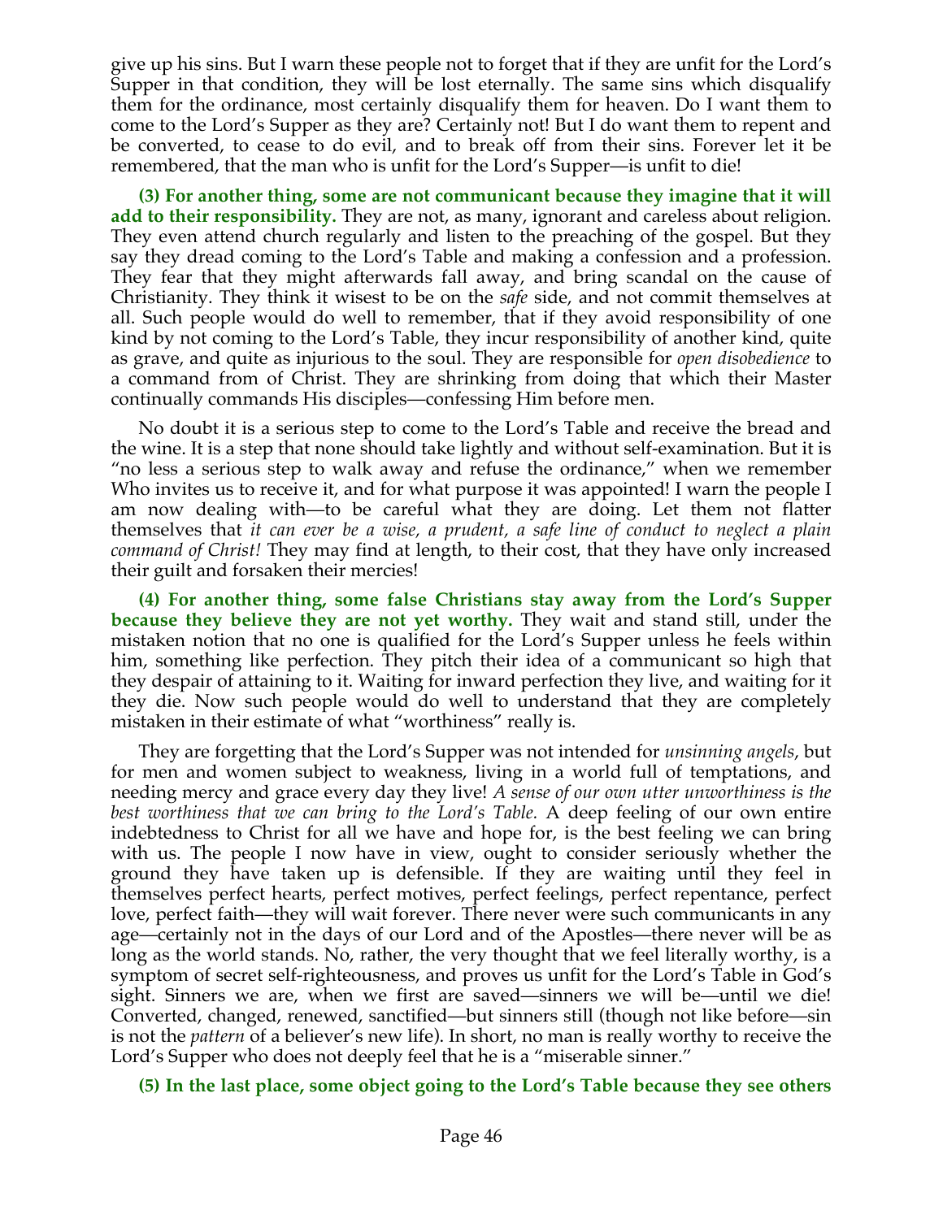give up his sins. But I warn these people not to forget that if they are unfit for the Lord's Supper in that condition, they will be lost eternally. The same sins which disqualify them for the ordinance, most certainly disqualify them for heaven. Do I want them to come to the Lord's Supper as they are? Certainly not! But I do want them to repent and be converted, to cease to do evil, and to break off from their sins. Forever let it be remembered, that the man who is unfit for the Lord's Supper—is unfit to die!

**(3) For another thing, some are not communicant because they imagine that it will add to their responsibility.** They are not, as many, ignorant and careless about religion. They even attend church regularly and listen to the preaching of the gospel. But they say they dread coming to the Lord's Table and making a confession and a profession. They fear that they might afterwards fall away, and bring scandal on the cause of Christianity. They think it wisest to be on the *safe* side, and not commit themselves at all. Such people would do well to remember, that if they avoid responsibility of one kind by not coming to the Lord's Table, they incur responsibility of another kind, quite as grave, and quite as injurious to the soul. They are responsible for *open disobedience* to a command from of Christ. They are shrinking from doing that which their Master continually commands His disciples—confessing Him before men.

No doubt it is a serious step to come to the Lord's Table and receive the bread and the wine. It is a step that none should take lightly and without self-examination. But it is "no less a serious step to walk away and refuse the ordinance," when we remember Who invites us to receive it, and for what purpose it was appointed! I warn the people I am now dealing with—to be careful what they are doing. Let them not flatter themselves that *it can ever be a wise, a prudent, a safe line of conduct to neglect a plain command of Christ!* They may find at length, to their cost, that they have only increased their guilt and forsaken their mercies!

**(4) For another thing, some false Christians stay away from the Lord's Supper because they believe they are not yet worthy.** They wait and stand still, under the mistaken notion that no one is qualified for the Lord's Supper unless he feels within him, something like perfection. They pitch their idea of a communicant so high that they despair of attaining to it. Waiting for inward perfection they live, and waiting for it they die. Now such people would do well to understand that they are completely mistaken in their estimate of what "worthiness" really is.

They are forgetting that the Lord's Supper was not intended for *unsinning angels*, but for men and women subject to weakness, living in a world full of temptations, and needing mercy and grace every day they live! *A sense of our own utter unworthiness is the best worthiness that we can bring to the Lord's Table.* A deep feeling of our own entire indebtedness to Christ for all we have and hope for, is the best feeling we can bring with us. The people I now have in view, ought to consider seriously whether the ground they have taken up is defensible. If they are waiting until they feel in themselves perfect hearts, perfect motives, perfect feelings, perfect repentance, perfect love, perfect faith—they will wait forever. There never were such communicants in any age—certainly not in the days of our Lord and of the Apostles—there never will be as long as the world stands. No, rather, the very thought that we feel literally worthy, is a symptom of secret self-righteousness, and proves us unfit for the Lord's Table in God's sight. Sinners we are, when we first are saved—sinners we will be—until we die! Converted, changed, renewed, sanctified—but sinners still (though not like before—sin is not the *pattern* of a believer's new life). In short, no man is really worthy to receive the Lord's Supper who does not deeply feel that he is a "miserable sinner."

**(5) In the last place, some object going to the Lord's Table because they see others**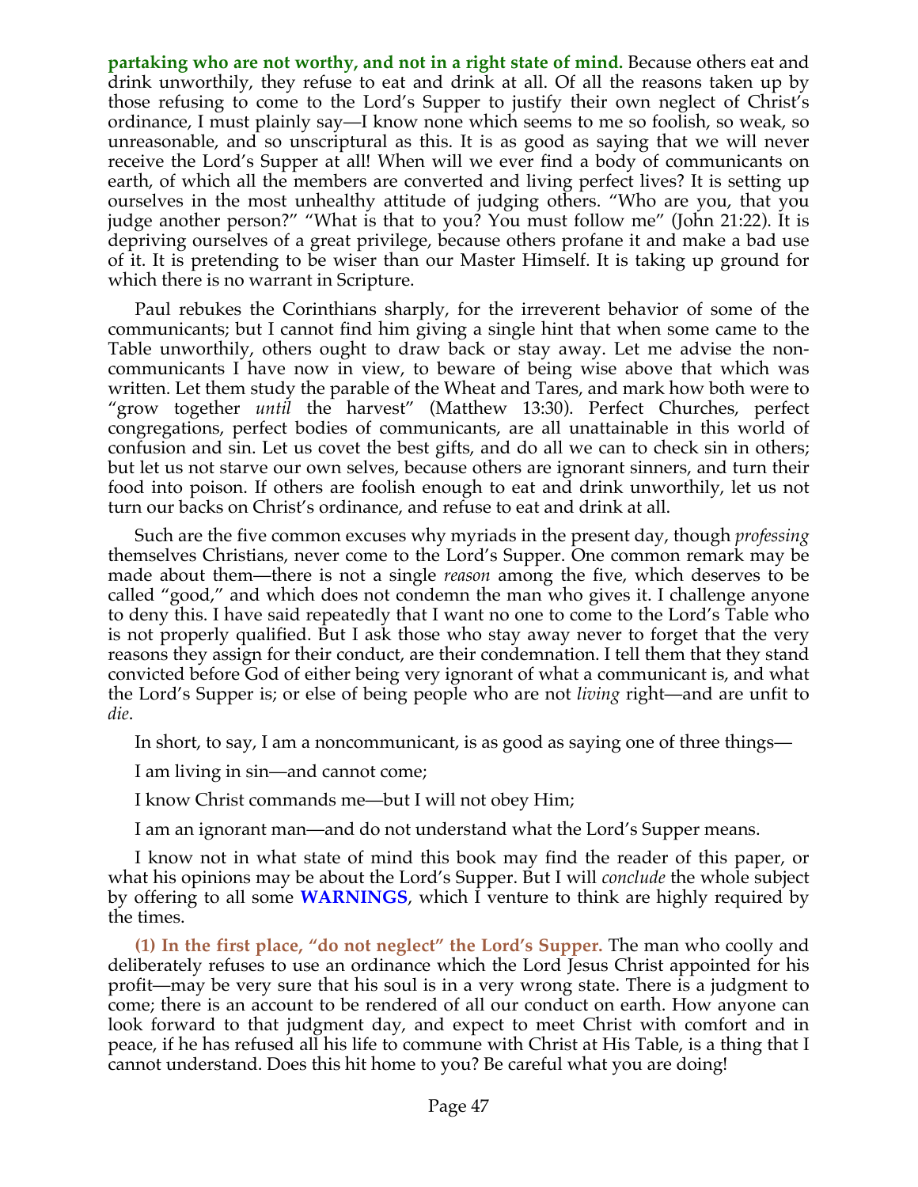**partaking who are not worthy, and not in a right state of mind.** Because others eat and drink unworthily, they refuse to eat and drink at all. Of all the reasons taken up by those refusing to come to the Lord's Supper to justify their own neglect of Christ's ordinance, I must plainly say—I know none which seems to me so foolish, so weak, so unreasonable, and so unscriptural as this. It is as good as saying that we will never receive the Lord's Supper at all! When will we ever find a body of communicants on earth, of which all the members are converted and living perfect lives? It is setting up ourselves in the most unhealthy attitude of judging others. "Who are you, that you judge another person?" "What is that to you? You must follow me" (John 21:22). It is depriving ourselves of a great privilege, because others profane it and make a bad use of it. It is pretending to be wiser than our Master Himself. It is taking up ground for which there is no warrant in Scripture.

Paul rebukes the Corinthians sharply, for the irreverent behavior of some of the communicants; but I cannot find him giving a single hint that when some came to the Table unworthily, others ought to draw back or stay away. Let me advise the non-communicants I have now in view, to beware of being wise above that which was written. Let them study the parable of the Wheat and Tares, and mark how both were to "grow together *until* the harvest" (Matthew 13:30). Perfect Churches, perfect congregations, perfect bodies of communicants, are all unattainable in this world of confusion and sin. Let us covet the best gifts, and do all we can to check sin in others; but let us not starve our own selves, because others are ignorant sinners, and turn their food into poison. If others are foolish enough to eat and drink unworthily, let us not turn our backs on Christ's ordinance, and refuse to eat and drink at all.

Such are the five common excuses why myriads in the present day, though *professing* themselves Christians, never come to the Lord's Supper. One common remark may be made about them—there is not a single *reason* among the five, which deserves to be called "good," and which does not condemn the man who gives it. I challenge anyone to deny this. I have said repeatedly that I want no one to come to the Lord's Table who is not properly qualified. But I ask those who stay away never to forget that the very reasons they assign for their conduct, are their condemnation. I tell them that they stand convicted before God of either being very ignorant of what a communicant is, and what the Lord's Supper is; or else of being people who are not *living* right—and are unfit to *die*.

In short, to say, I am a noncommunicant, is as good as saying one of three things—

I am living in sin—and cannot come;

I know Christ commands me—but I will not obey Him;

I am an ignorant man—and do not understand what the Lord's Supper means.

I know not in what state of mind this book may find the reader of this paper, or what his opinions may be about the Lord's Supper. But I will *conclude* the whole subject by offering to all some **WARNINGS**, which I venture to think are highly required by the times.

**(1) In the first place, "do not neglect" the Lord's Supper.** The man who coolly and deliberately refuses to use an ordinance which the Lord Jesus Christ appointed for his profit—may be very sure that his soul is in a very wrong state. There is a judgment to come; there is an account to be rendered of all our conduct on earth. How anyone can look forward to that judgment day, and expect to meet Christ with comfort and in peace, if he has refused all his life to commune with Christ at His Table, is a thing that I cannot understand. Does this hit home to you? Be careful what you are doing!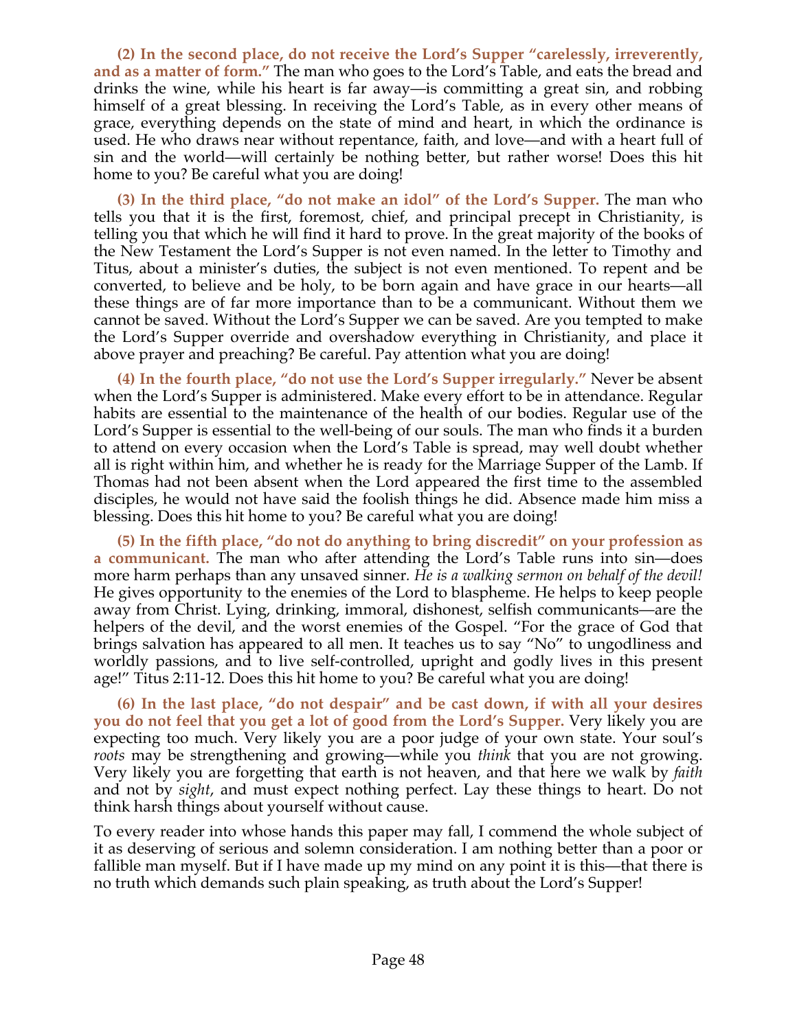**(2) In the second place, do not receive the Lord's Supper "carelessly, irreverently, and as a matter of form."** The man who goes to the Lord's Table, and eats the bread and drinks the wine, while his heart is far away—is committing a great sin, and robbing himself of a great blessing. In receiving the Lord's Table, as in every other means of grace, everything depends on the state of mind and heart, in which the ordinance is used. He who draws near without repentance, faith, and love—and with a heart full of sin and the world—will certainly be nothing better, but rather worse! Does this hit home to you? Be careful what you are doing!

**(3) In the third place, "do not make an idol" of the Lord's Supper.** The man who tells you that it is the first, foremost, chief, and principal precept in Christianity, is telling you that which he will find it hard to prove. In the great majority of the books of the New Testament the Lord's Supper is not even named. In the letter to Timothy and Titus, about a minister's duties, the subject is not even mentioned. To repent and be converted, to believe and be holy, to be born again and have grace in our hearts—all these things are of far more importance than to be a communicant. Without them we cannot be saved. Without the Lord's Supper we can be saved. Are you tempted to make the Lord's Supper override and overshadow everything in Christianity, and place it above prayer and preaching? Be careful. Pay attention what you are doing!

**(4) In the fourth place, "do not use the Lord's Supper irregularly."** Never be absent when the Lord's Supper is administered. Make every effort to be in attendance. Regular habits are essential to the maintenance of the health of our bodies. Regular use of the Lord's Supper is essential to the well-being of our souls. The man who finds it a burden to attend on every occasion when the Lord's Table is spread, may well doubt whether all is right within him, and whether he is ready for the Marriage Supper of the Lamb. If Thomas had not been absent when the Lord appeared the first time to the assembled disciples, he would not have said the foolish things he did. Absence made him miss a blessing. Does this hit home to you? Be careful what you are doing!

**(5) In the fifth place, "do not do anything to bring discredit" on your profession as a communicant.** The man who after attending the Lord's Table runs into sin—does more harm perhaps than any unsaved sinner. *He is a walking sermon on behalf of the devil!* He gives opportunity to the enemies of the Lord to blaspheme. He helps to keep people away from Christ. Lying, drinking, immoral, dishonest, selfish communicants—are the helpers of the devil, and the worst enemies of the Gospel. "For the grace of God that brings salvation has appeared to all men. It teaches us to say "No" to ungodliness and worldly passions, and to live self-controlled, upright and godly lives in this present age!" Titus 2:11-12. Does this hit home to you? Be careful what you are doing!

**(6) In the last place, "do not despair" and be cast down, if with all your desires you do not feel that you get a lot of good from the Lord's Supper.** Very likely you are expecting too much. Very likely you are a poor judge of your own state. Your soul's *roots* may be strengthening and growing—while you *think* that you are not growing. Very likely you are forgetting that earth is not heaven, and that here we walk by *faith* and not by *sight*, and must expect nothing perfect. Lay these things to heart. Do not think harsh things about yourself without cause.

To every reader into whose hands this paper may fall, I commend the whole subject of it as deserving of serious and solemn consideration. I am nothing better than a poor or fallible man myself. But if I have made up my mind on any point it is this—that there is no truth which demands such plain speaking, as truth about the Lord's Supper!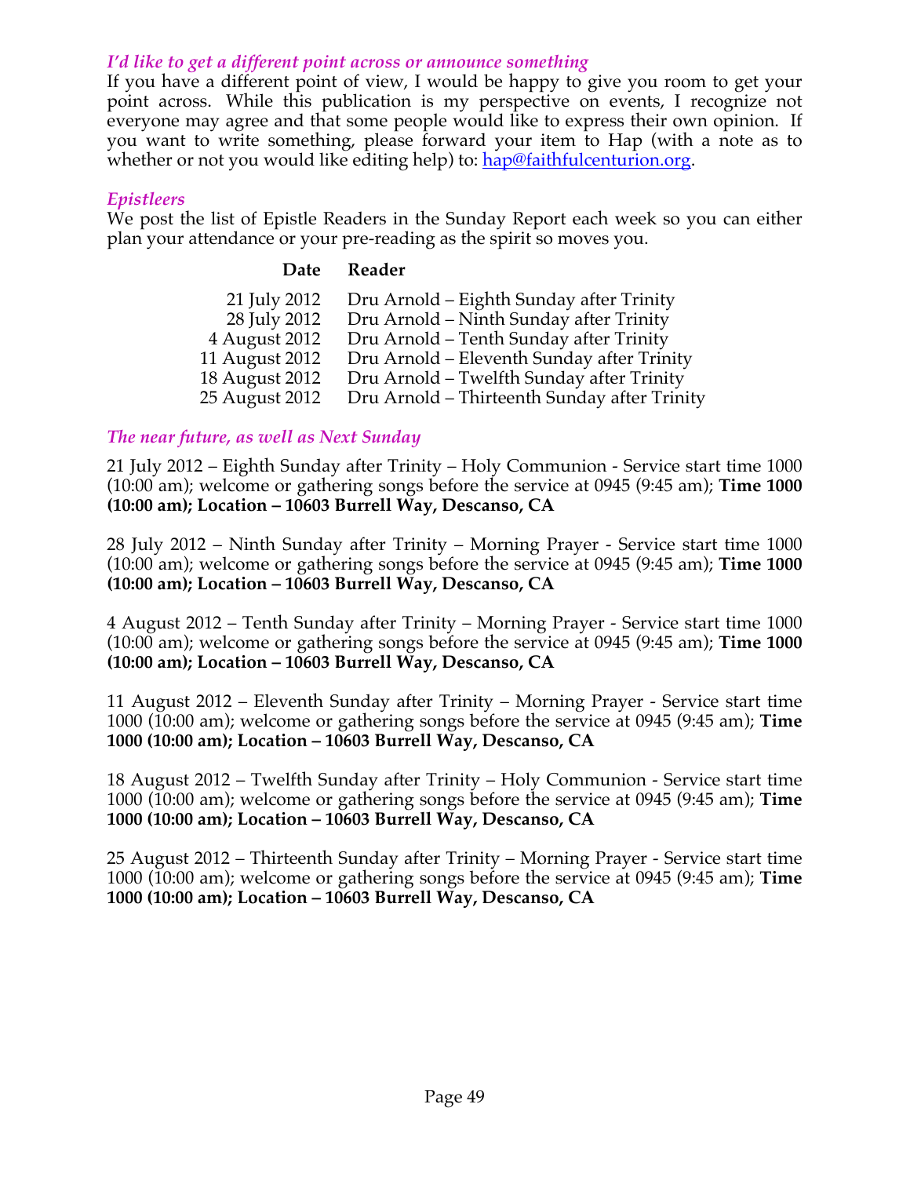### *I'd like to get a different point across or announce something*

If you have a different point of view, I would be happy to give you room to get your point across. While this publication is my perspective on events, I recognize not everyone may agree and that some people would like to express their own opinion. If you want to write something, please forward your item to Hap (with a note as to whether or not you would like editing help) to: hap@faithfulcenturion.org.

### *Epistleers*

We post the list of Epistle Readers in the Sunday Report each week so you can either plan your attendance or your pre-reading as the spirit so moves you.

| Date | Reader |
|---|---|
| 21 July 2012 | Dru Arnold – Eighth Sunday after Trinity |
| 28 July 2012 | Dru Arnold – Ninth Sunday after Trinity |
| 4 August 2012 | Dru Arnold – Tenth Sunday after Trinity |
| 11 August 2012 | Dru Arnold – Eleventh Sunday after Trinity |
| 18 August 2012 | Dru Arnold – Twelfth Sunday after Trinity |
| 25 August 2012 | Dru Arnold – Thirteenth Sunday after Trinity |

### *The near future, as well as Next Sunday*

21 July 2012 – Eighth Sunday after Trinity – Holy Communion - Service start time 1000 (10:00 am); welcome or gathering songs before the service at 0945 (9:45 am); **Time 1000 (10:00 am); Location – 10603 Burrell Way, Descanso, CA**

28 July 2012 – Ninth Sunday after Trinity – Morning Prayer - Service start time 1000 (10:00 am); welcome or gathering songs before the service at 0945 (9:45 am); **Time 1000 (10:00 am); Location – 10603 Burrell Way, Descanso, CA**

4 August 2012 – Tenth Sunday after Trinity – Morning Prayer - Service start time 1000 (10:00 am); welcome or gathering songs before the service at 0945 (9:45 am); **Time 1000 (10:00 am); Location – 10603 Burrell Way, Descanso, CA**

11 August 2012 – Eleventh Sunday after Trinity – Morning Prayer - Service start time 1000 (10:00 am); welcome or gathering songs before the service at 0945 (9:45 am); **Time 1000 (10:00 am); Location – 10603 Burrell Way, Descanso, CA**

18 August 2012 – Twelfth Sunday after Trinity – Holy Communion - Service start time 1000 (10:00 am); welcome or gathering songs before the service at 0945 (9:45 am); **Time 1000 (10:00 am); Location – 10603 Burrell Way, Descanso, CA**

25 August 2012 – Thirteenth Sunday after Trinity – Morning Prayer - Service start time 1000 (10:00 am); welcome or gathering songs before the service at 0945 (9:45 am); **Time 1000 (10:00 am); Location – 10603 Burrell Way, Descanso, CA**